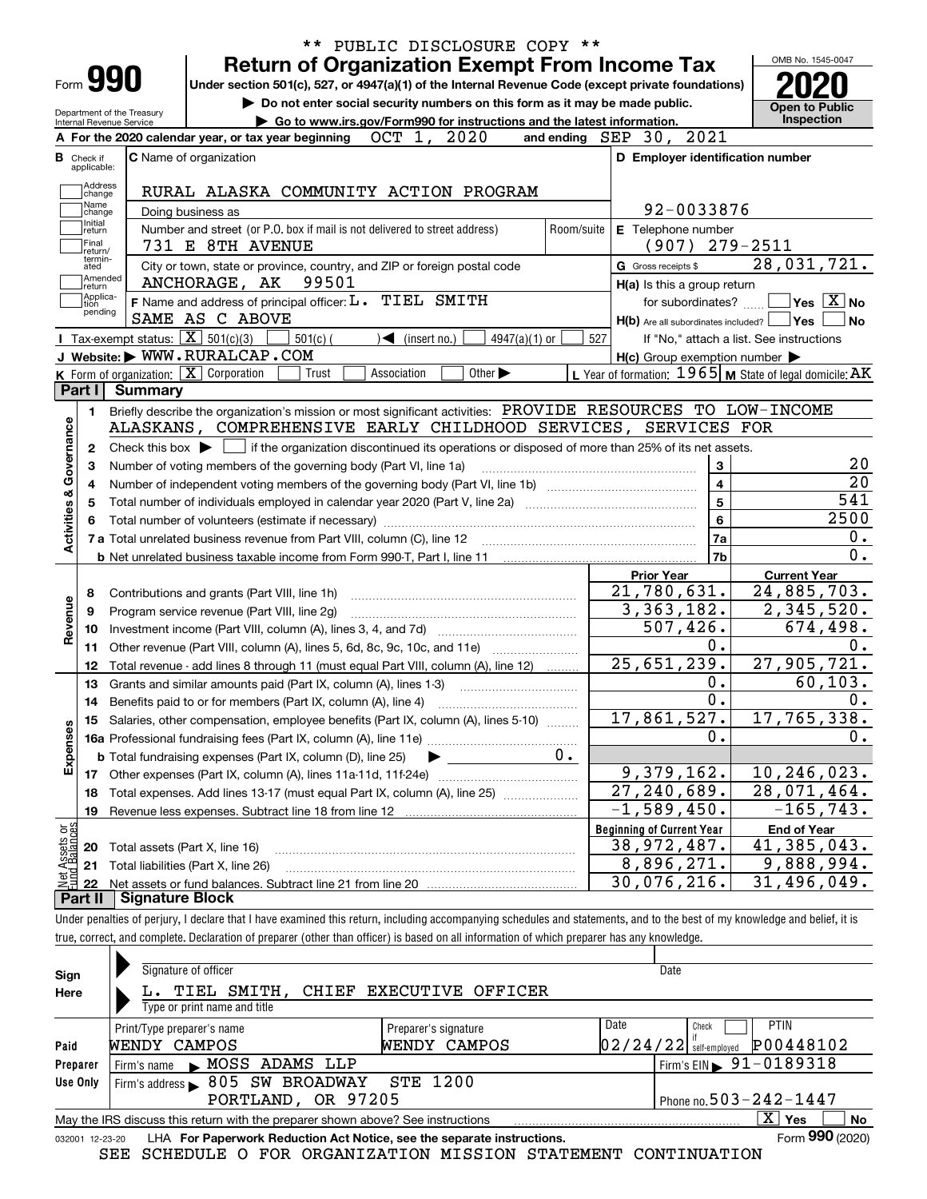\*\* PUBLIC DISCLOSURE COPY \*\*

# Form 990 — Return of Organization Exempt From Income Tax

Under section 501(c), 527, or 4947(a)(1) of the Internal Revenue Code (except private foundations)

▶ Do not enter social security numbers on this form as it may be made public.

▶ Go to www.irs.gov/Form990 for instructions and the latest information.

Department of the Treasury
Internal Revenue Service

OMB No. 1545-0047

**2020**

**Open to Public Inspection**

**A** For the 2020 calendar year, or tax year beginning OCT 1, 2020 and ending SEP 30, 2021

**B** Check if applicable: Address change, Name change, Initial return, Final return/terminated, Amended return, Application pending

**C** Name of organization: RURAL ALASKA COMMUNITY ACTION PROGRAM

Doing business as

Number and street (or P.O. box if mail is not delivered to street address): 731 E 8TH AVENUE — Room/suite

City or town, state or province, country, and ZIP or foreign postal code: ANCHORAGE, AK 99501

**D** Employer identification number: 92-0033876

**E** Telephone number: (907) 279-2511

**G** Gross receipts $ 28,031,721.

**F** Name and address of principal officer: L. TIEL SMITH, SAME AS C ABOVE

**H(a)** Is this a group return for subordinates? ☐ Yes ☒ No

**H(b)** Are all subordinates included? ☐ Yes ☐ No — If "No," attach a list. See instructions

**H(c)** Group exemption number ▶

**I** Tax-exempt status: ☒ 501(c)(3) ☐ 501(c)( ) ◀ (insert no.) ☐ 4947(a)(1) or ☐ 527

**J** Website: ▶ WWW.RURALCAP.COM

**K** Form of organization: ☒ Corporation ☐ Trust ☐ Association ☐ Other ▶

**L** Year of formation: 1965 **M** State of legal domicile: AK

## Part I Summary

**Activities & Governance**

1. Briefly describe the organization's mission or most significant activities: PROVIDE RESOURCES TO LOW-INCOME ALASKANS, COMPREHENSIVE EARLY CHILDHOOD SERVICES, SERVICES FOR
2. Check this box ▶ ☐ if the organization discontinued its operations or disposed of more than 25% of its net assets.

| Line | Description | | Value |
|---|---|---|---|
| 3 | Number of voting members of the governing body (Part VI, line 1a) | 3 | 20 |
| 4 | Number of independent voting members of the governing body (Part VI, line 1b) | 4 | 20 |
| 5 | Total number of individuals employed in calendar year 2020 (Part V, line 2a) | 5 | 541 |
| 6 | Total number of volunteers (estimate if necessary) | 6 | 2500 |
| 7a | Total unrelated business revenue from Part VIII, column (C), line 12 | 7a | 0. |
| 7b | Net unrelated business taxable income from Form 990-T, Part I, line 11 | 7b | 0. |

| Line | Description | Prior Year | Current Year |
|---|---|---|---|
| **Revenue** | | | |
| 8 | Contributions and grants (Part VIII, line 1h) | 21,780,631. | 24,885,703. |
| 9 | Program service revenue (Part VIII, line 2g) | 3,363,182. | 2,345,520. |
| 10 | Investment income (Part VIII, column (A), lines 3, 4, and 7d) | 507,426. | 674,498. |
| 11 | Other revenue (Part VIII, column (A), lines 5, 6d, 8c, 9c, 10c, and 11e) | 0. | 0. |
| 12 | Total revenue - add lines 8 through 11 (must equal Part VIII, column (A), line 12) | 25,651,239. | 27,905,721. |
| **Expenses** | | | |
| 13 | Grants and similar amounts paid (Part IX, column (A), lines 1-3) | 0. | 60,103. |
| 14 | Benefits paid to or for members (Part IX, column (A), line 4) | 0. | 0. |
| 15 | Salaries, other compensation, employee benefits (Part IX, column (A), lines 5-10) | 17,861,527. | 17,765,338. |
| 16a | Professional fundraising fees (Part IX, column (A), line 11e) | 0. | 0. |
| b | Total fundraising expenses (Part IX, column (D), line 25) ▶ 0. | | |
| 17 | Other expenses (Part IX, column (A), lines 11a-11d, 11f-24e) | 9,379,162. | 10,246,023. |
| 18 | Total expenses. Add lines 13-17 (must equal Part IX, column (A), line 25) | 27,240,689. | 28,071,464. |
| 19 | Revenue less expenses. Subtract line 18 from line 12 | -1,589,450. | -165,743. |
| **Net Assets or Fund Balances** | | **Beginning of Current Year** | **End of Year** |
| 20 | Total assets (Part X, line 16) | 38,972,487. | 41,385,043. |
| 21 | Total liabilities (Part X, line 26) | 8,896,271. | 9,888,994. |
| 22 | Net assets or fund balances. Subtract line 21 from line 20 | 30,076,216. | 31,496,049. |

## Part II Signature Block

Under penalties of perjury, I declare that I have examined this return, including accompanying schedules and statements, and to the best of my knowledge and belief, it is true, correct, and complete. Declaration of preparer (other than officer) is based on all information of which preparer has any knowledge.

**Sign Here**

Signature of officer — Date

L. TIEL SMITH, CHIEF EXECUTIVE OFFICER

Type or print name and title

| | Print/Type preparer's name | Preparer's signature | Date | Check ☐ if self-employed | PTIN |
|---|---|---|---|---|---|
| **Paid Preparer Use Only** | WENDY CAMPOS | WENDY CAMPOS | 02/24/22 | | P00448102 |
| | Firm's name ▶ MOSS ADAMS LLP | | | Firm's EIN ▶ 91-0189318 | |
| | Firm's address ▶ 805 SW BROADWAY STE 1200, PORTLAND, OR 97205 | | | Phone no. 503-242-1447 | |

May the IRS discuss this return with the preparer shown above? See instructions ☒ Yes ☐ No

032001 12-23-20 LHA For Paperwork Reduction Act Notice, see the separate instructions. Form **990** (2020)

SEE SCHEDULE O FOR ORGANIZATION MISSION STATEMENT CONTINUATION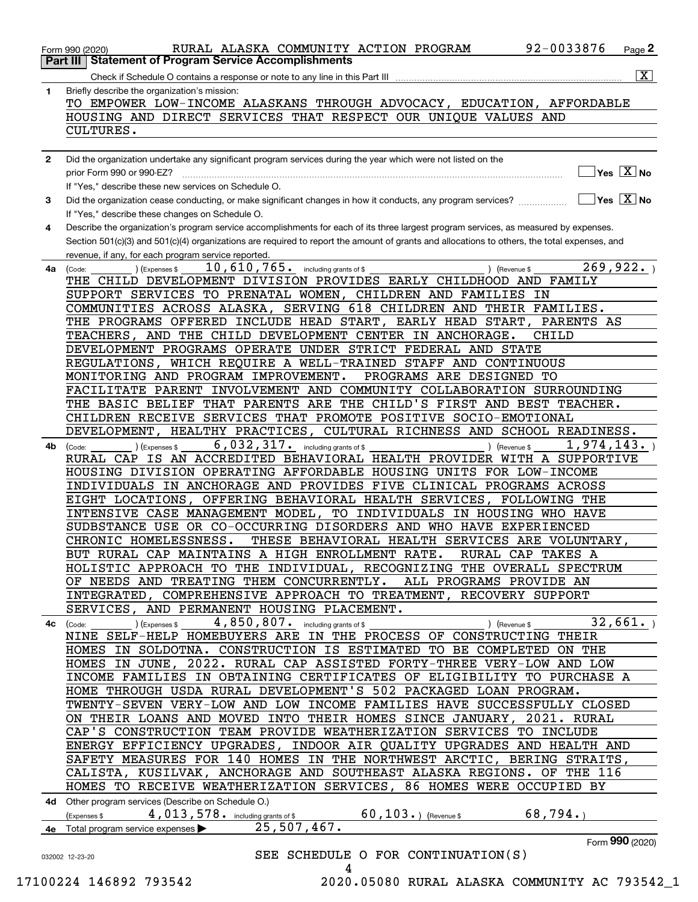Form 990 (2020) RURAL ALASKA COMMUNITY ACTION PROGRAM 92-0033876 Page 2

## Part III Statement of Program Service Accomplishments

Check if Schedule O contains a response or note to any line in this Part III [X]

**1** Briefly describe the organization's mission:

TO EMPOWER LOW-INCOME ALASKANS THROUGH ADVOCACY, EDUCATION, AFFORDABLE HOUSING AND DIRECT SERVICES THAT RESPECT OUR UNIQUE VALUES AND CULTURES.

**2** Did the organization undertake any significant program services during the year which were not listed on the prior Form 990 or 990-EZ? [ ] Yes [X] No

If "Yes," describe these new services on Schedule O.

**3** Did the organization cease conducting, or make significant changes in how it conducts, any program services? [ ] Yes [X] No

If "Yes," describe these changes on Schedule O.

**4** Describe the organization's program service accomplishments for each of its three largest program services, as measured by expenses. Section 501(c)(3) and 501(c)(4) organizations are required to report the amount of grants and allocations to others, the total expenses, and revenue, if any, for each program service reported.

**4a** (Code: ) (Expenses $ 10,610,765. including grants of $ ) (Revenue $ 269,922. )

THE CHILD DEVELOPMENT DIVISION PROVIDES EARLY CHILDHOOD AND FAMILY SUPPORT SERVICES TO PRENATAL WOMEN, CHILDREN AND FAMILIES IN COMMUNITIES ACROSS ALASKA, SERVING 618 CHILDREN AND THEIR FAMILIES. THE PROGRAMS OFFERED INCLUDE HEAD START, EARLY HEAD START, PARENTS AS TEACHERS, AND THE CHILD DEVELOPMENT CENTER IN ANCHORAGE. CHILD DEVELOPMENT PROGRAMS OPERATE UNDER STRICT FEDERAL AND STATE REGULATIONS, WHICH REQUIRE A WELL-TRAINED STAFF AND CONTINUOUS MONITORING AND PROGRAM IMPROVEMENT. PROGRAMS ARE DESIGNED TO FACILITATE PARENT INVOLVEMENT AND COMMUNITY COLLABORATION SURROUNDING THE BASIC BELIEF THAT PARENTS ARE THE CHILD'S FIRST AND BEST TEACHER. CHILDREN RECEIVE SERVICES THAT PROMOTE POSITIVE SOCIO-EMOTIONAL DEVELOPMENT, HEALTHY PRACTICES, CULTURAL RICHNESS AND SCHOOL READINESS.

**4b** (Code: ) (Expenses $ 6,032,317. including grants of $ ) (Revenue $ 1,974,143. )

RURAL CAP IS AN ACCREDITED BEHAVIORAL HEALTH PROVIDER WITH A SUPPORTIVE HOUSING DIVISION OPERATING AFFORDABLE HOUSING UNITS FOR LOW-INCOME INDIVIDUALS IN ANCHORAGE AND PROVIDES FIVE CLINICAL PROGRAMS ACROSS EIGHT LOCATIONS, OFFERING BEHAVIORAL HEALTH SERVICES, FOLLOWING THE INTENSIVE CASE MANAGEMENT MODEL, TO INDIVIDUALS IN HOUSING WHO HAVE SUDBSTANCE USE OR CO-OCCURRING DISORDERS AND WHO HAVE EXPERIENCED CHRONIC HOMELESSNESS. THESE BEHAVIORAL HEALTH SERVICES ARE VOLUNTARY, BUT RURAL CAP MAINTAINS A HIGH ENROLLMENT RATE. RURAL CAP TAKES A HOLISTIC APPROACH TO THE INDIVIDUAL, RECOGNIZING THE OVERALL SPECTRUM OF NEEDS AND TREATING THEM CONCURRENTLY. ALL PROGRAMS PROVIDE AN INTEGRATED, COMPREHENSIVE APPROACH TO TREATMENT, RECOVERY SUPPORT SERVICES, AND PERMANENT HOUSING PLACEMENT.

**4c** (Code: ) (Expenses $ 4,850,807. including grants of $ ) (Revenue $ 32,661. )

NINE SELF-HELP HOMEBUYERS ARE IN THE PROCESS OF CONSTRUCTING THEIR HOMES IN SOLDOTNA. CONSTRUCTION IS ESTIMATED TO BE COMPLETED ON THE HOMES IN JUNE, 2022. RURAL CAP ASSISTED FORTY-THREE VERY-LOW AND LOW INCOME FAMILIES IN OBTAINING CERTIFICATES OF ELIGIBILITY TO PURCHASE A HOME THROUGH USDA RURAL DEVELOPMENT'S 502 PACKAGED LOAN PROGRAM. TWENTY-SEVEN VERY-LOW AND LOW INCOME FAMILIES HAVE SUCCESSFULLY CLOSED ON THEIR LOANS AND MOVED INTO THEIR HOMES SINCE JANUARY, 2021. RURAL CAP'S CONSTRUCTION TEAM PROVIDE WEATHERIZATION SERVICES TO INCLUDE ENERGY EFFICIENCY UPGRADES, INDOOR AIR QUALITY UPGRADES AND HEALTH AND SAFETY MEASURES FOR 140 HOMES IN THE NORTHWEST ARCTIC, BERING STRAITS, CALISTA, KUSILVAK, ANCHORAGE AND SOUTHEAST ALASKA REGIONS. OF THE 116 HOMES TO RECEIVE WEATHERIZATION SERVICES, 86 HOMES WERE OCCUPIED BY

**4d** Other program services (Describe on Schedule O.)

(Expenses $ 4,013,578. including grants of $ 60,103. ) (Revenue $ 68,794. )

**4e** Total program service expenses ▶ 25,507,467.

SEE SCHEDULE O FOR CONTINUATION(S)

Form **990** (2020)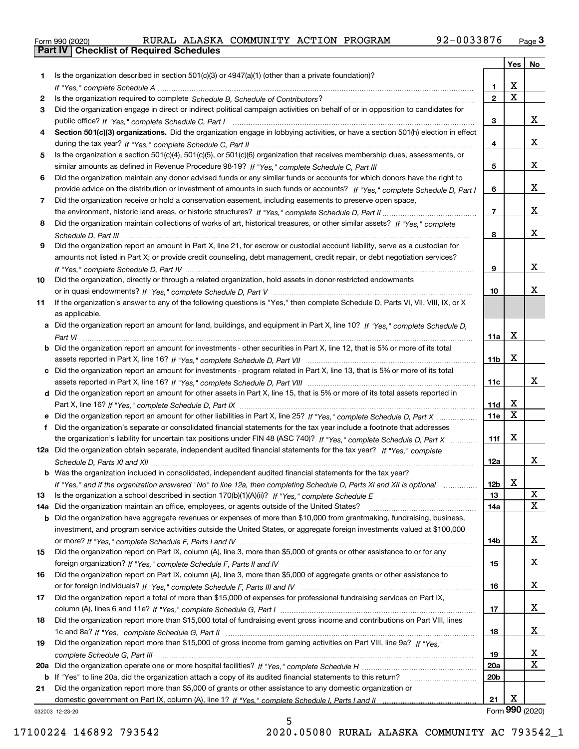Form 990 (2020) RURAL ALASKA COMMUNITY ACTION PROGRAM 92-0033876 Page 3

## Part IV Checklist of Required Schedules

| | | | Yes | No |
|---|---|---|---|---|
| 1 | Is the organization described in section 501(c)(3) or 4947(a)(1) (other than a private foundation)? *If "Yes," complete Schedule A* | 1 | X | |
| 2 | Is the organization required to complete *Schedule B, Schedule of Contributors*? | 2 | X | |
| 3 | Did the organization engage in direct or indirect political campaign activities on behalf of or in opposition to candidates for public office? *If "Yes," complete Schedule C, Part I* | 3 | | X |
| 4 | **Section 501(c)(3) organizations.** Did the organization engage in lobbying activities, or have a section 501(h) election in effect during the tax year? *If "Yes," complete Schedule C, Part II* | 4 | | X |
| 5 | Is the organization a section 501(c)(4), 501(c)(5), or 501(c)(6) organization that receives membership dues, assessments, or similar amounts as defined in Revenue Procedure 98-19? *If "Yes," complete Schedule C, Part III* | 5 | | X |
| 6 | Did the organization maintain any donor advised funds or any similar funds or accounts for which donors have the right to provide advice on the distribution or investment of amounts in such funds or accounts? *If "Yes," complete Schedule D, Part I* | 6 | | X |
| 7 | Did the organization receive or hold a conservation easement, including easements to preserve open space, the environment, historic land areas, or historic structures? *If "Yes," complete Schedule D, Part II* | 7 | | X |
| 8 | Did the organization maintain collections of works of art, historical treasures, or other similar assets? *If "Yes," complete Schedule D, Part III* | 8 | | X |
| 9 | Did the organization report an amount in Part X, line 21, for escrow or custodial account liability, serve as a custodian for amounts not listed in Part X; or provide credit counseling, debt management, credit repair, or debt negotiation services? *If "Yes," complete Schedule D, Part IV* | 9 | | X |
| 10 | Did the organization, directly or through a related organization, hold assets in donor-restricted endowments or in quasi endowments? *If "Yes," complete Schedule D, Part V* | 10 | | X |
| 11 | If the organization's answer to any of the following questions is "Yes," then complete Schedule D, Parts VI, VII, VIII, IX, or X as applicable. | | | |
| a | Did the organization report an amount for land, buildings, and equipment in Part X, line 10? *If "Yes," complete Schedule D, Part VI* | 11a | X | |
| b | Did the organization report an amount for investments - other securities in Part X, line 12, that is 5% or more of its total assets reported in Part X, line 16? *If "Yes," complete Schedule D, Part VII* | 11b | X | |
| c | Did the organization report an amount for investments - program related in Part X, line 13, that is 5% or more of its total assets reported in Part X, line 16? *If "Yes," complete Schedule D, Part VIII* | 11c | | X |
| d | Did the organization report an amount for other assets in Part X, line 15, that is 5% or more of its total assets reported in Part X, line 16? *If "Yes," complete Schedule D, Part IX* | 11d | X | |
| e | Did the organization report an amount for other liabilities in Part X, line 25? *If "Yes," complete Schedule D, Part X* | 11e | X | |
| f | Did the organization's separate or consolidated financial statements for the tax year include a footnote that addresses the organization's liability for uncertain tax positions under FIN 48 (ASC 740)? *If "Yes," complete Schedule D, Part X* | 11f | X | |
| 12a | Did the organization obtain separate, independent audited financial statements for the tax year? *If "Yes," complete Schedule D, Parts XI and XII* | 12a | | X |
| b | Was the organization included in consolidated, independent audited financial statements for the tax year? *If "Yes," and if the organization answered "No" to line 12a, then completing Schedule D, Parts XI and XII is optional* | 12b | X | |
| 13 | Is the organization a school described in section 170(b)(1)(A)(ii)? *If "Yes," complete Schedule E* | 13 | | X |
| 14a | Did the organization maintain an office, employees, or agents outside of the United States? | 14a | | X |
| b | Did the organization have aggregate revenues or expenses of more than $10,000 from grantmaking, fundraising, business, investment, and program service activities outside the United States, or aggregate foreign investments valued at $100,000 or more? *If "Yes," complete Schedule F, Parts I and IV* | 14b | | X |
| 15 | Did the organization report on Part IX, column (A), line 3, more than $5,000 of grants or other assistance to or for any foreign organization? *If "Yes," complete Schedule F, Parts II and IV* | 15 | | X |
| 16 | Did the organization report on Part IX, column (A), line 3, more than $5,000 of aggregate grants or other assistance to or for foreign individuals? *If "Yes," complete Schedule F, Parts III and IV* | 16 | | X |
| 17 | Did the organization report a total of more than $15,000 of expenses for professional fundraising services on Part IX, column (A), lines 6 and 11e? *If "Yes," complete Schedule G, Part I* | 17 | | X |
| 18 | Did the organization report more than $15,000 total of fundraising event gross income and contributions on Part VIII, lines 1c and 8a? *If "Yes," complete Schedule G, Part II* | 18 | | X |
| 19 | Did the organization report more than $15,000 of gross income from gaming activities on Part VIII, line 9a? *If "Yes," complete Schedule G, Part III* | 19 | | X |
| 20a | Did the organization operate one or more hospital facilities? *If "Yes," complete Schedule H* | 20a | | X |
| b | If "Yes" to line 20a, did the organization attach a copy of its audited financial statements to this return? | 20b | | |
| 21 | Did the organization report more than $5,000 of grants or other assistance to any domestic organization or domestic government on Part IX, column (A), line 1? *If "Yes," complete Schedule I, Parts I and II* | 21 | X | |

032003 12-23-20

Form **990** (2020)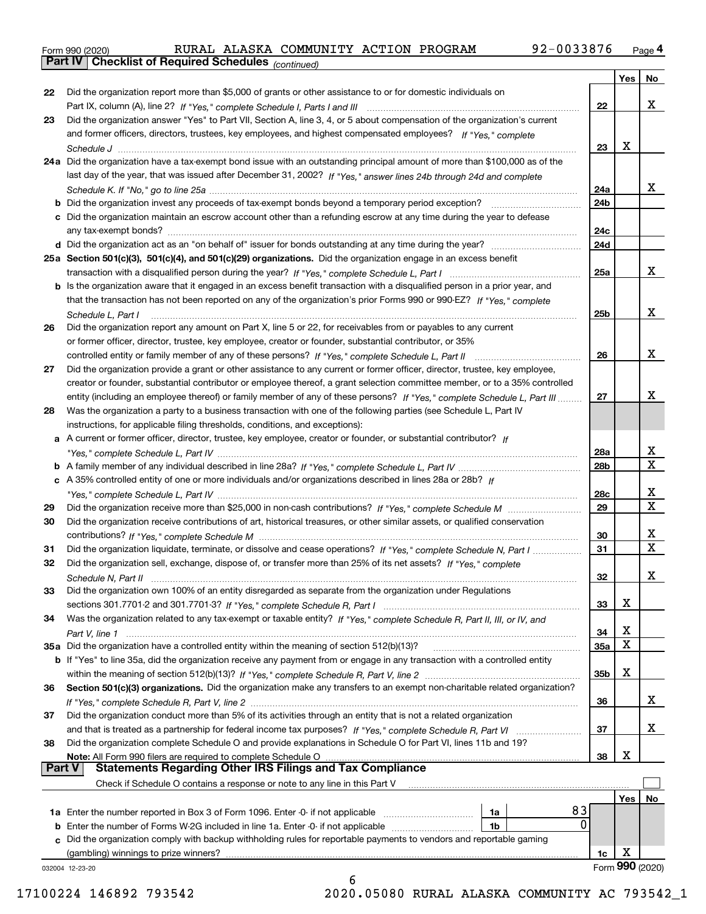Form 990 (2020) RURAL ALASKA COMMUNITY ACTION PROGRAM 92-0033876 Page 4

## Part IV Checklist of Required Schedules *(continued)*

| | | | Yes | No |
|---|---|---|---|---|
| 22 | Did the organization report more than $5,000 of grants or other assistance to or for domestic individuals on Part IX, column (A), line 2? *If "Yes," complete Schedule I, Parts I and III* | 22 | | X |
| 23 | Did the organization answer "Yes" to Part VII, Section A, line 3, 4, or 5 about compensation of the organization's current and former officers, directors, trustees, key employees, and highest compensated employees? *If "Yes," complete Schedule J* | 23 | X | |
| 24a | Did the organization have a tax-exempt bond issue with an outstanding principal amount of more than $100,000 as of the last day of the year, that was issued after December 31, 2002? *If "Yes," answer lines 24b through 24d and complete Schedule K. If "No," go to line 25a* | 24a | | X |
| b | Did the organization invest any proceeds of tax-exempt bonds beyond a temporary period exception? | 24b | | |
| c | Did the organization maintain an escrow account other than a refunding escrow at any time during the year to defease any tax-exempt bonds? | 24c | | |
| d | Did the organization act as an "on behalf of" issuer for bonds outstanding at any time during the year? | 24d | | |
| 25a | **Section 501(c)(3), 501(c)(4), and 501(c)(29) organizations.** Did the organization engage in an excess benefit transaction with a disqualified person during the year? *If "Yes," complete Schedule L, Part I* | 25a | | X |
| b | Is the organization aware that it engaged in an excess benefit transaction with a disqualified person in a prior year, and that the transaction has not been reported on any of the organization's prior Forms 990 or 990-EZ? *If "Yes," complete Schedule L, Part I* | 25b | | X |
| 26 | Did the organization report any amount on Part X, line 5 or 22, for receivables from or payables to any current or former officer, director, trustee, key employee, creator or founder, substantial contributor, or 35% controlled entity or family member of any of these persons? *If "Yes," complete Schedule L, Part II* | 26 | | X |
| 27 | Did the organization provide a grant or other assistance to any current or former officer, director, trustee, key employee, creator or founder, substantial contributor or employee thereof, a grant selection committee member, or to a 35% controlled entity (including an employee thereof) or family member of any of these persons? *If "Yes," complete Schedule L, Part III* | 27 | | X |
| 28 | Was the organization a party to a business transaction with one of the following parties (see Schedule L, Part IV instructions, for applicable filing thresholds, conditions, and exceptions): | | | |
| a | A current or former officer, director, trustee, key employee, creator or founder, or substantial contributor? *If "Yes," complete Schedule L, Part IV* | 28a | | X |
| b | A family member of any individual described in line 28a? *If "Yes," complete Schedule L, Part IV* | 28b | | X |
| c | A 35% controlled entity of one or more individuals and/or organizations described in lines 28a or 28b? *If "Yes," complete Schedule L, Part IV* | 28c | | X |
| 29 | Did the organization receive more than $25,000 in non-cash contributions? *If "Yes," complete Schedule M* | 29 | | X |
| 30 | Did the organization receive contributions of art, historical treasures, or other similar assets, or qualified conservation contributions? *If "Yes," complete Schedule M* | 30 | | X |
| 31 | Did the organization liquidate, terminate, or dissolve and cease operations? *If "Yes," complete Schedule N, Part I* | 31 | | X |
| 32 | Did the organization sell, exchange, dispose of, or transfer more than 25% of its net assets? *If "Yes," complete Schedule N, Part II* | 32 | | X |
| 33 | Did the organization own 100% of an entity disregarded as separate from the organization under Regulations sections 301.7701-2 and 301.7701-3? *If "Yes," complete Schedule R, Part I* | 33 | X | |
| 34 | Was the organization related to any tax-exempt or taxable entity? *If "Yes," complete Schedule R, Part II, III, or IV, and Part V, line 1* | 34 | X | |
| 35a | Did the organization have a controlled entity within the meaning of section 512(b)(13)? | 35a | X | |
| b | If "Yes" to line 35a, did the organization receive any payment from or engage in any transaction with a controlled entity within the meaning of section 512(b)(13)? *If "Yes," complete Schedule R, Part V, line 2* | 35b | X | |
| 36 | **Section 501(c)(3) organizations.** Did the organization make any transfers to an exempt non-charitable related organization? *If "Yes," complete Schedule R, Part V, line 2* | 36 | | X |
| 37 | Did the organization conduct more than 5% of its activities through an entity that is not a related organization and that is treated as a partnership for federal income tax purposes? *If "Yes," complete Schedule R, Part VI* | 37 | | X |
| 38 | Did the organization complete Schedule O and provide explanations in Schedule O for Part VI, lines 11b and 19? **Note:** All Form 990 filers are required to complete Schedule O | 38 | X | |

## Part V Statements Regarding Other IRS Filings and Tax Compliance

Check if Schedule O contains a response or note to any line in this Part V ☐

| | | | | Yes | No |
|---|---|---|---|---|---|
| 1a | Enter the number reported in Box 3 of Form 1096. Enter -0- if not applicable | 1a | 83 | | |
| b | Enter the number of Forms W-2G included in line 1a. Enter -0- if not applicable | 1b | 0 | | |
| c | Did the organization comply with backup withholding rules for reportable payments to vendors and reportable gaming (gambling) winnings to prize winners? | 1c | | X | |

032004 12-23-20 Form **990** (2020)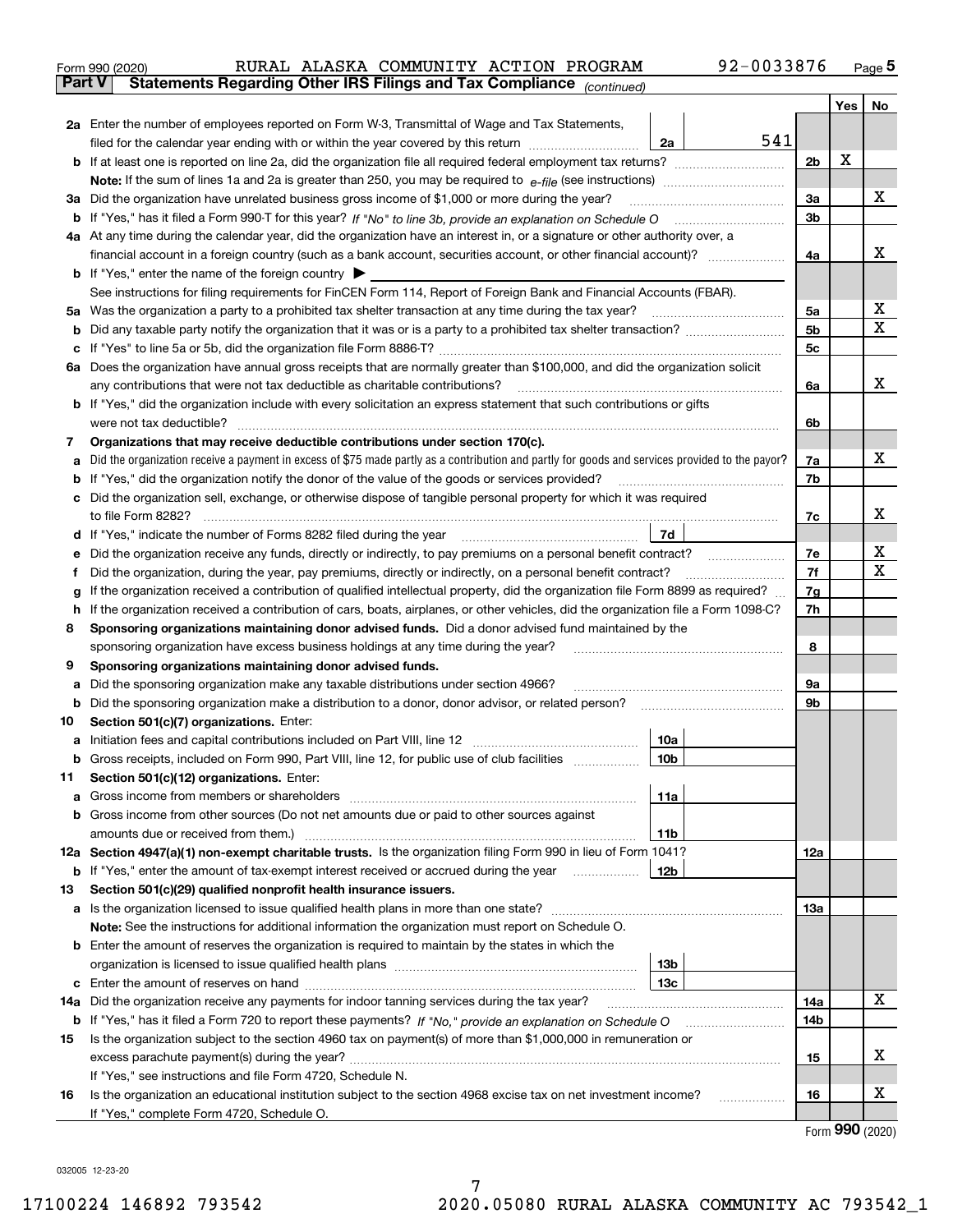Form 990 (2020) RURAL ALASKA COMMUNITY ACTION PROGRAM 92-0033876 Page **5**

## Part V Statements Regarding Other IRS Filings and Tax Compliance *(continued)*

| | | | | Yes | No |
|---|---|---|---|---|---|
| **2a** | Enter the number of employees reported on Form W-3, Transmittal of Wage and Tax Statements, filed for the calendar year ending with or within the year covered by this return | 2a | 541 | | |
| **b** | If at least one is reported on line 2a, did the organization file all required federal employment tax returns? | | 2b | X | |
| | **Note:** If the sum of lines 1a and 2a is greater than 250, you may be required to *e-file* (see instructions) | | | | |
| **3a** | Did the organization have unrelated business gross income of $1,000 or more during the year? | | 3a | | X |
| **b** | If "Yes," has it filed a Form 990-T for this year? *If "No" to line 3b, provide an explanation on Schedule O* | | 3b | | |
| **4a** | At any time during the calendar year, did the organization have an interest in, or a signature or other authority over, a financial account in a foreign country (such as a bank account, securities account, or other financial account)? | | 4a | | X |
| **b** | If "Yes," enter the name of the foreign country ▶ | | | | |
| | See instructions for filing requirements for FinCEN Form 114, Report of Foreign Bank and Financial Accounts (FBAR). | | | | |
| **5a** | Was the organization a party to a prohibited tax shelter transaction at any time during the tax year? | | 5a | | X |
| **b** | Did any taxable party notify the organization that it was or is a party to a prohibited tax shelter transaction? | | 5b | | X |
| **c** | If "Yes" to line 5a or 5b, did the organization file Form 8886-T? | | 5c | | |
| **6a** | Does the organization have annual gross receipts that are normally greater than $100,000, and did the organization solicit any contributions that were not tax deductible as charitable contributions? | | 6a | | X |
| **b** | If "Yes," did the organization include with every solicitation an express statement that such contributions or gifts were not tax deductible? | | 6b | | |
| **7** | **Organizations that may receive deductible contributions under section 170(c).** | | | | |
| **a** | Did the organization receive a payment in excess of $75 made partly as a contribution and partly for goods and services provided to the payor? | | 7a | | X |
| **b** | If "Yes," did the organization notify the donor of the value of the goods or services provided? | | 7b | | |
| **c** | Did the organization sell, exchange, or otherwise dispose of tangible personal property for which it was required to file Form 8282? | | 7c | | X |
| **d** | If "Yes," indicate the number of Forms 8282 filed during the year | 7d | | | |
| **e** | Did the organization receive any funds, directly or indirectly, to pay premiums on a personal benefit contract? | | 7e | | X |
| **f** | Did the organization, during the year, pay premiums, directly or indirectly, on a personal benefit contract? | | 7f | | X |
| **g** | If the organization received a contribution of qualified intellectual property, did the organization file Form 8899 as required? | | 7g | | |
| **h** | If the organization received a contribution of cars, boats, airplanes, or other vehicles, did the organization file a Form 1098-C? | | 7h | | |
| **8** | **Sponsoring organizations maintaining donor advised funds.** Did a donor advised fund maintained by the sponsoring organization have excess business holdings at any time during the year? | | 8 | | |
| **9** | **Sponsoring organizations maintaining donor advised funds.** | | | | |
| **a** | Did the sponsoring organization make any taxable distributions under section 4966? | | 9a | | |
| **b** | Did the sponsoring organization make a distribution to a donor, donor advisor, or related person? | | 9b | | |
| **10** | **Section 501(c)(7) organizations.** Enter: | | | | |
| **a** | Initiation fees and capital contributions included on Part VIII, line 12 | 10a | | | |
| **b** | Gross receipts, included on Form 990, Part VIII, line 12, for public use of club facilities | 10b | | | |
| **11** | **Section 501(c)(12) organizations.** Enter: | | | | |
| **a** | Gross income from members or shareholders | 11a | | | |
| **b** | Gross income from other sources (Do not net amounts due or paid to other sources against amounts due or received from them.) | 11b | | | |
| **12a** | **Section 4947(a)(1) non-exempt charitable trusts.** Is the organization filing Form 990 in lieu of Form 1041? | | 12a | | |
| **b** | If "Yes," enter the amount of tax-exempt interest received or accrued during the year | 12b | | | |
| **13** | **Section 501(c)(29) qualified nonprofit health insurance issuers.** | | | | |
| **a** | Is the organization licensed to issue qualified health plans in more than one state? | | 13a | | |
| | **Note:** See the instructions for additional information the organization must report on Schedule O. | | | | |
| **b** | Enter the amount of reserves the organization is required to maintain by the states in which the organization is licensed to issue qualified health plans | 13b | | | |
| **c** | Enter the amount of reserves on hand | 13c | | | |
| **14a** | Did the organization receive any payments for indoor tanning services during the tax year? | | 14a | | X |
| **b** | If "Yes," has it filed a Form 720 to report these payments? *If "No," provide an explanation on Schedule O* | | 14b | | |
| **15** | Is the organization subject to the section 4960 tax on payment(s) of more than $1,000,000 in remuneration or excess parachute payment(s) during the year? | | 15 | | X |
| | If "Yes," see instructions and file Form 4720, Schedule N. | | | | |
| **16** | Is the organization an educational institution subject to the section 4968 excise tax on net investment income? | | 16 | | X |
| | If "Yes," complete Form 4720, Schedule O. | | | | |

Form **990** (2020)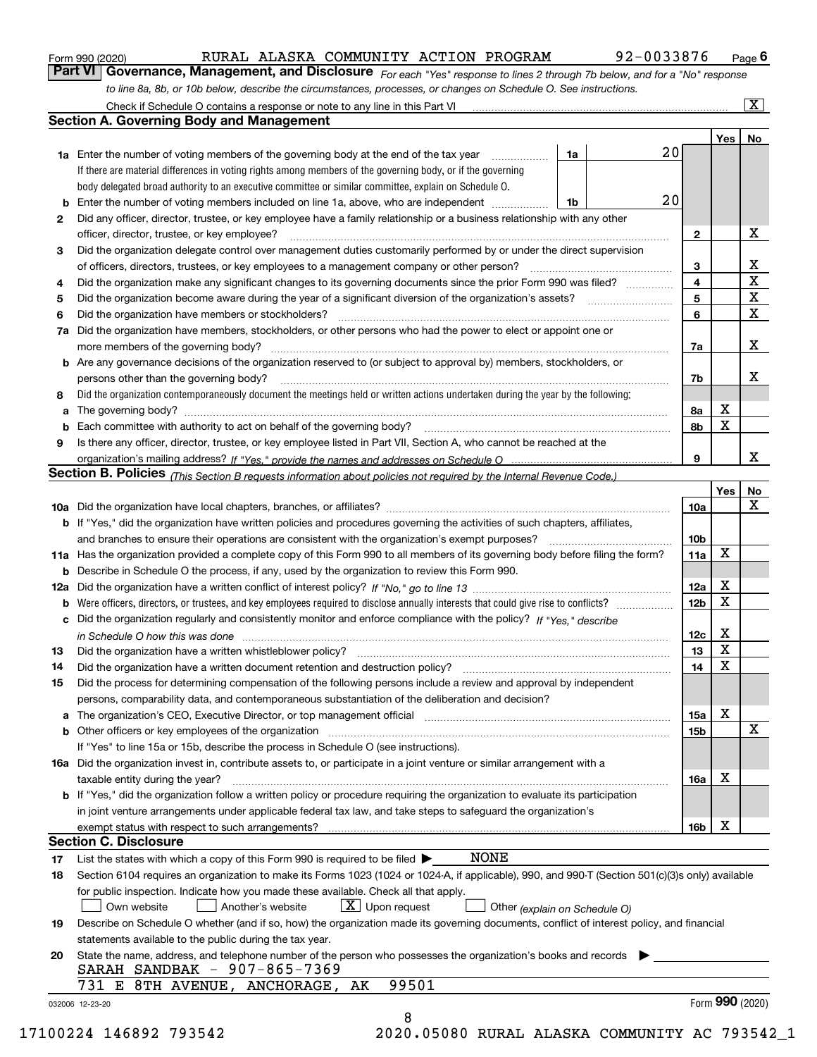Form 990 (2020) RURAL ALASKA COMMUNITY ACTION PROGRAM 92-0033876 Page 6

## Part VI Governance, Management, and Disclosure

*For each "Yes" response to lines 2 through 7b below, and for a "No" response to line 8a, 8b, or 10b below, describe the circumstances, processes, or changes on Schedule O. See instructions.*

Check if Schedule O contains a response or note to any line in this Part VI [X]

### Section A. Governing Body and Management

| | | | | Yes | No |
|---|---|---|---|---|---|
| **1a** | Enter the number of voting members of the governing body at the end of the tax year. If there are material differences in voting rights among members of the governing body, or if the governing body delegated broad authority to an executive committee or similar committee, explain on Schedule O. | 1a: 20 | | | |
| **b** | Enter the number of voting members included on line 1a, above, who are independent | 1b: 20 | | | |
| **2** | Did any officer, director, trustee, or key employee have a family relationship or a business relationship with any other officer, director, trustee, or key employee? | | 2 | | X |
| **3** | Did the organization delegate control over management duties customarily performed by or under the direct supervision of officers, directors, trustees, or key employees to a management company or other person? | | 3 | | X |
| **4** | Did the organization make any significant changes to its governing documents since the prior Form 990 was filed? | | 4 | | X |
| **5** | Did the organization become aware during the year of a significant diversion of the organization's assets? | | 5 | | X |
| **6** | Did the organization have members or stockholders? | | 6 | | X |
| **7a** | Did the organization have members, stockholders, or other persons who had the power to elect or appoint one or more members of the governing body? | | 7a | | X |
| **b** | Are any governance decisions of the organization reserved to (or subject to approval by) members, stockholders, or persons other than the governing body? | | 7b | | X |
| **8** | Did the organization contemporaneously document the meetings held or written actions undertaken during the year by the following: | | | | |
| **a** | The governing body? | | 8a | X | |
| **b** | Each committee with authority to act on behalf of the governing body? | | 8b | X | |
| **9** | Is there any officer, director, trustee, or key employee listed in Part VII, Section A, who cannot be reached at the organization's mailing address? *If "Yes," provide the names and addresses on Schedule O* | | 9 | | X |

### Section B. Policies *(This Section B requests information about policies not required by the Internal Revenue Code.)*

| | | | Yes | No |
|---|---|---|---|---|
| **10a** | Did the organization have local chapters, branches, or affiliates? | 10a | | X |
| **b** | If "Yes," did the organization have written policies and procedures governing the activities of such chapters, affiliates, and branches to ensure their operations are consistent with the organization's exempt purposes? | 10b | | |
| **11a** | Has the organization provided a complete copy of this Form 990 to all members of its governing body before filing the form? | 11a | X | |
| **b** | Describe in Schedule O the process, if any, used by the organization to review this Form 990. | | | |
| **12a** | Did the organization have a written conflict of interest policy? *If "No," go to line 13* | 12a | X | |
| **b** | Were officers, directors, or trustees, and key employees required to disclose annually interests that could give rise to conflicts? | 12b | X | |
| **c** | Did the organization regularly and consistently monitor and enforce compliance with the policy? *If "Yes," describe in Schedule O how this was done* | 12c | X | |
| **13** | Did the organization have a written whistleblower policy? | 13 | X | |
| **14** | Did the organization have a written document retention and destruction policy? | 14 | X | |
| **15** | Did the process for determining compensation of the following persons include a review and approval by independent persons, comparability data, and contemporaneous substantiation of the deliberation and decision? | | | |
| **a** | The organization's CEO, Executive Director, or top management official | 15a | X | |
| **b** | Other officers or key employees of the organization | 15b | | X |
| | If "Yes" to line 15a or 15b, describe the process in Schedule O (see instructions). | | | |
| **16a** | Did the organization invest in, contribute assets to, or participate in a joint venture or similar arrangement with a taxable entity during the year? | 16a | X | |
| **b** | If "Yes," did the organization follow a written policy or procedure requiring the organization to evaluate its participation in joint venture arrangements under applicable federal tax law, and take steps to safeguard the organization's exempt status with respect to such arrangements? | 16b | X | |

### Section C. Disclosure

**17** List the states with which a copy of this Form 990 is required to be filed ▶ NONE

**18** Section 6104 requires an organization to make its Forms 1023 (1024 or 1024-A, if applicable), 990, and 990-T (Section 501(c)(3)s only) available for public inspection. Indicate how you made these available. Check all that apply.

[ ] Own website [ ] Another's website [X] Upon request [ ] Other *(explain on Schedule O)*

**19** Describe on Schedule O whether (and if so, how) the organization made its governing documents, conflict of interest policy, and financial statements available to the public during the tax year.

**20** State the name, address, and telephone number of the person who possesses the organization's books and records ▶

SARAH SANDBAK - 907-865-7369
731 E 8TH AVENUE, ANCHORAGE, AK 99501

032006 12-23-20 Form **990** (2020)

17100224 146892 793542 2020.05080 RURAL ALASKA COMMUNITY AC 793542_1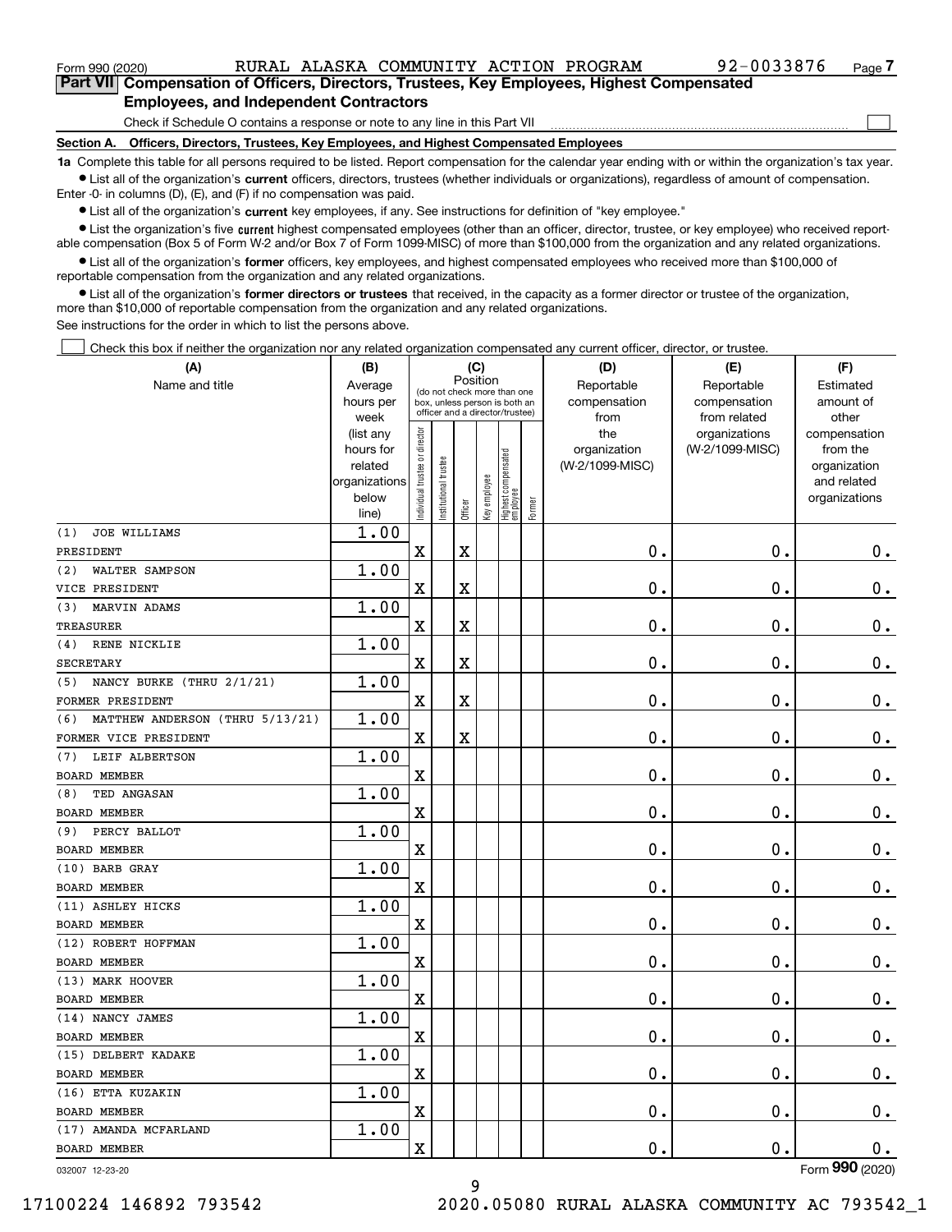Form 990 (2020) RURAL ALASKA COMMUNITY ACTION PROGRAM 92-0033876 Page 7

## Part VII Compensation of Officers, Directors, Trustees, Key Employees, Highest Compensated Employees, and Independent Contractors

Check if Schedule O contains a response or note to any line in this Part VII ☐

### Section A. Officers, Directors, Trustees, Key Employees, and Highest Compensated Employees

**1a** Complete this table for all persons required to be listed. Report compensation for the calendar year ending with or within the organization's tax year.

- List all of the organization's **current** officers, directors, trustees (whether individuals or organizations), regardless of amount of compensation. Enter -0- in columns (D), (E), and (F) if no compensation was paid.
- List all of the organization's **current** key employees, if any. See instructions for definition of "key employee."
- List the organization's five **current** highest compensated employees (other than an officer, director, trustee, or key employee) who received reportable compensation (Box 5 of Form W-2 and/or Box 7 of Form 1099-MISC) of more than $100,000 from the organization and any related organizations.
- List all of the organization's **former** officers, key employees, and highest compensated employees who received more than $100,000 of reportable compensation from the organization and any related organizations.
- List all of the organization's **former directors or trustees** that received, in the capacity as a former director or trustee of the organization, more than $10,000 of reportable compensation from the organization and any related organizations.

See instructions for the order in which to list the persons above.

☐ Check this box if neither the organization nor any related organization compensated any current officer, director, or trustee.

| (A) Name and title | (B) Average hours per week (list any hours for related organizations below line) | (C) Position: Individual trustee or director | Institutional trustee | Officer | Key employee | Highest compensated employee | Former | (D) Reportable compensation from the organization (W-2/1099-MISC) | (E) Reportable compensation from related organizations (W-2/1099-MISC) | (F) Estimated amount of other compensation from the organization and related organizations |
|---|---|---|---|---|---|---|---|---|---|---|
| (1) JOE WILLIAMS<br>PRESIDENT | 1.00 | X | | X | | | | 0. | 0. | 0. |
| (2) WALTER SAMPSON<br>VICE PRESIDENT | 1.00 | X | | X | | | | 0. | 0. | 0. |
| (3) MARVIN ADAMS<br>TREASURER | 1.00 | X | | X | | | | 0. | 0. | 0. |
| (4) RENE NICKLIE<br>SECRETARY | 1.00 | X | | X | | | | 0. | 0. | 0. |
| (5) NANCY BURKE (THRU 2/1/21)<br>FORMER PRESIDENT | 1.00 | X | | X | | | | 0. | 0. | 0. |
| (6) MATTHEW ANDERSON (THRU 5/13/21)<br>FORMER VICE PRESIDENT | 1.00 | X | | X | | | | 0. | 0. | 0. |
| (7) LEIF ALBERTSON<br>BOARD MEMBER | 1.00 | X | | | | | | 0. | 0. | 0. |
| (8) TED ANGASAN<br>BOARD MEMBER | 1.00 | X | | | | | | 0. | 0. | 0. |
| (9) PERCY BALLOT<br>BOARD MEMBER | 1.00 | X | | | | | | 0. | 0. | 0. |
| (10) BARB GRAY<br>BOARD MEMBER | 1.00 | X | | | | | | 0. | 0. | 0. |
| (11) ASHLEY HICKS<br>BOARD MEMBER | 1.00 | X | | | | | | 0. | 0. | 0. |
| (12) ROBERT HOFFMAN<br>BOARD MEMBER | 1.00 | X | | | | | | 0. | 0. | 0. |
| (13) MARK HOOVER<br>BOARD MEMBER | 1.00 | X | | | | | | 0. | 0. | 0. |
| (14) NANCY JAMES<br>BOARD MEMBER | 1.00 | X | | | | | | 0. | 0. | 0. |
| (15) DELBERT KADAKE<br>BOARD MEMBER | 1.00 | X | | | | | | 0. | 0. | 0. |
| (16) ETTA KUZAKIN<br>BOARD MEMBER | 1.00 | X | | | | | | 0. | 0. | 0. |
| (17) AMANDA MCFARLAND<br>BOARD MEMBER | 1.00 | X | | | | | | 0. | 0. | 0. |

032007 12-23-20

Form 990 (2020)

17100224 146892 793542 2020.05080 RURAL ALASKA COMMUNITY AC 793542_1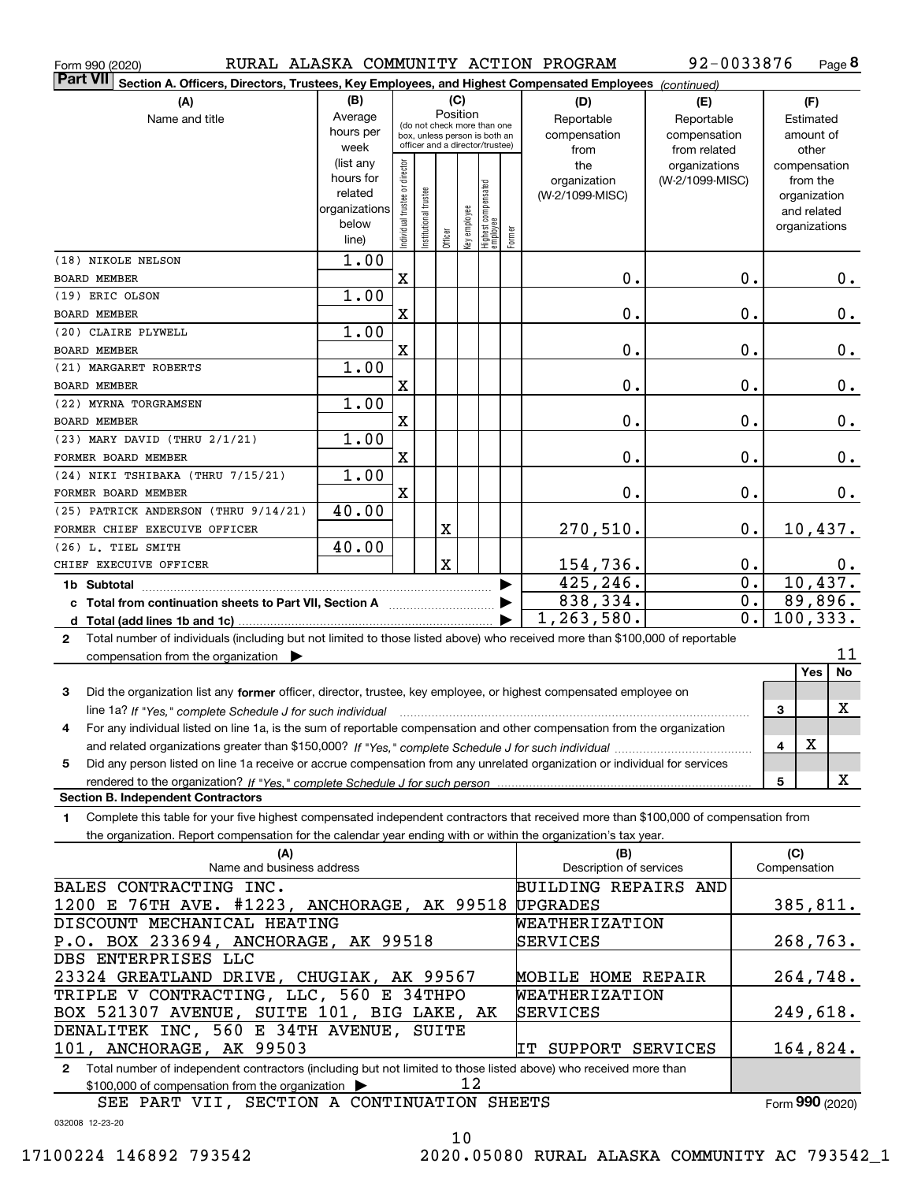Form 990 (2020) RURAL ALASKA COMMUNITY ACTION PROGRAM 92-0033876 Page 8

**Part VII** Section A. Officers, Directors, Trustees, Key Employees, and Highest Compensated Employees *(continued)*

| (A) Name and title | (B) Average hours per week (list any hours for related organizations below line) | (C) Position: Individual trustee or director | Institutional trustee | Officer | Key employee | Highest compensated employee | Former | (D) Reportable compensation from the organization (W-2/1099-MISC) | (E) Reportable compensation from related organizations (W-2/1099-MISC) | (F) Estimated amount of other compensation from the organization and related organizations |
|---|---|---|---|---|---|---|---|---|---|---|
| (18) NIKOLE NELSON<br>BOARD MEMBER | 1.00 | X | | | | | | 0. | 0. | 0. |
| (19) ERIC OLSON<br>BOARD MEMBER | 1.00 | X | | | | | | 0. | 0. | 0. |
| (20) CLAIRE PLYWELL<br>BOARD MEMBER | 1.00 | X | | | | | | 0. | 0. | 0. |
| (21) MARGARET ROBERTS<br>BOARD MEMBER | 1.00 | X | | | | | | 0. | 0. | 0. |
| (22) MYRNA TORGRAMSEN<br>BOARD MEMBER | 1.00 | X | | | | | | 0. | 0. | 0. |
| (23) MARY DAVID (THRU 2/1/21)<br>FORMER BOARD MEMBER | 1.00 | X | | | | | | 0. | 0. | 0. |
| (24) NIKI TSHIBAKA (THRU 7/15/21)<br>FORMER BOARD MEMBER | 1.00 | X | | | | | | 0. | 0. | 0. |
| (25) PATRICK ANDERSON (THRU 9/14/21)<br>FORMER CHIEF EXECUTIVE OFFICER | 40.00 | | | X | | | | 270,510. | 0. | 10,437. |
| (26) L. TIEL SMITH<br>CHIEF EXECUTIVE OFFICER | 40.00 | | | X | | | | 154,736. | 0. | 0. |
| **1b Subtotal** | | | | | | | | 425,246. | 0. | 10,437. |
| **c Total from continuation sheets to Part VII, Section A** | | | | | | | | 838,334. | 0. | 89,896. |
| **d Total (add lines 1b and 1c)** | | | | | | | | 1,263,580. | 0. | 100,333. |

**2** Total number of individuals (including but not limited to those listed above) who received more than $100,000 of reportable compensation from the organization ▶ 11

| | | Yes | No |
|---|---|---|---|
| **3** Did the organization list any **former** officer, director, trustee, key employee, or highest compensated employee on line 1a? *If "Yes," complete Schedule J for such individual* | 3 | | X |
| **4** For any individual listed on line 1a, is the sum of reportable compensation and other compensation from the organization and related organizations greater than $150,000? *If "Yes," complete Schedule J for such individual* | 4 | X | |
| **5** Did any person listed on line 1a receive or accrue compensation from any unrelated organization or individual for services rendered to the organization? *If "Yes," complete Schedule J for such person* | 5 | | X |

**Section B. Independent Contractors**

**1** Complete this table for your five highest compensated independent contractors that received more than $100,000 of compensation from the organization. Report compensation for the calendar year ending with or within the organization's tax year.

| (A) Name and business address | (B) Description of services | (C) Compensation |
|---|---|---|
| BALES CONTRACTING INC.<br>1200 E 76TH AVE. #1223, ANCHORAGE, AK 99518 | BUILDING REPAIRS AND UPGRADES | 385,811. |
| DISCOUNT MECHANICAL HEATING<br>P.O. BOX 233694, ANCHORAGE, AK 99518 | WEATHERIZATION SERVICES | 268,763. |
| DBS ENTERPRISES LLC<br>23324 GREATLAND DRIVE, CHUGIAK, AK 99567 | MOBILE HOME REPAIR | 264,748. |
| TRIPLE V CONTRACTING, LLC, 560 E 34THPO BOX 521307 AVENUE, SUITE 101, BIG LAKE, AK | WEATHERIZATION SERVICES | 249,618. |
| DENALITEK INC, 560 E 34TH AVENUE, SUITE 101, ANCHORAGE, AK 99503 | IT SUPPORT SERVICES | 164,824. |

**2** Total number of independent contractors (including but not limited to those listed above) who received more than $100,000 of compensation from the organization ▶ 12

SEE PART VII, SECTION A CONTINUATION SHEETS

Form **990** (2020)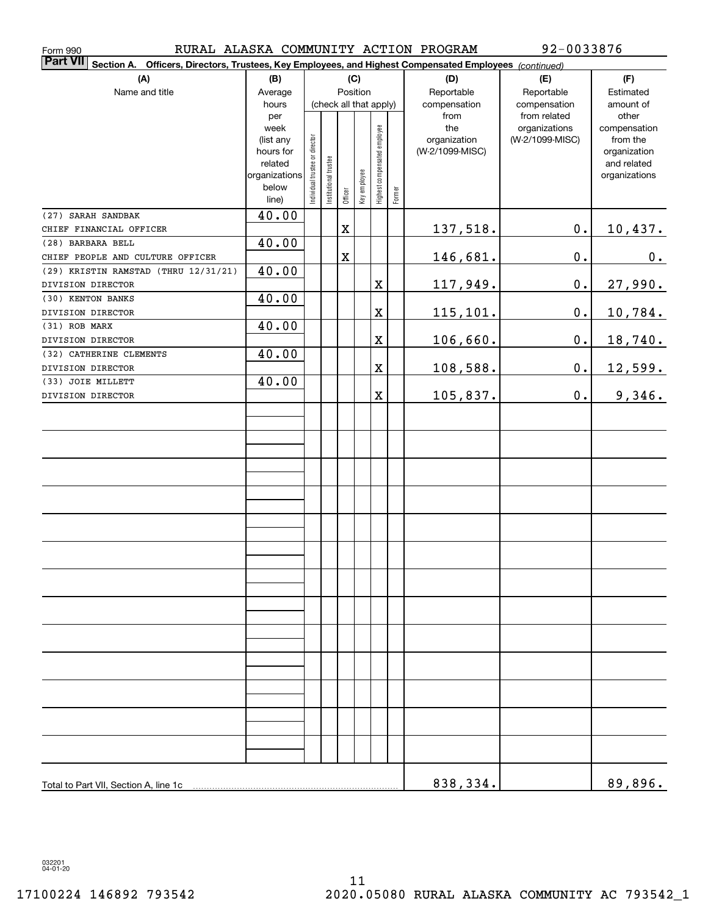Form 990 RURAL ALASKA COMMUNITY ACTION PROGRAM 92-0033876

**Part VII** **Section A. Officers, Directors, Trustees, Key Employees, and Highest Compensated Employees** *(continued)*

| (A) Name and title | (B) Average hours per week (list any hours for related organizations below line) | (C) Position (check all that apply): Individual trustee or director | Institutional trustee | Officer | Key employee | Highest compensated employee | Former | (D) Reportable compensation from the organization (W-2/1099-MISC) | (E) Reportable compensation from related organizations (W-2/1099-MISC) | (F) Estimated amount of other compensation from the organization and related organizations |
|---|---|---|---|---|---|---|---|---|---|---|
| (27) SARAH SANDBAK<br>CHIEF FINANCIAL OFFICER | 40.00 | | | X | | | | 137,518. | 0. | 10,437. |
| (28) BARBARA BELL<br>CHIEF PEOPLE AND CULTURE OFFICER | 40.00 | | | X | | | | 146,681. | 0. | 0. |
| (29) KRISTIN RAMSTAD (THRU 12/31/21)<br>DIVISION DIRECTOR | 40.00 | | | | | X | | 117,949. | 0. | 27,990. |
| (30) KENTON BANKS<br>DIVISION DIRECTOR | 40.00 | | | | | X | | 115,101. | 0. | 10,784. |
| (31) ROB MARX<br>DIVISION DIRECTOR | 40.00 | | | | | X | | 106,660. | 0. | 18,740. |
| (32) CATHERINE CLEMENTS<br>DIVISION DIRECTOR | 40.00 | | | | | X | | 108,588. | 0. | 12,599. |
| (33) JOIE MILLETT<br>DIVISION DIRECTOR | 40.00 | | | | | X | | 105,837. | 0. | 9,346. |
| Total to Part VII, Section A, line 1c | | | | | | | | 838,334. | | 89,896. |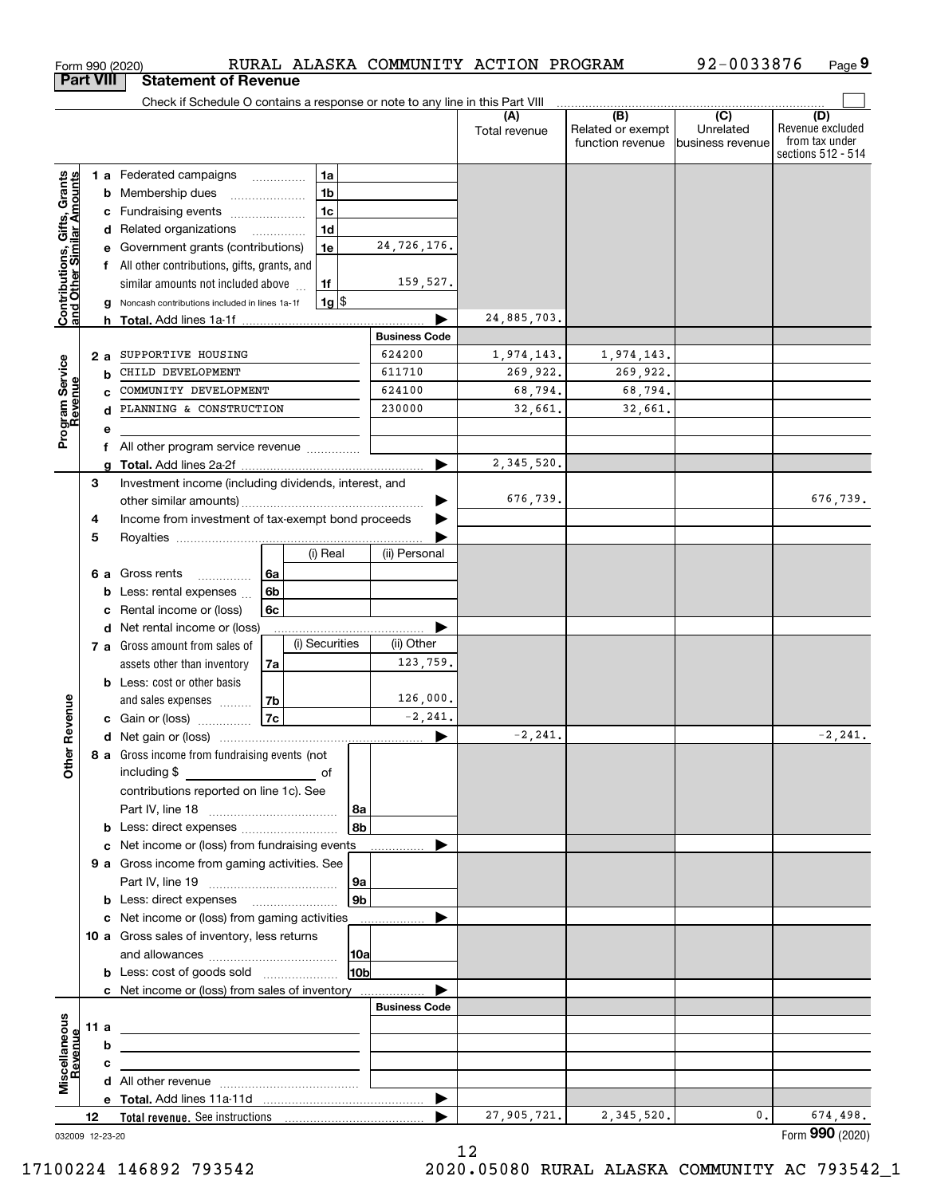Form 990 (2020) RURAL ALASKA COMMUNITY ACTION PROGRAM 92-0033876 Page 9

## Part VIII Statement of Revenue

Check if Schedule O contains a response or note to any line in this Part VIII

| | | | (A) Total revenue | (B) Related or exempt function revenue | (C) Unrelated business revenue | (D) Revenue excluded from tax under sections 512 - 514 |
|---|---|---|---|---|---|---|
| **Contributions, Gifts, Grants and Other Similar Amounts** | 1 a Federated campaigns | 1a | | | | |
| | b Membership dues | 1b | | | | |
| | c Fundraising events | 1c | | | | |
| | d Related organizations | 1d | | | | |
| | e Government grants (contributions) | 1e 24,726,176. | | | | |
| | f All other contributions, gifts, grants, and similar amounts not included above | 1f 159,527. | | | | |
| | g Noncash contributions included in lines 1a-1f | 1g $ | | | | |
| | h **Total.** Add lines 1a-1f | | 24,885,703. | | | |
| **Program Service Revenue** | | **Business Code** | | | | |
| | 2 a SUPPORTIVE HOUSING | 624200 | 1,974,143. | 1,974,143. | | |
| | b CHILD DEVELOPMENT | 611710 | 269,922. | 269,922. | | |
| | c COMMUNITY DEVELOPMENT | 624100 | 68,794. | 68,794. | | |
| | d PLANNING & CONSTRUCTION | 230000 | 32,661. | 32,661. | | |
| | e | | | | | |
| | f All other program service revenue | | | | | |
| | g **Total.** Add lines 2a-2f | | 2,345,520. | | | |
| **Other Revenue** | 3 Investment income (including dividends, interest, and other similar amounts) | | 676,739. | | | 676,739. |
| | 4 Income from investment of tax-exempt bond proceeds | | | | | |
| | 5 Royalties | | | | | |
| | | (i) Real / (ii) Personal | | | | |
| | 6 a Gross rents | 6a | | | | |
| | b Less: rental expenses | 6b | | | | |
| | c Rental income or (loss) | 6c | | | | |
| | d Net rental income or (loss) | | | | | |
| | | (i) Securities / (ii) Other | | | | |
| | 7 a Gross amount from sales of assets other than inventory | 7a (ii) 123,759. | | | | |
| | b Less: cost or other basis and sales expenses | 7b (ii) 126,000. | | | | |
| | c Gain or (loss) | 7c (ii) -2,241. | | | | |
| | d Net gain or (loss) | | -2,241. | | | -2,241. |
| | 8 a Gross income from fundraising events (not including $ of contributions reported on line 1c). See Part IV, line 18 | 8a | | | | |
| | b Less: direct expenses | 8b | | | | |
| | c Net income or (loss) from fundraising events | | | | | |
| | 9 a Gross income from gaming activities. See Part IV, line 19 | 9a | | | | |
| | b Less: direct expenses | 9b | | | | |
| | c Net income or (loss) from gaming activities | | | | | |
| | 10 a Gross sales of inventory, less returns and allowances | 10a | | | | |
| | b Less: cost of goods sold | 10b | | | | |
| | c Net income or (loss) from sales of inventory | | | | | |
| **Miscellaneous Revenue** | | **Business Code** | | | | |
| | 11 a | | | | | |
| | b | | | | | |
| | c | | | | | |
| | d All other revenue | | | | | |
| | e **Total.** Add lines 11a-11d | | | | | |
| | 12 **Total revenue.** See instructions | | 27,905,721. | 2,345,520. | 0. | 674,498. |

032009 12-23-20

Form **990** (2020)

17100224 146892 793542 2020.05080 RURAL ALASKA COMMUNITY AC 793542_1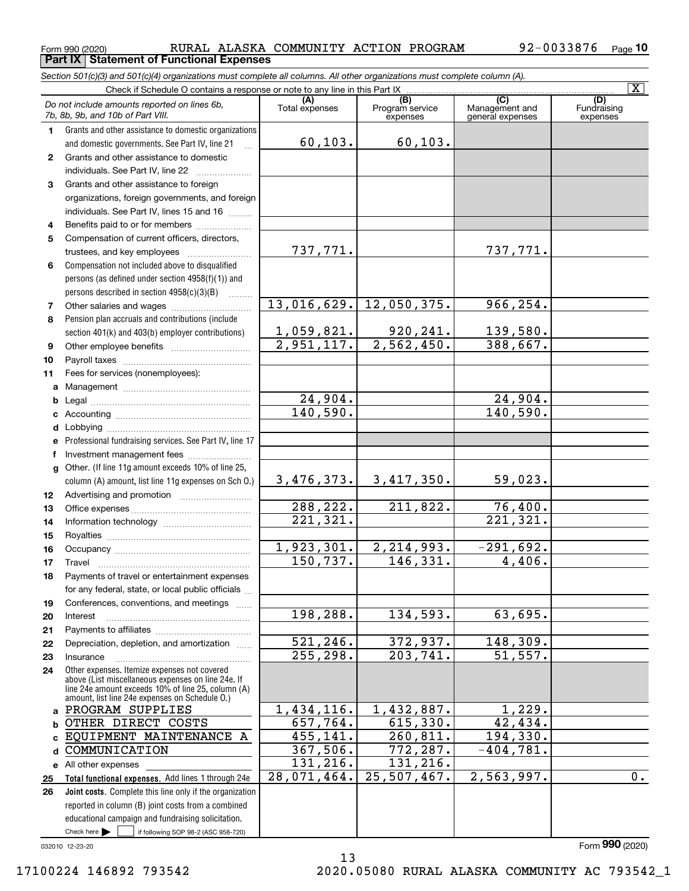Form 990 (2020) RURAL ALASKA COMMUNITY ACTION PROGRAM 92-0033876 Page 10

## Part IX Statement of Functional Expenses

*Section 501(c)(3) and 501(c)(4) organizations must complete all columns. All other organizations must complete column (A).*

Check if Schedule O contains a response or note to any line in this Part IX [X]

| | *Do not include amounts reported on lines 6b, 7b, 8b, 9b, and 10b of Part VIII.* | (A) Total expenses | (B) Program service expenses | (C) Management and general expenses | (D) Fundraising expenses |
|---|---|---|---|---|---|
| 1 | Grants and other assistance to domestic organizations and domestic governments. See Part IV, line 21 | 60,103. | 60,103. | | |
| 2 | Grants and other assistance to domestic individuals. See Part IV, line 22 | | | | |
| 3 | Grants and other assistance to foreign organizations, foreign governments, and foreign individuals. See Part IV, lines 15 and 16 | | | | |
| 4 | Benefits paid to or for members | | | | |
| 5 | Compensation of current officers, directors, trustees, and key employees | 737,771. | | 737,771. | |
| 6 | Compensation not included above to disqualified persons (as defined under section 4958(f)(1)) and persons described in section 4958(c)(3)(B) | | | | |
| 7 | Other salaries and wages | 13,016,629. | 12,050,375. | 966,254. | |
| 8 | Pension plan accruals and contributions (include section 401(k) and 403(b) employer contributions) | 1,059,821. | 920,241. | 139,580. | |
| 9 | Other employee benefits | 2,951,117. | 2,562,450. | 388,667. | |
| 10 | Payroll taxes | | | | |
| 11 | Fees for services (nonemployees): | | | | |
| a | Management | | | | |
| b | Legal | 24,904. | | 24,904. | |
| c | Accounting | 140,590. | | 140,590. | |
| d | Lobbying | | | | |
| e | Professional fundraising services. See Part IV, line 17 | | | | |
| f | Investment management fees | | | | |
| g | Other. (If line 11g amount exceeds 10% of line 25, column (A) amount, list line 11g expenses on Sch O.) | 3,476,373. | 3,417,350. | 59,023. | |
| 12 | Advertising and promotion | | | | |
| 13 | Office expenses | 288,222. | 211,822. | 76,400. | |
| 14 | Information technology | 221,321. | | 221,321. | |
| 15 | Royalties | | | | |
| 16 | Occupancy | 1,923,301. | 2,214,993. | -291,692. | |
| 17 | Travel | 150,737. | 146,331. | 4,406. | |
| 18 | Payments of travel or entertainment expenses for any federal, state, or local public officials | | | | |
| 19 | Conferences, conventions, and meetings | | | | |
| 20 | Interest | 198,288. | 134,593. | 63,695. | |
| 21 | Payments to affiliates | | | | |
| 22 | Depreciation, depletion, and amortization | 521,246. | 372,937. | 148,309. | |
| 23 | Insurance | 255,298. | 203,741. | 51,557. | |
| 24 | Other expenses. Itemize expenses not covered above (List miscellaneous expenses on line 24e. If line 24e amount exceeds 10% of line 25, column (A) amount, list line 24e expenses on Schedule O.) | | | | |
| a | PROGRAM SUPPLIES | 1,434,116. | 1,432,887. | 1,229. | |
| b | OTHER DIRECT COSTS | 657,764. | 615,330. | 42,434. | |
| c | EQUIPMENT MAINTENANCE A | 455,141. | 260,811. | 194,330. | |
| d | COMMUNICATION | 367,506. | 772,287. | -404,781. | |
| e | All other expenses | 131,216. | 131,216. | | |
| 25 | **Total functional expenses.** Add lines 1 through 24e | 28,071,464. | 25,507,467. | 2,563,997. | 0. |
| 26 | **Joint costs.** Complete this line only if the organization reported in column (B) joint costs from a combined educational campaign and fundraising solicitation. Check here [ ] if following SOP 98-2 (ASC 958-720) | | | | |

032010 12-23-20 Form **990** (2020)

17100224 146892 793542 2020.05080 RURAL ALASKA COMMUNITY AC 793542_1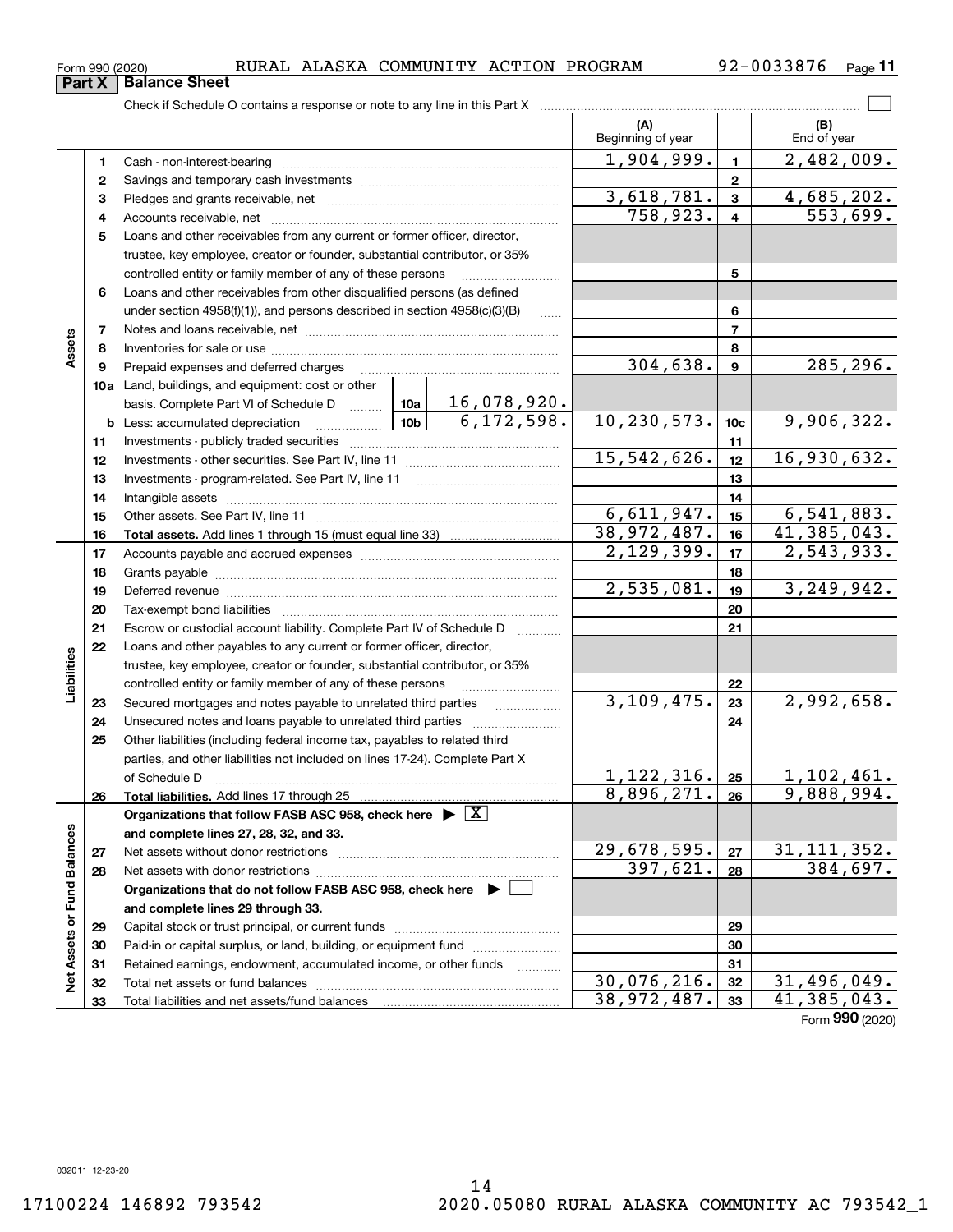Form 990 (2020) RURAL ALASKA COMMUNITY ACTION PROGRAM 92-0033876

## Part X Balance Sheet

Check if Schedule O contains a response or note to any line in this Part X

| | | | | (A) Beginning of year | | (B) End of year |
|---|---|---|---|---|---|---|
| **Assets** | 1 | Cash - non-interest-bearing | | 1,904,999. | 1 | 2,482,009. |
| | 2 | Savings and temporary cash investments | | | 2 | |
| | 3 | Pledges and grants receivable, net | | 3,618,781. | 3 | 4,685,202. |
| | 4 | Accounts receivable, net | | 758,923. | 4 | 553,699. |
| | 5 | Loans and other receivables from any current or former officer, director, trustee, key employee, creator or founder, substantial contributor, or 35% controlled entity or family member of any of these persons | | | 5 | |
| | 6 | Loans and other receivables from other disqualified persons (as defined under section 4958(f)(1)), and persons described in section 4958(c)(3)(B) | | | 6 | |
| | 7 | Notes and loans receivable, net | | | 7 | |
| | 8 | Inventories for sale or use | | | 8 | |
| | 9 | Prepaid expenses and deferred charges | | 304,638. | 9 | 285,296. |
| | 10a | Land, buildings, and equipment: cost or other basis. Complete Part VI of Schedule D | 10a 16,078,920. | | | |
| | b | Less: accumulated depreciation | 10b 6,172,598. | 10,230,573. | 10c | 9,906,322. |
| | 11 | Investments - publicly traded securities | | | 11 | |
| | 12 | Investments - other securities. See Part IV, line 11 | | 15,542,626. | 12 | 16,930,632. |
| | 13 | Investments - program-related. See Part IV, line 11 | | | 13 | |
| | 14 | Intangible assets | | | 14 | |
| | 15 | Other assets. See Part IV, line 11 | | 6,611,947. | 15 | 6,541,883. |
| | 16 | **Total assets.** Add lines 1 through 15 (must equal line 33) | | 38,972,487. | 16 | 41,385,043. |
| **Liabilities** | 17 | Accounts payable and accrued expenses | | 2,129,399. | 17 | 2,543,933. |
| | 18 | Grants payable | | | 18 | |
| | 19 | Deferred revenue | | 2,535,081. | 19 | 3,249,942. |
| | 20 | Tax-exempt bond liabilities | | | 20 | |
| | 21 | Escrow or custodial account liability. Complete Part IV of Schedule D | | | 21 | |
| | 22 | Loans and other payables to any current or former officer, director, trustee, key employee, creator or founder, substantial contributor, or 35% controlled entity or family member of any of these persons | | | 22 | |
| | 23 | Secured mortgages and notes payable to unrelated third parties | | 3,109,475. | 23 | 2,992,658. |
| | 24 | Unsecured notes and loans payable to unrelated third parties | | | 24 | |
| | 25 | Other liabilities (including federal income tax, payables to related third parties, and other liabilities not included on lines 17-24). Complete Part X of Schedule D | | 1,122,316. | 25 | 1,102,461. |
| | 26 | **Total liabilities.** Add lines 17 through 25 | | 8,896,271. | 26 | 9,888,994. |
| **Net Assets or Fund Balances** | | **Organizations that follow FASB ASC 958, check here** ▶ [X] **and complete lines 27, 28, 32, and 33.** | | | | |
| | 27 | Net assets without donor restrictions | | 29,678,595. | 27 | 31,111,352. |
| | 28 | Net assets with donor restrictions | | 397,621. | 28 | 384,697. |
| | | **Organizations that do not follow FASB ASC 958, check here** ▶ [ ] **and complete lines 29 through 33.** | | | | |
| | 29 | Capital stock or trust principal, or current funds | | | 29 | |
| | 30 | Paid-in or capital surplus, or land, building, or equipment fund | | | 30 | |
| | 31 | Retained earnings, endowment, accumulated income, or other funds | | | 31 | |
| | 32 | Total net assets or fund balances | | 30,076,216. | 32 | 31,496,049. |
| | 33 | Total liabilities and net assets/fund balances | | 38,972,487. | 33 | 41,385,043. |

Form **990** (2020)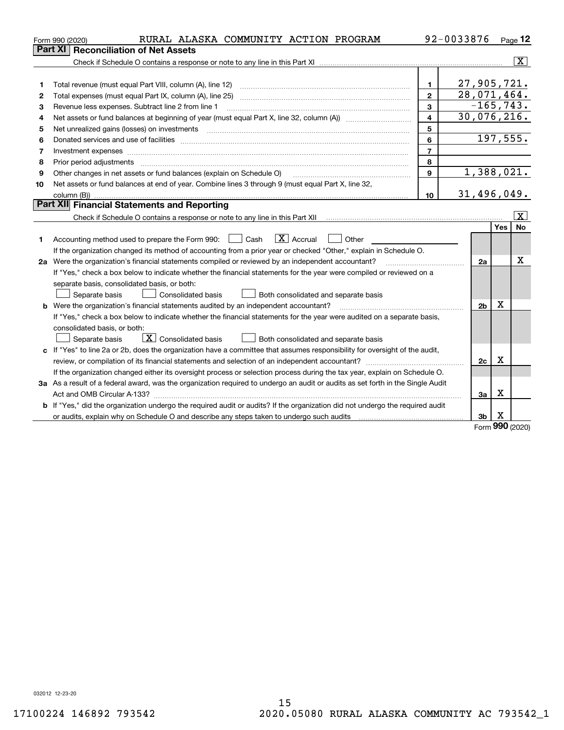Form 990 (2020) RURAL ALASKA COMMUNITY ACTION PROGRAM 92-0033876

## Part XI Reconciliation of Net Assets

Check if Schedule O contains a response or note to any line in this Part XI ☒

| | | | |
|---|---|---|---|
| 1 | Total revenue (must equal Part VIII, column (A), line 12) | 1 | 27,905,721. |
| 2 | Total expenses (must equal Part IX, column (A), line 25) | 2 | 28,071,464. |
| 3 | Revenue less expenses. Subtract line 2 from line 1 | 3 | -165,743. |
| 4 | Net assets or fund balances at beginning of year (must equal Part X, line 32, column (A)) | 4 | 30,076,216. |
| 5 | Net unrealized gains (losses) on investments | 5 | |
| 6 | Donated services and use of facilities | 6 | 197,555. |
| 7 | Investment expenses | 7 | |
| 8 | Prior period adjustments | 8 | |
| 9 | Other changes in net assets or fund balances (explain on Schedule O) | 9 | 1,388,021. |
| 10 | Net assets or fund balances at end of year. Combine lines 3 through 9 (must equal Part X, line 32, column (B)) | 10 | 31,496,049. |

## Part XII Financial Statements and Reporting

Check if Schedule O contains a response or note to any line in this Part XII ☒

| | | | Yes | No |
|---|---|---|---|---|
| 1 | Accounting method used to prepare the Form 990: ☐ Cash ☒ Accrual ☐ Other<br>If the organization changed its method of accounting from a prior year or checked "Other," explain in Schedule O. | | | |
| 2a | Were the organization's financial statements compiled or reviewed by an independent accountant?<br>If "Yes," check a box below to indicate whether the financial statements for the year were compiled or reviewed on a separate basis, consolidated basis, or both:<br>☐ Separate basis ☐ Consolidated basis ☐ Both consolidated and separate basis | 2a | | X |
| b | Were the organization's financial statements audited by an independent accountant?<br>If "Yes," check a box below to indicate whether the financial statements for the year were audited on a separate basis, consolidated basis, or both:<br>☐ Separate basis ☒ Consolidated basis ☐ Both consolidated and separate basis | 2b | X | |
| c | If "Yes" to line 2a or 2b, does the organization have a committee that assumes responsibility for oversight of the audit, review, or compilation of its financial statements and selection of an independent accountant?<br>If the organization changed either its oversight process or selection process during the tax year, explain on Schedule O. | 2c | X | |
| 3a | As a result of a federal award, was the organization required to undergo an audit or audits as set forth in the Single Audit Act and OMB Circular A-133? | 3a | X | |
| b | If "Yes," did the organization undergo the required audit or audits? If the organization did not undergo the required audit or audits, explain why on Schedule O and describe any steps taken to undergo such audits | 3b | X | |

Form 990 (2020)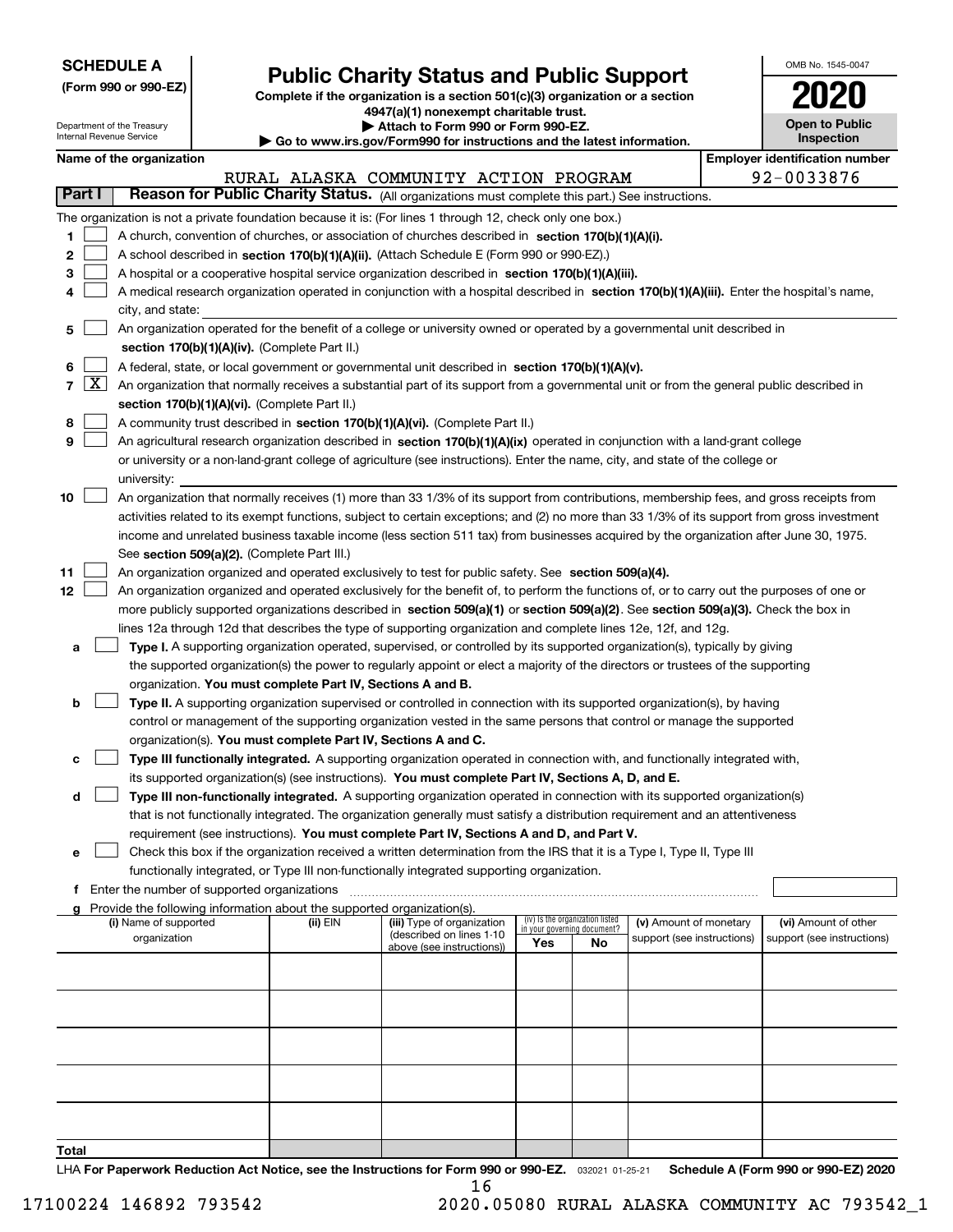**SCHEDULE A**
**(Form 990 or 990-EZ)**

Department of the Treasury
Internal Revenue Service

# Public Charity Status and Public Support

**Complete if the organization is a section 501(c)(3) organization or a section 4947(a)(1) nonexempt charitable trust.**
**▶ Attach to Form 990 or Form 990-EZ.**
**▶ Go to www.irs.gov/Form990 for instructions and the latest information.**

OMB No. 1545-0047
**2020**
**Open to Public Inspection**

**Name of the organization:** RURAL ALASKA COMMUNITY ACTION PROGRAM
**Employer identification number:** 92-0033876

## Part I — Reason for Public Charity Status. (All organizations must complete this part.) See instructions.

The organization is not a private foundation because it is: (For lines 1 through 12, check only one box.)

1. [ ] A church, convention of churches, or association of churches described in **section 170(b)(1)(A)(i).**
2. [ ] A school described in **section 170(b)(1)(A)(ii).** (Attach Schedule E (Form 990 or 990-EZ).)
3. [ ] A hospital or a cooperative hospital service organization described in **section 170(b)(1)(A)(iii).**
4. [ ] A medical research organization operated in conjunction with a hospital described in **section 170(b)(1)(A)(iii).** Enter the hospital's name, city, and state:
5. [ ] An organization operated for the benefit of a college or university owned or operated by a governmental unit described in **section 170(b)(1)(A)(iv).** (Complete Part II.)
6. [ ] A federal, state, or local government or governmental unit described in **section 170(b)(1)(A)(v).**
7. [X] An organization that normally receives a substantial part of its support from a governmental unit or from the general public described in **section 170(b)(1)(A)(vi).** (Complete Part II.)
8. [ ] A community trust described in **section 170(b)(1)(A)(vi).** (Complete Part II.)
9. [ ] An agricultural research organization described in **section 170(b)(1)(A)(ix)** operated in conjunction with a land-grant college or university or a non-land-grant college of agriculture (see instructions). Enter the name, city, and state of the college or university:
10. [ ] An organization that normally receives (1) more than 33 1/3% of its support from contributions, membership fees, and gross receipts from activities related to its exempt functions, subject to certain exceptions; and (2) no more than 33 1/3% of its support from gross investment income and unrelated business taxable income (less section 511 tax) from businesses acquired by the organization after June 30, 1975. See **section 509(a)(2).** (Complete Part III.)
11. [ ] An organization organized and operated exclusively to test for public safety. See **section 509(a)(4).**
12. [ ] An organization organized and operated exclusively for the benefit of, to perform the functions of, or to carry out the purposes of one or more publicly supported organizations described in **section 509(a)(1)** or **section 509(a)(2)**. See **section 509(a)(3).** Check the box in lines 12a through 12d that describes the type of supporting organization and complete lines 12e, 12f, and 12g.
   - **a** [ ] **Type I.** A supporting organization operated, supervised, or controlled by its supported organization(s), typically by giving the supported organization(s) the power to regularly appoint or elect a majority of the directors or trustees of the supporting organization. **You must complete Part IV, Sections A and B.**
   - **b** [ ] **Type II.** A supporting organization supervised or controlled in connection with its supported organization(s), by having control or management of the supporting organization vested in the same persons that control or manage the supported organization(s). **You must complete Part IV, Sections A and C.**
   - **c** [ ] **Type III functionally integrated.** A supporting organization operated in connection with, and functionally integrated with, its supported organization(s) (see instructions). **You must complete Part IV, Sections A, D, and E.**
   - **d** [ ] **Type III non-functionally integrated.** A supporting organization operated in connection with its supported organization(s) that is not functionally integrated. The organization generally must satisfy a distribution requirement and an attentiveness requirement (see instructions). **You must complete Part IV, Sections A and D, and Part V.**
   - **e** [ ] Check this box if the organization received a written determination from the IRS that it is a Type I, Type II, Type III functionally integrated, or Type III non-functionally integrated supporting organization.
   - **f** Enter the number of supported organizations
   - **g** Provide the following information about the supported organization(s).

| (i) Name of supported organization | (ii) EIN | (iii) Type of organization (described on lines 1-10 above (see instructions)) | (iv) Is the organization listed in your governing document? Yes | No | (v) Amount of monetary support (see instructions) | (vi) Amount of other support (see instructions) |
|---|---|---|---|---|---|---|
| | | | | | | |
| | | | | | | |
| | | | | | | |
| | | | | | | |
| | | | | | | |
| **Total** | | | | | | |

LHA **For Paperwork Reduction Act Notice, see the Instructions for Form 990 or 990-EZ.** 032021 01-25-21 **Schedule A (Form 990 or 990-EZ) 2020**

17100224 146892 793542 2020.05080 RURAL ALASKA COMMUNITY AC 793542_1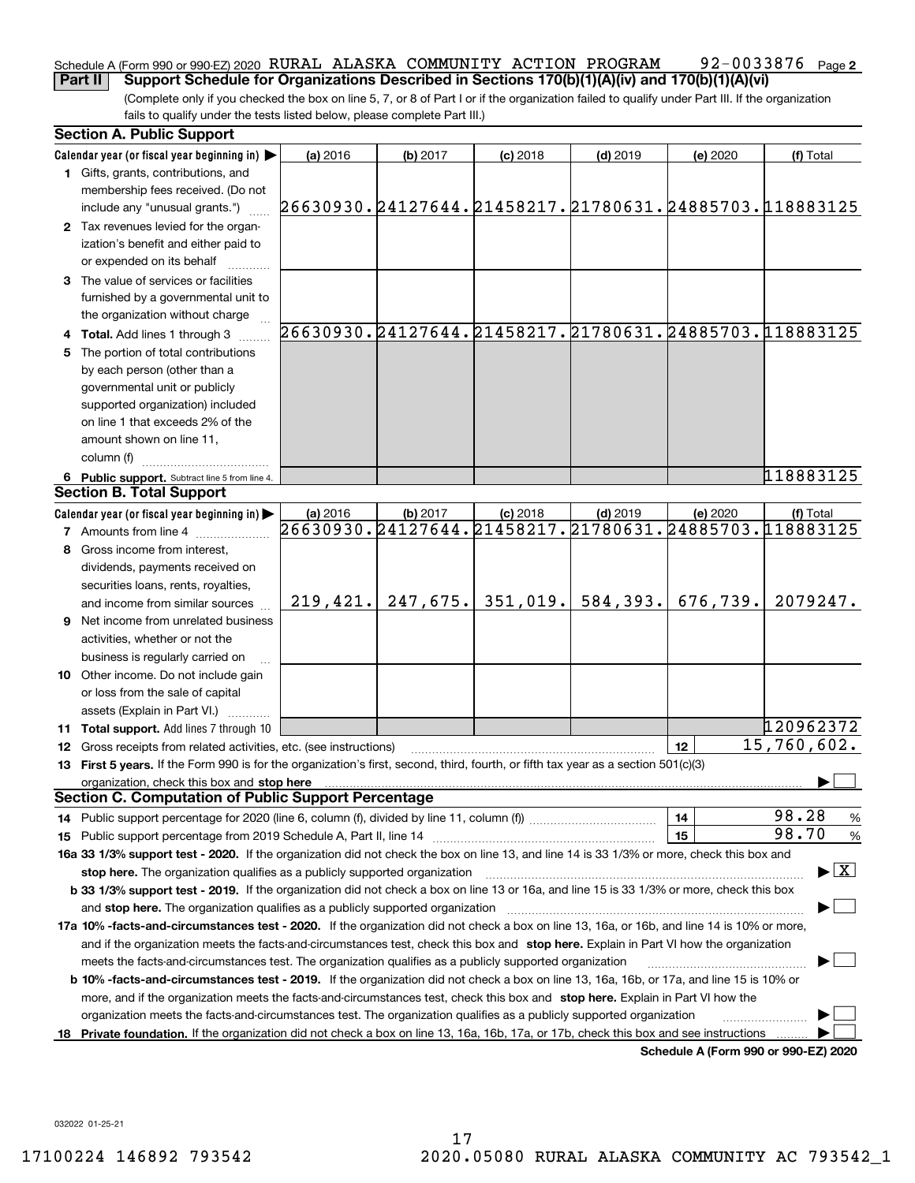Schedule A (Form 990 or 990-EZ) 2020 RURAL ALASKA COMMUNITY ACTION PROGRAM 92-0033876 Page 2

**Part II** **Support Schedule for Organizations Described in Sections 170(b)(1)(A)(iv) and 170(b)(1)(A)(vi)**

(Complete only if you checked the box on line 5, 7, or 8 of Part I or if the organization failed to qualify under Part III. If the organization fails to qualify under the tests listed below, please complete Part III.)

## Section A. Public Support

| Calendar year (or fiscal year beginning in) ▶ | (a) 2016 | (b) 2017 | (c) 2018 | (d) 2019 | (e) 2020 | (f) Total |
|---|---|---|---|---|---|---|
| **1** Gifts, grants, contributions, and membership fees received. (Do not include any "unusual grants.") | 26630930. | 24127644. | 21458217. | 21780631. | 24885703. | 118883125 |
| **2** Tax revenues levied for the organization's benefit and either paid to or expended on its behalf | | | | | | |
| **3** The value of services or facilities furnished by a governmental unit to the organization without charge | | | | | | |
| **4 Total.** Add lines 1 through 3 | 26630930. | 24127644. | 21458217. | 21780631. | 24885703. | 118883125 |
| **5** The portion of total contributions by each person (other than a governmental unit or publicly supported organization) included on line 1 that exceeds 2% of the amount shown on line 11, column (f) | | | | | | |
| **6 Public support.** Subtract line 5 from line 4. | | | | | | 118883125 |

## Section B. Total Support

| Calendar year (or fiscal year beginning in) ▶ | (a) 2016 | (b) 2017 | (c) 2018 | (d) 2019 | (e) 2020 | (f) Total |
|---|---|---|---|---|---|---|
| **7** Amounts from line 4 | 26630930. | 24127644. | 21458217. | 21780631. | 24885703. | 118883125 |
| **8** Gross income from interest, dividends, payments received on securities loans, rents, royalties, and income from similar sources | 219,421. | 247,675. | 351,019. | 584,393. | 676,739. | 2079247. |
| **9** Net income from unrelated business activities, whether or not the business is regularly carried on | | | | | | |
| **10** Other income. Do not include gain or loss from the sale of capital assets (Explain in Part VI.) | | | | | | |
| **11 Total support.** Add lines 7 through 10 | | | | | | 120962372 |

**12** Gross receipts from related activities, etc. (see instructions) | 12 | 15,760,602.

**13 First 5 years.** If the Form 990 is for the organization's first, second, third, fourth, or fifth tax year as a section 501(c)(3) organization, check this box and **stop here** ▶ ☐

## Section C. Computation of Public Support Percentage

**14** Public support percentage for 2020 (line 6, column (f), divided by line 11, column (f)) | 14 | 98.28 %

**15** Public support percentage from 2019 Schedule A, Part II, line 14 | 15 | 98.70 %

**16a 33 1/3% support test - 2020.** If the organization did not check the box on line 13, and line 14 is 33 1/3% or more, check this box and **stop here.** The organization qualifies as a publicly supported organization ▶ ☒

**b 33 1/3% support test - 2019.** If the organization did not check a box on line 13 or 16a, and line 15 is 33 1/3% or more, check this box and **stop here.** The organization qualifies as a publicly supported organization ▶ ☐

**17a 10% -facts-and-circumstances test - 2020.** If the organization did not check a box on line 13, 16a, or 16b, and line 14 is 10% or more, and if the organization meets the facts-and-circumstances test, check this box and **stop here.** Explain in Part VI how the organization meets the facts-and-circumstances test. The organization qualifies as a publicly supported organization ▶ ☐

**b 10% -facts-and-circumstances test - 2019.** If the organization did not check a box on line 13, 16a, 16b, or 17a, and line 15 is 10% or more, and if the organization meets the facts-and-circumstances test, check this box and **stop here.** Explain in Part VI how the organization meets the facts-and-circumstances test. The organization qualifies as a publicly supported organization ▶ ☐

**18 Private foundation.** If the organization did not check a box on line 13, 16a, 16b, 17a, or 17b, check this box and see instructions ▶ ☐

**Schedule A (Form 990 or 990-EZ) 2020**

032022 01-25-21

17100224 146892 793542 2020.05080 RURAL ALASKA COMMUNITY AC 793542_1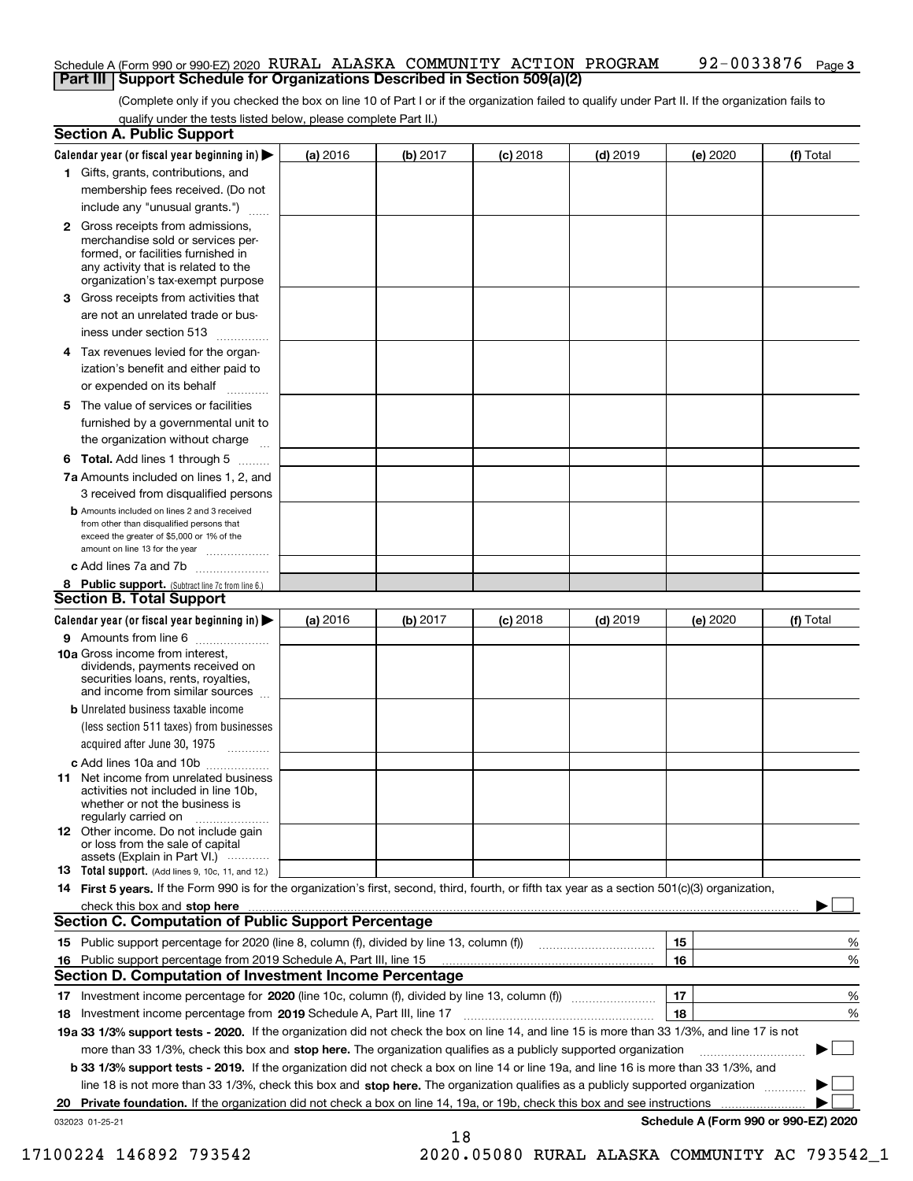Schedule A (Form 990 or 990-EZ) 2020 RURAL ALASKA COMMUNITY ACTION PROGRAM 92-0033876 Page 3

## Part III Support Schedule for Organizations Described in Section 509(a)(2)

(Complete only if you checked the box on line 10 of Part I or if the organization failed to qualify under Part II. If the organization fails to qualify under the tests listed below, please complete Part II.)

### Section A. Public Support

| Calendar year (or fiscal year beginning in) ▶ | (a) 2016 | (b) 2017 | (c) 2018 | (d) 2019 | (e) 2020 | (f) Total |
|---|---|---|---|---|---|---|
| 1 Gifts, grants, contributions, and membership fees received. (Do not include any "unusual grants.") | | | | | | |
| 2 Gross receipts from admissions, merchandise sold or services performed, or facilities furnished in any activity that is related to the organization's tax-exempt purpose | | | | | | |
| 3 Gross receipts from activities that are not an unrelated trade or business under section 513 | | | | | | |
| 4 Tax revenues levied for the organization's benefit and either paid to or expended on its behalf | | | | | | |
| 5 The value of services or facilities furnished by a governmental unit to the organization without charge | | | | | | |
| 6 **Total.** Add lines 1 through 5 | | | | | | |
| 7a Amounts included on lines 1, 2, and 3 received from disqualified persons | | | | | | |
| b Amounts included on lines 2 and 3 received from other than disqualified persons that exceed the greater of $5,000 or 1% of the amount on line 13 for the year | | | | | | |
| c Add lines 7a and 7b | | | | | | |
| 8 **Public support.** (Subtract line 7c from line 6.) | | | | | | |

### Section B. Total Support

| Calendar year (or fiscal year beginning in) ▶ | (a) 2016 | (b) 2017 | (c) 2018 | (d) 2019 | (e) 2020 | (f) Total |
|---|---|---|---|---|---|---|
| 9 Amounts from line 6 | | | | | | |
| 10a Gross income from interest, dividends, payments received on securities loans, rents, royalties, and income from similar sources | | | | | | |
| b Unrelated business taxable income (less section 511 taxes) from businesses acquired after June 30, 1975 | | | | | | |
| c Add lines 10a and 10b | | | | | | |
| 11 Net income from unrelated business activities not included in line 10b, whether or not the business is regularly carried on | | | | | | |
| 12 Other income. Do not include gain or loss from the sale of capital assets (Explain in Part VI.) | | | | | | |
| 13 **Total support.** (Add lines 9, 10c, 11, and 12.) | | | | | | |

14 **First 5 years.** If the Form 990 is for the organization's first, second, third, fourth, or fifth tax year as a section 501(c)(3) organization, check this box and **stop here** ▶ ☐

### Section C. Computation of Public Support Percentage

| | | | |
|---|---|---|---|
| 15 | Public support percentage for 2020 (line 8, column (f), divided by line 13, column (f)) | 15 | % |
| 16 | Public support percentage from 2019 Schedule A, Part III, line 15 | 16 | % |

### Section D. Computation of Investment Income Percentage

| | | | |
|---|---|---|---|
| 17 | Investment income percentage for **2020** (line 10c, column (f), divided by line 13, column (f)) | 17 | % |
| 18 | Investment income percentage from **2019** Schedule A, Part III, line 17 | 18 | % |

**19a 33 1/3% support tests - 2020.** If the organization did not check the box on line 14, and line 15 is more than 33 1/3%, and line 17 is not more than 33 1/3%, check this box and **stop here.** The organization qualifies as a publicly supported organization ▶ ☐

**b 33 1/3% support tests - 2019.** If the organization did not check a box on line 14 or line 19a, and line 16 is more than 33 1/3%, and line 18 is not more than 33 1/3%, check this box and **stop here.** The organization qualifies as a publicly supported organization ▶ ☐

**20 Private foundation.** If the organization did not check a box on line 14, 19a, or 19b, check this box and see instructions ▶ ☐

032023 01-25-21

**Schedule A (Form 990 or 990-EZ) 2020**

17100224 146892 793542 2020.05080 RURAL ALASKA COMMUNITY AC 793542_1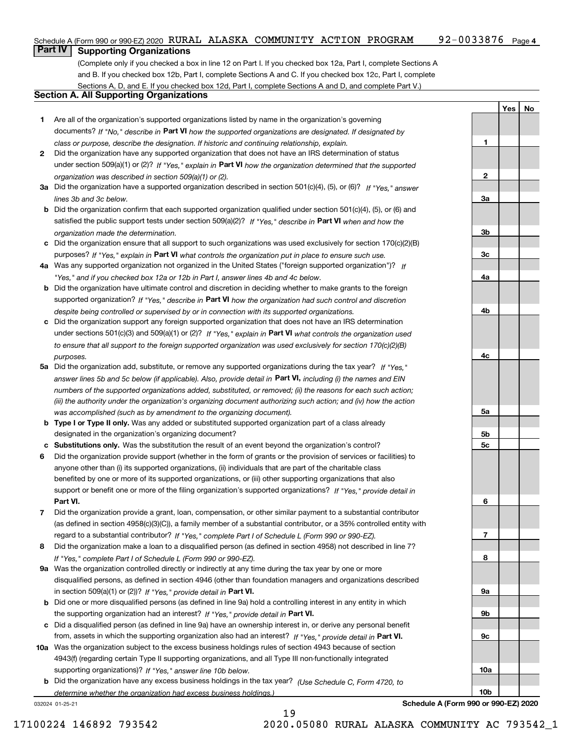Schedule A (Form 990 or 990-EZ) 2020 RURAL ALASKA COMMUNITY ACTION PROGRAM 92-0033876 Page 4

## Part IV Supporting Organizations

(Complete only if you checked a box in line 12 on Part I. If you checked box 12a, Part I, complete Sections A and B. If you checked box 12b, Part I, complete Sections A and C. If you checked box 12c, Part I, complete Sections A, D, and E. If you checked box 12d, Part I, complete Sections A and D, and complete Part V.)

### Section A. All Supporting Organizations

| | | | Yes | No |
|---|---|---|---|---|
| 1 | Are all of the organization's supported organizations listed by name in the organization's governing documents? *If "No," describe in* **Part VI** *how the supported organizations are designated. If designated by class or purpose, describe the designation. If historic and continuing relationship, explain.* | 1 | | |
| 2 | Did the organization have any supported organization that does not have an IRS determination of status under section 509(a)(1) or (2)? *If "Yes," explain in* **Part VI** *how the organization determined that the supported organization was described in section 509(a)(1) or (2).* | 2 | | |
| 3a | Did the organization have a supported organization described in section 501(c)(4), (5), or (6)? *If "Yes," answer lines 3b and 3c below.* | 3a | | |
| b | Did the organization confirm that each supported organization qualified under section 501(c)(4), (5), or (6) and satisfied the public support tests under section 509(a)(2)? *If "Yes," describe in* **Part VI** *when and how the organization made the determination.* | 3b | | |
| c | Did the organization ensure that all support to such organizations was used exclusively for section 170(c)(2)(B) purposes? *If "Yes," explain in* **Part VI** *what controls the organization put in place to ensure such use.* | 3c | | |
| 4a | Was any supported organization not organized in the United States ("foreign supported organization")? *If "Yes," and if you checked box 12a or 12b in Part I, answer lines 4b and 4c below.* | 4a | | |
| b | Did the organization have ultimate control and discretion in deciding whether to make grants to the foreign supported organization? *If "Yes," describe in* **Part VI** *how the organization had such control and discretion despite being controlled or supervised by or in connection with its supported organizations.* | 4b | | |
| c | Did the organization support any foreign supported organization that does not have an IRS determination under sections 501(c)(3) and 509(a)(1) or (2)? *If "Yes," explain in* **Part VI** *what controls the organization used to ensure that all support to the foreign supported organization was used exclusively for section 170(c)(2)(B) purposes.* | 4c | | |
| 5a | Did the organization add, substitute, or remove any supported organizations during the tax year? *If "Yes," answer lines 5b and 5c below (if applicable). Also, provide detail in* **Part VI,** *including (i) the names and EIN numbers of the supported organizations added, substituted, or removed; (ii) the reasons for each such action; (iii) the authority under the organization's organizing document authorizing such action; and (iv) how the action was accomplished (such as by amendment to the organizing document).* | 5a | | |
| b | **Type I or Type II only.** Was any added or substituted supported organization part of a class already designated in the organization's organizing document? | 5b | | |
| c | **Substitutions only.** Was the substitution the result of an event beyond the organization's control? | 5c | | |
| 6 | Did the organization provide support (whether in the form of grants or the provision of services or facilities) to anyone other than (i) its supported organizations, (ii) individuals that are part of the charitable class benefited by one or more of its supported organizations, or (iii) other supporting organizations that also support or benefit one or more of the filing organization's supported organizations? *If "Yes," provide detail in* **Part VI.** | 6 | | |
| 7 | Did the organization provide a grant, loan, compensation, or other similar payment to a substantial contributor (as defined in section 4958(c)(3)(C)), a family member of a substantial contributor, or a 35% controlled entity with regard to a substantial contributor? *If "Yes," complete Part I of Schedule L (Form 990 or 990-EZ).* | 7 | | |
| 8 | Did the organization make a loan to a disqualified person (as defined in section 4958) not described in line 7? *If "Yes," complete Part I of Schedule L (Form 990 or 990-EZ).* | 8 | | |
| 9a | Was the organization controlled directly or indirectly at any time during the tax year by one or more disqualified persons, as defined in section 4946 (other than foundation managers and organizations described in section 509(a)(1) or (2))? *If "Yes," provide detail in* **Part VI.** | 9a | | |
| b | Did one or more disqualified persons (as defined in line 9a) hold a controlling interest in any entity in which the supporting organization had an interest? *If "Yes," provide detail in* **Part VI.** | 9b | | |
| c | Did a disqualified person (as defined in line 9a) have an ownership interest in, or derive any personal benefit from, assets in which the supporting organization also had an interest? *If "Yes," provide detail in* **Part VI.** | 9c | | |
| 10a | Was the organization subject to the excess business holdings rules of section 4943 because of section 4943(f) (regarding certain Type II supporting organizations, and all Type III non-functionally integrated supporting organizations)? *If "Yes," answer line 10b below.* | 10a | | |
| b | Did the organization have any excess business holdings in the tax year? *(Use Schedule C, Form 4720, to determine whether the organization had excess business holdings.)* | 10b | | |

032024 01-25-21 **Schedule A (Form 990 or 990-EZ) 2020**

17100224 146892 793542 2020.05080 RURAL ALASKA COMMUNITY AC 793542_1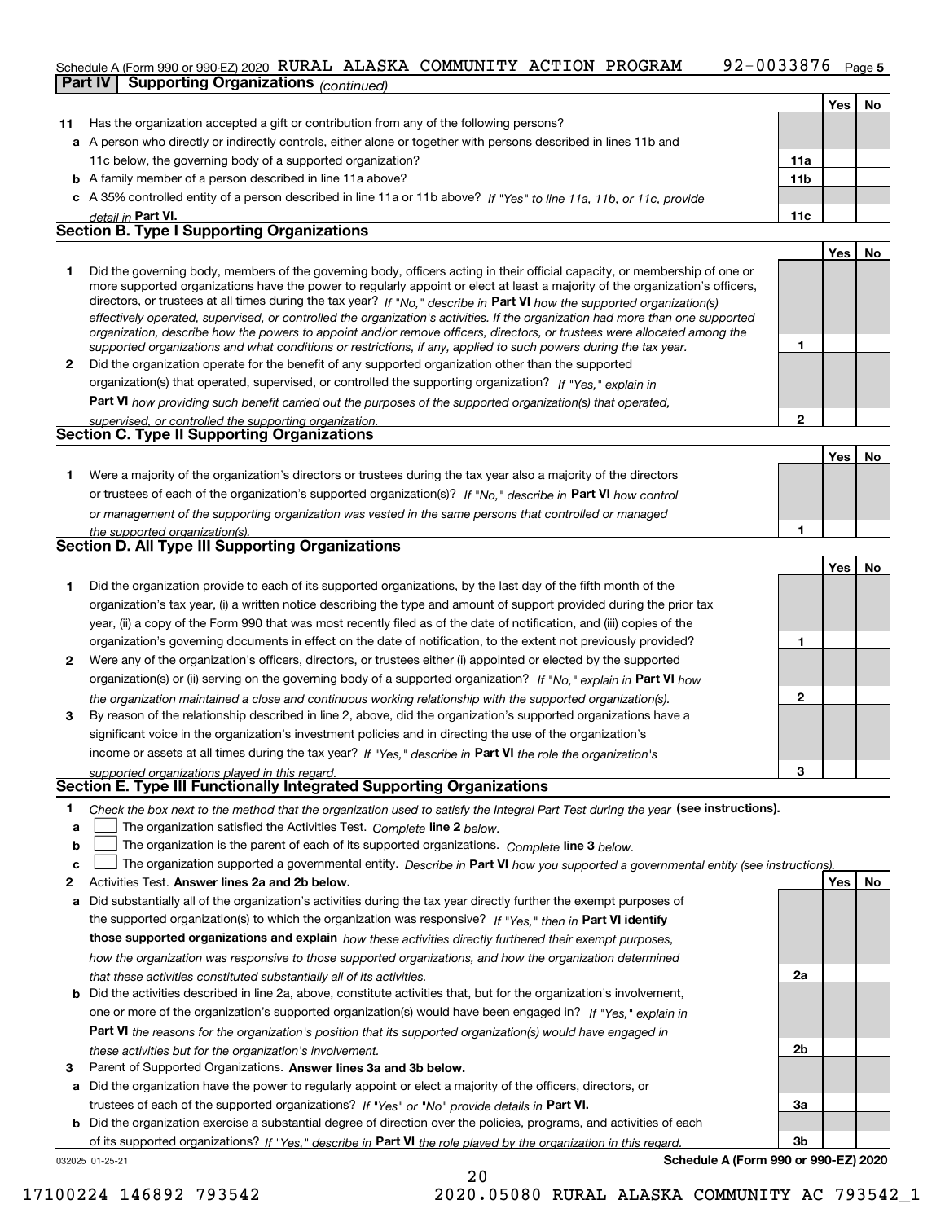Schedule A (Form 990 or 990-EZ) 2020 RURAL ALASKA COMMUNITY ACTION PROGRAM 92-0033876

**Part IV | Supporting Organizations** *(continued)*

| | | | Yes | No |
|---|---|---|---|---|
| **11** | Has the organization accepted a gift or contribution from any of the following persons? | | | |
| **a** | A person who directly or indirectly controls, either alone or together with persons described in lines 11b and 11c below, the governing body of a supported organization? | **11a** | | |
| **b** | A family member of a person described in line 11a above? | **11b** | | |
| **c** | A 35% controlled entity of a person described in line 11a or 11b above? *If "Yes" to line 11a, 11b, or 11c, provide detail in* **Part VI.** | **11c** | | |

## Section B. Type I Supporting Organizations

| | | | Yes | No |
|---|---|---|---|---|
| **1** | Did the governing body, members of the governing body, officers acting in their official capacity, or membership of one or more supported organizations have the power to regularly appoint or elect at least a majority of the organization's officers, directors, or trustees at all times during the tax year? *If "No," describe in* **Part VI** *how the supported organization(s) effectively operated, supervised, or controlled the organization's activities. If the organization had more than one supported organization, describe how the powers to appoint and/or remove officers, directors, or trustees were allocated among the supported organizations and what conditions or restrictions, if any, applied to such powers during the tax year.* | **1** | | |
| **2** | Did the organization operate for the benefit of any supported organization other than the supported organization(s) that operated, supervised, or controlled the supporting organization? *If "Yes," explain in* **Part VI** *how providing such benefit carried out the purposes of the supported organization(s) that operated, supervised, or controlled the supporting organization.* | **2** | | |

## Section C. Type II Supporting Organizations

| | | | Yes | No |
|---|---|---|---|---|
| **1** | Were a majority of the organization's directors or trustees during the tax year also a majority of the directors or trustees of each of the organization's supported organization(s)? *If "No," describe in* **Part VI** *how control or management of the supporting organization was vested in the same persons that controlled or managed the supported organization(s).* | **1** | | |

## Section D. All Type III Supporting Organizations

| | | | Yes | No |
|---|---|---|---|---|
| **1** | Did the organization provide to each of its supported organizations, by the last day of the fifth month of the organization's tax year, (i) a written notice describing the type and amount of support provided during the prior tax year, (ii) a copy of the Form 990 that was most recently filed as of the date of notification, and (iii) copies of the organization's governing documents in effect on the date of notification, to the extent not previously provided? | **1** | | |
| **2** | Were any of the organization's officers, directors, or trustees either (i) appointed or elected by the supported organization(s) or (ii) serving on the governing body of a supported organization? *If "No," explain in* **Part VI** *how the organization maintained a close and continuous working relationship with the supported organization(s).* | **2** | | |
| **3** | By reason of the relationship described in line 2, above, did the organization's supported organizations have a significant voice in the organization's investment policies and in directing the use of the organization's income or assets at all times during the tax year? *If "Yes," describe in* **Part VI** *the role the organization's supported organizations played in this regard.* | **3** | | |

## Section E. Type III Functionally Integrated Supporting Organizations

**1** *Check the box next to the method that the organization used to satisfy the Integral Part Test during the year* **(see instructions).**

- **a** ☐ The organization satisfied the Activities Test. *Complete* **line 2** *below.*
- **b** ☐ The organization is the parent of each of its supported organizations. *Complete* **line 3** *below.*
- **c** ☐ The organization supported a governmental entity. *Describe in* **Part VI** *how you supported a governmental entity (see instructions).*

| | | | Yes | No |
|---|---|---|---|---|
| **2** | Activities Test. **Answer lines 2a and 2b below.** | | | |
| **a** | Did substantially all of the organization's activities during the tax year directly further the exempt purposes of the supported organization(s) to which the organization was responsive? *If "Yes," then in* **Part VI identify those supported organizations and explain** *how these activities directly furthered their exempt purposes, how the organization was responsive to those supported organizations, and how the organization determined that these activities constituted substantially all of its activities.* | **2a** | | |
| **b** | Did the activities described in line 2a, above, constitute activities that, but for the organization's involvement, one or more of the organization's supported organization(s) would have been engaged in? *If "Yes," explain in* **Part VI** *the reasons for the organization's position that its supported organization(s) would have engaged in these activities but for the organization's involvement.* | **2b** | | |
| **3** | Parent of Supported Organizations. **Answer lines 3a and 3b below.** | | | |
| **a** | Did the organization have the power to regularly appoint or elect a majority of the officers, directors, or trustees of each of the supported organizations? *If "Yes" or "No" provide details in* **Part VI.** | **3a** | | |
| **b** | Did the organization exercise a substantial degree of direction over the policies, programs, and activities of each of its supported organizations? *If "Yes," describe in* **Part VI** *the role played by the organization in this regard.* | **3b** | | |

032025 01-25-21 **Schedule A (Form 990 or 990-EZ) 2020**

17100224 146892 793542 2020.05080 RURAL ALASKA COMMUNITY AC 793542_1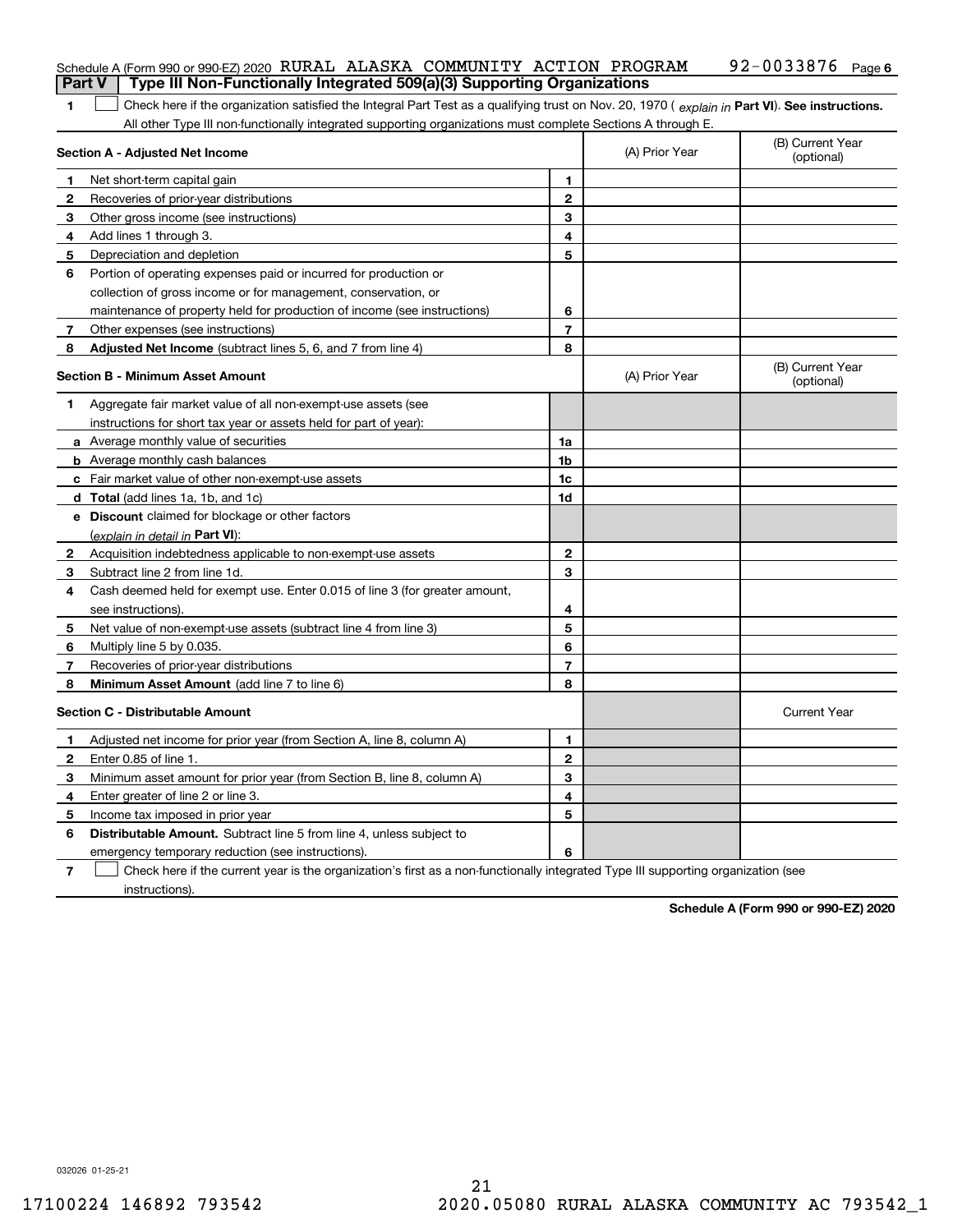Schedule A (Form 990 or 990-EZ) 2020 RURAL ALASKA COMMUNITY ACTION PROGRAM 92-0033876 Page 6

## Part V | Type III Non-Functionally Integrated 509(a)(3) Supporting Organizations

**1** ☐ Check here if the organization satisfied the Integral Part Test as a qualifying trust on Nov. 20, 1970 ( *explain in* **Part VI**). **See instructions.** All other Type III non-functionally integrated supporting organizations must complete Sections A through E.

| **Section A - Adjusted Net Income** | | (A) Prior Year | (B) Current Year (optional) |
|---|---|---|---|
| **1** Net short-term capital gain | 1 | | |
| **2** Recoveries of prior-year distributions | 2 | | |
| **3** Other gross income (see instructions) | 3 | | |
| **4** Add lines 1 through 3. | 4 | | |
| **5** Depreciation and depletion | 5 | | |
| **6** Portion of operating expenses paid or incurred for production or collection of gross income or for management, conservation, or maintenance of property held for production of income (see instructions) | 6 | | |
| **7** Other expenses (see instructions) | 7 | | |
| **8** **Adjusted Net Income** (subtract lines 5, 6, and 7 from line 4) | 8 | | |

| **Section B - Minimum Asset Amount** | | (A) Prior Year | (B) Current Year (optional) |
|---|---|---|---|
| **1** Aggregate fair market value of all non-exempt-use assets (see instructions for short tax year or assets held for part of year): | | | |
| **a** Average monthly value of securities | 1a | | |
| **b** Average monthly cash balances | 1b | | |
| **c** Fair market value of other non-exempt-use assets | 1c | | |
| **d** **Total** (add lines 1a, 1b, and 1c) | 1d | | |
| **e** **Discount** claimed for blockage or other factors (*explain in detail in* **Part VI**): | | | |
| **2** Acquisition indebtedness applicable to non-exempt-use assets | 2 | | |
| **3** Subtract line 2 from line 1d. | 3 | | |
| **4** Cash deemed held for exempt use. Enter 0.015 of line 3 (for greater amount, see instructions). | 4 | | |
| **5** Net value of non-exempt-use assets (subtract line 4 from line 3) | 5 | | |
| **6** Multiply line 5 by 0.035. | 6 | | |
| **7** Recoveries of prior-year distributions | 7 | | |
| **8** **Minimum Asset Amount** (add line 7 to line 6) | 8 | | |

| **Section C - Distributable Amount** | | | Current Year |
|---|---|---|---|
| **1** Adjusted net income for prior year (from Section A, line 8, column A) | 1 | | |
| **2** Enter 0.85 of line 1. | 2 | | |
| **3** Minimum asset amount for prior year (from Section B, line 8, column A) | 3 | | |
| **4** Enter greater of line 2 or line 3. | 4 | | |
| **5** Income tax imposed in prior year | 5 | | |
| **6** **Distributable Amount.** Subtract line 5 from line 4, unless subject to emergency temporary reduction (see instructions). | 6 | | |

**7** ☐ Check here if the current year is the organization's first as a non-functionally integrated Type III supporting organization (see instructions).

**Schedule A (Form 990 or 990-EZ) 2020**

032026 01-25-21

17100224 146892 793542 2020.05080 RURAL ALASKA COMMUNITY AC 793542_1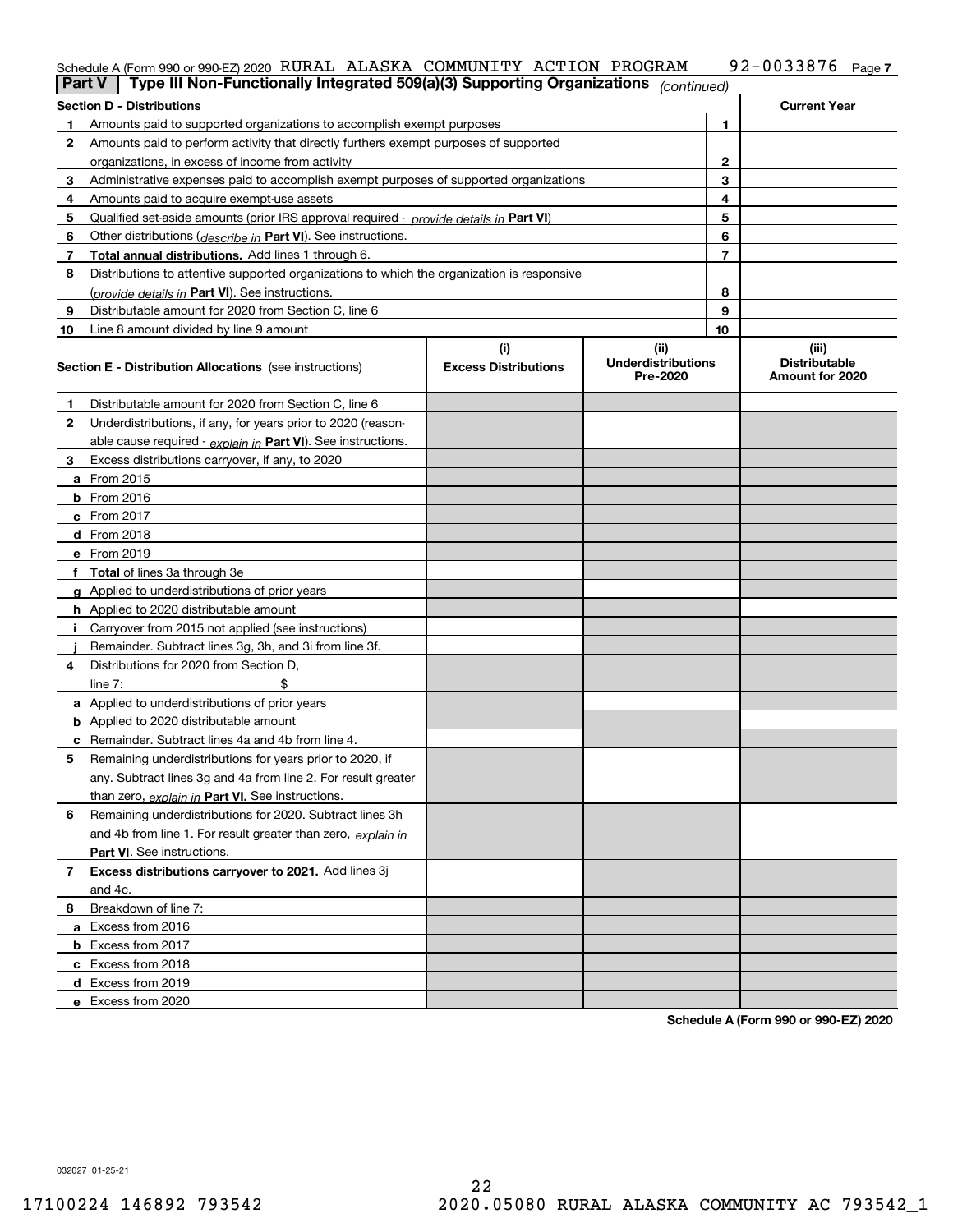Schedule A (Form 990 or 990-EZ) 2020 RURAL ALASKA COMMUNITY ACTION PROGRAM 92-0033876 Page 7

**Part V** | **Type III Non-Functionally Integrated 509(a)(3) Supporting Organizations** *(continued)*

| **Section D - Distributions** | | | **Current Year** |
|---|---|---|---|
| 1 | Amounts paid to supported organizations to accomplish exempt purposes | 1 | |
| 2 | Amounts paid to perform activity that directly furthers exempt purposes of supported organizations, in excess of income from activity | 2 | |
| 3 | Administrative expenses paid to accomplish exempt purposes of supported organizations | 3 | |
| 4 | Amounts paid to acquire exempt-use assets | 4 | |
| 5 | Qualified set-aside amounts (prior IRS approval required - *provide details in* **Part VI**) | 5 | |
| 6 | Other distributions (*describe in* **Part VI**). See instructions. | 6 | |
| 7 | **Total annual distributions.** Add lines 1 through 6. | 7 | |
| 8 | Distributions to attentive supported organizations to which the organization is responsive (*provide details in* **Part VI**). See instructions. | 8 | |
| 9 | Distributable amount for 2020 from Section C, line 6 | 9 | |
| 10 | Line 8 amount divided by line 9 amount | 10 | |

| **Section E - Distribution Allocations** (see instructions) | **(i)** **Excess Distributions** | **(ii)** **Underdistributions Pre-2020** | **(iii)** **Distributable Amount for 2020** |
|---|---|---|---|
| **1** Distributable amount for 2020 from Section C, line 6 | | | |
| **2** Underdistributions, if any, for years prior to 2020 (reasonable cause required - *explain in* **Part VI**). See instructions. | | | |
| **3** Excess distributions carryover, if any, to 2020 | | | |
| **a** From 2015 | | | |
| **b** From 2016 | | | |
| **c** From 2017 | | | |
| **d** From 2018 | | | |
| **e** From 2019 | | | |
| **f** **Total** of lines 3a through 3e | | | |
| **g** Applied to underdistributions of prior years | | | |
| **h** Applied to 2020 distributable amount | | | |
| **i** Carryover from 2015 not applied (see instructions) | | | |
| **j** Remainder. Subtract lines 3g, 3h, and 3i from line 3f. | | | |
| **4** Distributions for 2020 from Section D, line 7: $ | | | |
| **a** Applied to underdistributions of prior years | | | |
| **b** Applied to 2020 distributable amount | | | |
| **c** Remainder. Subtract lines 4a and 4b from line 4. | | | |
| **5** Remaining underdistributions for years prior to 2020, if any. Subtract lines 3g and 4a from line 2. For result greater than zero, *explain in* **Part VI.** See instructions. | | | |
| **6** Remaining underdistributions for 2020. Subtract lines 3h and 4b from line 1. For result greater than zero, *explain in* **Part VI**. See instructions. | | | |
| **7** **Excess distributions carryover to 2021.** Add lines 3j and 4c. | | | |
| **8** Breakdown of line 7: | | | |
| **a** Excess from 2016 | | | |
| **b** Excess from 2017 | | | |
| **c** Excess from 2018 | | | |
| **d** Excess from 2019 | | | |
| **e** Excess from 2020 | | | |

**Schedule A (Form 990 or 990-EZ) 2020**

032027 01-25-21

17100224 146892 793542 2020.05080 RURAL ALASKA COMMUNITY AC 793542_1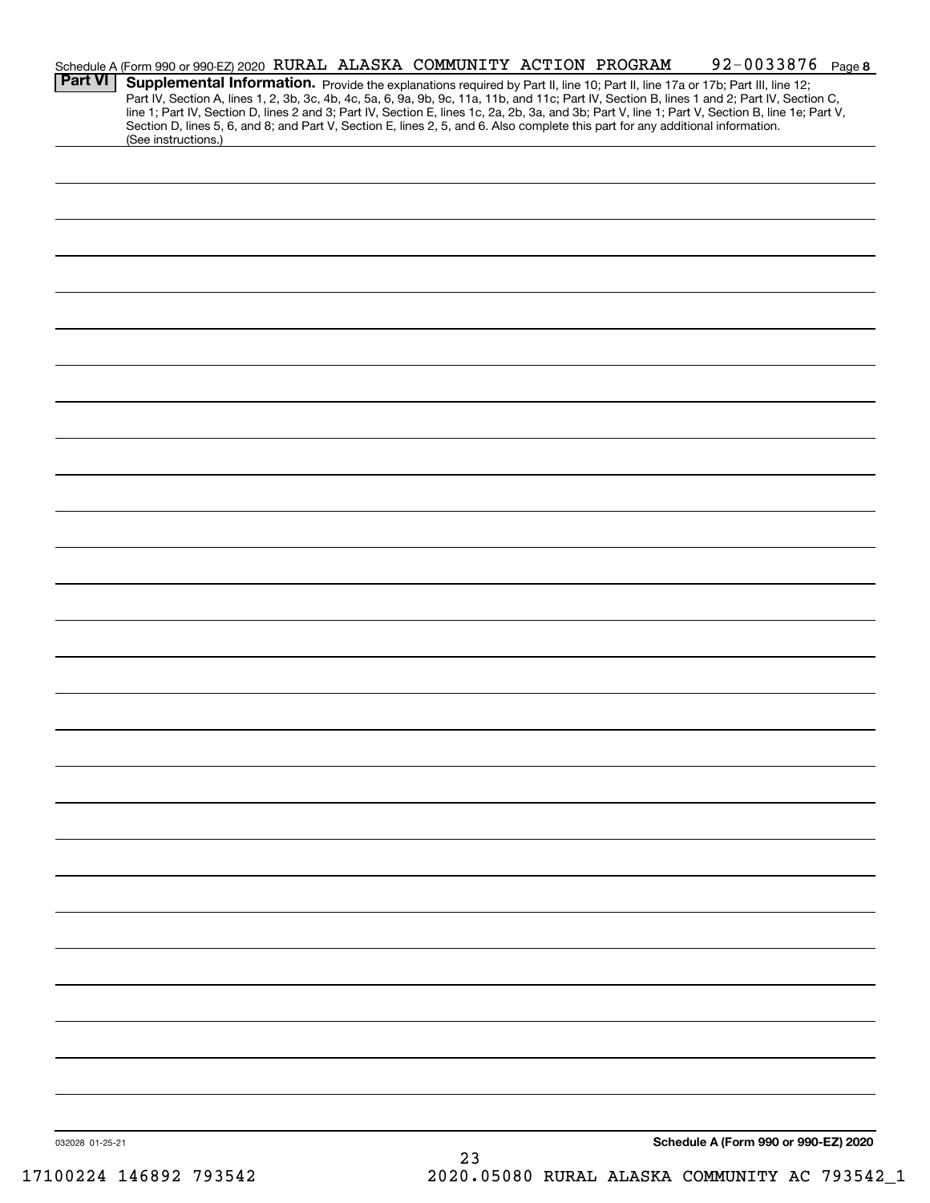Schedule A (Form 990 or 990-EZ) 2020 RURAL ALASKA COMMUNITY ACTION PROGRAM 92-0033876 Page 8

**Part VI** **Supplemental Information.** Provide the explanations required by Part II, line 10; Part II, line 17a or 17b; Part III, line 12; Part IV, Section A, lines 1, 2, 3b, 3c, 4b, 4c, 5a, 6, 9a, 9b, 9c, 11a, 11b, and 11c; Part IV, Section B, lines 1 and 2; Part IV, Section C, line 1; Part IV, Section D, lines 2 and 3; Part IV, Section E, lines 1c, 2a, 2b, 3a, and 3b; Part V, line 1; Part V, Section B, line 1e; Part V, Section D, lines 5, 6, and 8; and Part V, Section E, lines 2, 5, and 6. Also complete this part for any additional information. (See instructions.)

032028 01-25-21

**Schedule A (Form 990 or 990-EZ) 2020**

17100224 146892 793542 2020.05080 RURAL ALASKA COMMUNITY AC 793542_1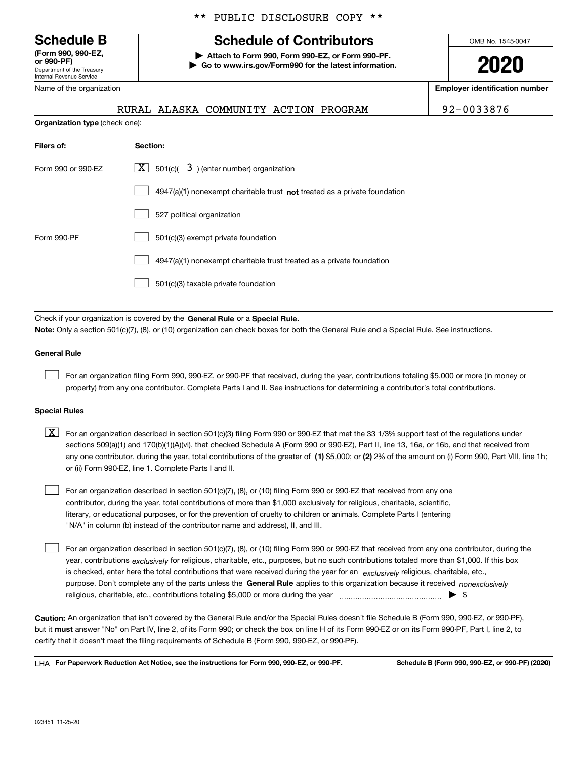** PUBLIC DISCLOSURE COPY **

# Schedule B

**(Form 990, 990-EZ, or 990-PF)**
Department of the Treasury
Internal Revenue Service

## Schedule of Contributors

**▶ Attach to Form 990, Form 990-EZ, or Form 990-PF.**
**▶ Go to www.irs.gov/Form990 for the latest information.**

OMB No. 1545-0047

**2020**

Name of the organization: RURAL ALASKA COMMUNITY ACTION PROGRAM

**Employer identification number**: 92-0033876

**Organization type** (check one):

| **Filers of:** | **Section:** |
|---|---|
| Form 990 or 990-EZ | [X] 501(c)( 3 ) (enter number) organization |
| | [ ] 4947(a)(1) nonexempt charitable trust **not** treated as a private foundation |
| | [ ] 527 political organization |
| Form 990-PF | [ ] 501(c)(3) exempt private foundation |
| | [ ] 4947(a)(1) nonexempt charitable trust treated as a private foundation |
| | [ ] 501(c)(3) taxable private foundation |

Check if your organization is covered by the **General Rule** or a **Special Rule.**

**Note:** Only a section 501(c)(7), (8), or (10) organization can check boxes for both the General Rule and a Special Rule. See instructions.

### General Rule

[ ] For an organization filing Form 990, 990-EZ, or 990-PF that received, during the year, contributions totaling $5,000 or more (in money or property) from any one contributor. Complete Parts I and II. See instructions for determining a contributor's total contributions.

### Special Rules

[X] For an organization described in section 501(c)(3) filing Form 990 or 990-EZ that met the 33 1/3% support test of the regulations under sections 509(a)(1) and 170(b)(1)(A)(vi), that checked Schedule A (Form 990 or 990-EZ), Part II, line 13, 16a, or 16b, and that received from any one contributor, during the year, total contributions of the greater of **(1)** $5,000; or **(2)** 2% of the amount on (i) Form 990, Part VIII, line 1h; or (ii) Form 990-EZ, line 1. Complete Parts I and II.

[ ] For an organization described in section 501(c)(7), (8), or (10) filing Form 990 or 990-EZ that received from any one contributor, during the year, total contributions of more than $1,000 exclusively for religious, charitable, scientific, literary, or educational purposes, or for the prevention of cruelty to children or animals. Complete Parts I (entering "N/A" in column (b) instead of the contributor name and address), II, and III.

[ ] For an organization described in section 501(c)(7), (8), or (10) filing Form 990 or 990-EZ that received from any one contributor, during the year, contributions *exclusively* for religious, charitable, etc., purposes, but no such contributions totaled more than $1,000. If this box is checked, enter here the total contributions that were received during the year for an *exclusively* religious, charitable, etc., purpose. Don't complete any of the parts unless the **General Rule** applies to this organization because it received *nonexclusively* religious, charitable, etc., contributions totaling $5,000 or more during the year ▶ $

**Caution:** An organization that isn't covered by the General Rule and/or the Special Rules doesn't file Schedule B (Form 990, 990-EZ, or 990-PF), but it **must** answer "No" on Part IV, line 2, of its Form 990; or check the box on line H of its Form 990-EZ or on its Form 990-PF, Part I, line 2, to certify that it doesn't meet the filing requirements of Schedule B (Form 990, 990-EZ, or 990-PF).

LHA **For Paperwork Reduction Act Notice, see the instructions for Form 990, 990-EZ, or 990-PF.** **Schedule B (Form 990, 990-EZ, or 990-PF) (2020)**

023451 11-25-20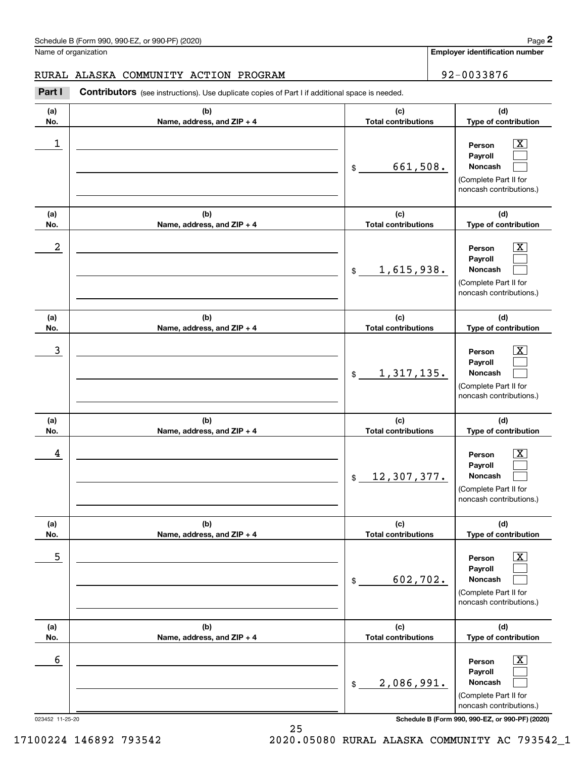Schedule B (Form 990, 990-EZ, or 990-PF) (2020)

Name of organization: RURAL ALASKA COMMUNITY ACTION PROGRAM

Employer identification number: 92-0033876

**Part I** **Contributors** (see instructions). Use duplicate copies of Part I if additional space is needed.

| (a) No. | (b) Name, address, and ZIP + 4 | (c) Total contributions | (d) Type of contribution |
|---|---|---|---|
| 1 | | $ 661,508. | Person [X] Payroll [ ] Noncash [ ] (Complete Part II for noncash contributions.) |
| 2 | | $ 1,615,938. | Person [X] Payroll [ ] Noncash [ ] (Complete Part II for noncash contributions.) |
| 3 | | $ 1,317,135. | Person [X] Payroll [ ] Noncash [ ] (Complete Part II for noncash contributions.) |
| 4 | | $ 12,307,377. | Person [X] Payroll [ ] Noncash [ ] (Complete Part II for noncash contributions.) |
| 5 | | $ 602,702. | Person [X] Payroll [ ] Noncash [ ] (Complete Part II for noncash contributions.) |
| 6 | | $ 2,086,991. | Person [X] Payroll [ ] Noncash [ ] (Complete Part II for noncash contributions.) |

023452 11-25-20

Schedule B (Form 990, 990-EZ, or 990-PF) (2020)

17100224 146892 793542 2020.05080 RURAL ALASKA COMMUNITY AC 793542_1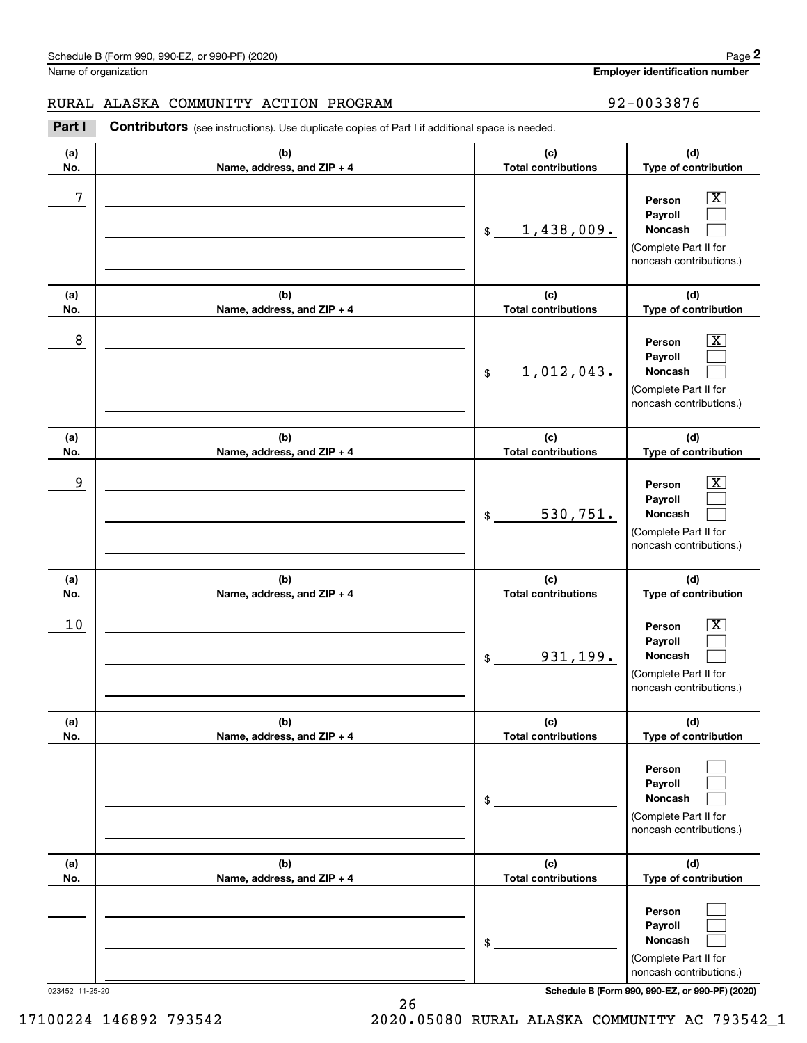Schedule B (Form 990, 990-EZ, or 990-PF) (2020)

Name of organization: RURAL ALASKA COMMUNITY ACTION PROGRAM

Employer identification number: 92-0033876

**Part I** **Contributors** (see instructions). Use duplicate copies of Part I if additional space is needed.

| (a) No. | (b) Name, address, and ZIP + 4 | (c) Total contributions | (d) Type of contribution |
|---|---|---|---|
| 7 | | $ 1,438,009. | Person [X] Payroll [ ] Noncash [ ] (Complete Part II for noncash contributions.) |
| 8 | | $ 1,012,043. | Person [X] Payroll [ ] Noncash [ ] (Complete Part II for noncash contributions.) |
| 9 | | $ 530,751. | Person [X] Payroll [ ] Noncash [ ] (Complete Part II for noncash contributions.) |
| 10 | | $ 931,199. | Person [X] Payroll [ ] Noncash [ ] (Complete Part II for noncash contributions.) |
| | | $ | Person [ ] Payroll [ ] Noncash [ ] (Complete Part II for noncash contributions.) |
| | | $ | Person [ ] Payroll [ ] Noncash [ ] (Complete Part II for noncash contributions.) |

023452 11-25-20

17100224 146892 793542 2020.05080 RURAL ALASKA COMMUNITY AC 793542_1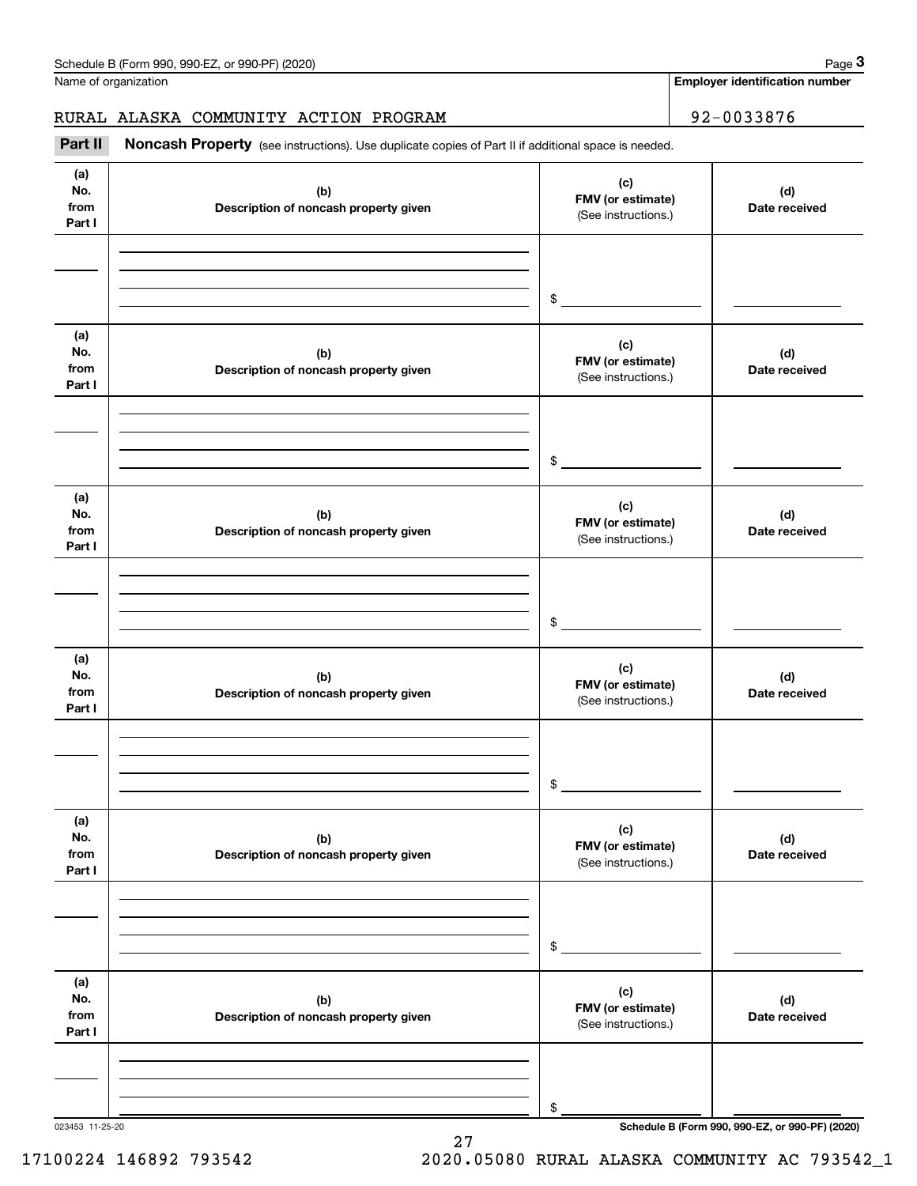Schedule B (Form 990, 990-EZ, or 990-PF) (2020)

| Name of organization | Employer identification number |
|---|---|
| RURAL ALASKA COMMUNITY ACTION PROGRAM | 92-0033876 |

**Part II** **Noncash Property** (see instructions). Use duplicate copies of Part II if additional space is needed.

| (a) No. from Part I | (b) Description of noncash property given | (c) FMV (or estimate) (See instructions.) | (d) Date received |
|---|---|---|---|
| | | $ | |

| (a) No. from Part I | (b) Description of noncash property given | (c) FMV (or estimate) (See instructions.) | (d) Date received |
|---|---|---|---|
| | | $ | |

| (a) No. from Part I | (b) Description of noncash property given | (c) FMV (or estimate) (See instructions.) | (d) Date received |
|---|---|---|---|
| | | $ | |

| (a) No. from Part I | (b) Description of noncash property given | (c) FMV (or estimate) (See instructions.) | (d) Date received |
|---|---|---|---|
| | | $ | |

| (a) No. from Part I | (b) Description of noncash property given | (c) FMV (or estimate) (See instructions.) | (d) Date received |
|---|---|---|---|
| | | $ | |

| (a) No. from Part I | (b) Description of noncash property given | (c) FMV (or estimate) (See instructions.) | (d) Date received |
|---|---|---|---|
| | | $ | |

023453 11-25-20

Schedule B (Form 990, 990-EZ, or 990-PF) (2020)

17100224 146892 793542 2020.05080 RURAL ALASKA COMMUNITY AC 793542_1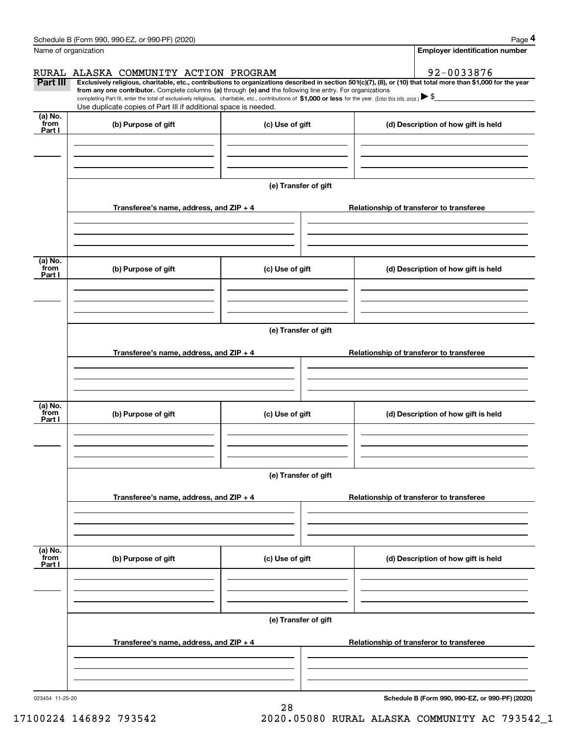Schedule B (Form 990, 990-EZ, or 990-PF) (2020) Page **4**

Name of organization: RURAL ALASKA COMMUNITY ACTION PROGRAM

**Employer identification number:** 92-0033876

**Part III** **Exclusively religious, charitable, etc., contributions to organizations described in section 501(c)(7), (8), or (10) that total more than $1,000 for the year from any one contributor.** Complete columns **(a)** through **(e) and** the following line entry. For organizations completing Part III, enter the total of exclusively religious, charitable, etc., contributions of **$1,000 or less** for the year. (Enter this info. once.) ▶ $

Use duplicate copies of Part III if additional space is needed.

| (a) No. from Part I | (b) Purpose of gift | (c) Use of gift | (d) Description of how gift is held |
|---|---|---|---|
| | | | |

**(e) Transfer of gift**

| Transferee's name, address, and ZIP + 4 | Relationship of transferor to transferee |
|---|---|
| | |

| (a) No. from Part I | (b) Purpose of gift | (c) Use of gift | (d) Description of how gift is held |
|---|---|---|---|
| | | | |

**(e) Transfer of gift**

| Transferee's name, address, and ZIP + 4 | Relationship of transferor to transferee |
|---|---|
| | |

| (a) No. from Part I | (b) Purpose of gift | (c) Use of gift | (d) Description of how gift is held |
|---|---|---|---|
| | | | |

**(e) Transfer of gift**

| Transferee's name, address, and ZIP + 4 | Relationship of transferor to transferee |
|---|---|
| | |

| (a) No. from Part I | (b) Purpose of gift | (c) Use of gift | (d) Description of how gift is held |
|---|---|---|---|
| | | | |

**(e) Transfer of gift**

| Transferee's name, address, and ZIP + 4 | Relationship of transferor to transferee |
|---|---|
| | |

023454 11-25-20 **Schedule B (Form 990, 990-EZ, or 990-PF) (2020)**

17100224 146892 793542 2020.05080 RURAL ALASKA COMMUNITY AC 793542_1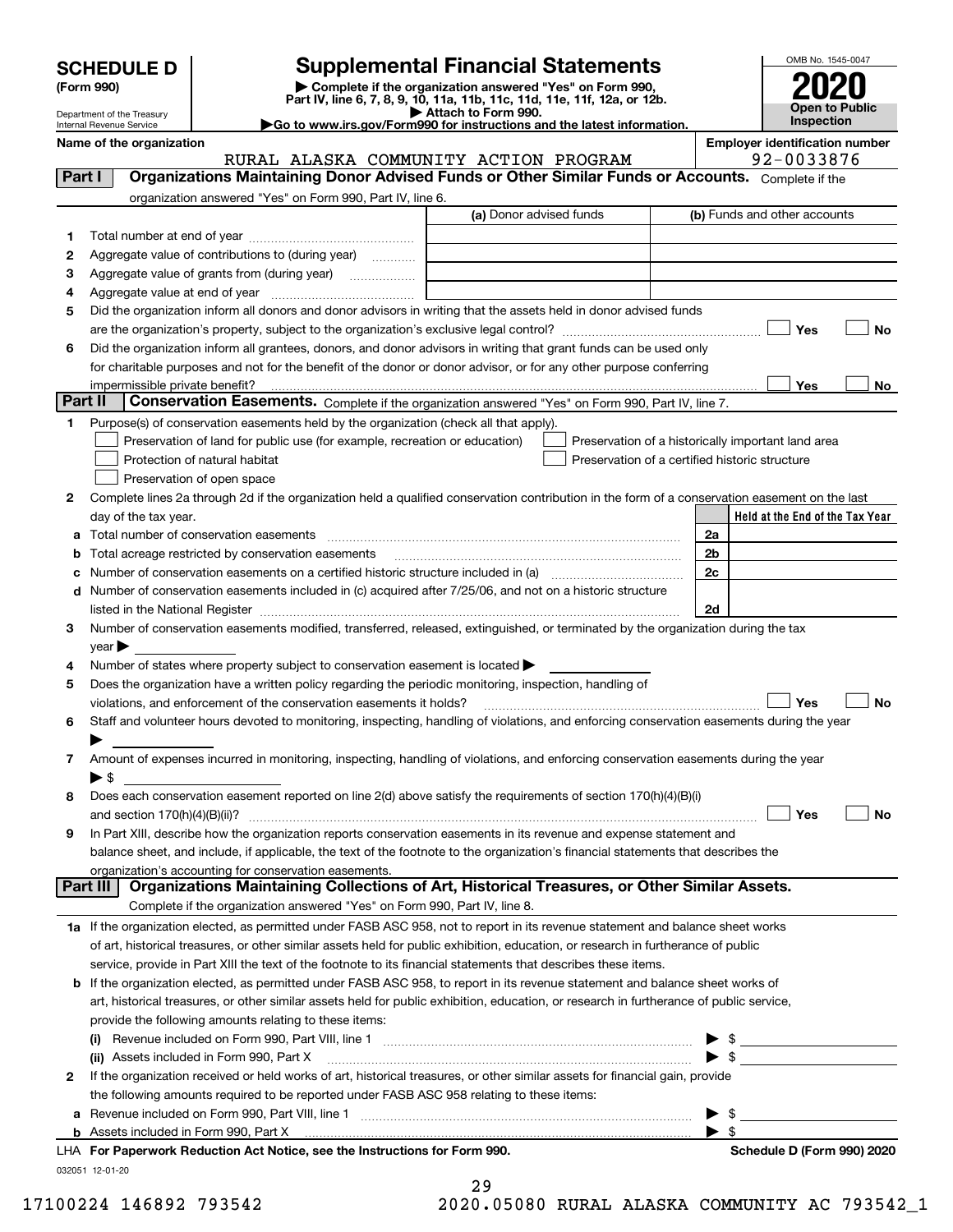# SCHEDULE D (Form 990)

Department of the Treasury
Internal Revenue Service

## Supplemental Financial Statements

▶ Complete if the organization answered "Yes" on Form 990, Part IV, line 6, 7, 8, 9, 10, 11a, 11b, 11c, 11d, 11e, 11f, 12a, or 12b.
▶ Attach to Form 990.
▶Go to www.irs.gov/Form990 for instructions and the latest information.

OMB No. 1545-0047
**2020**
**Open to Public Inspection**

**Name of the organization:** RURAL ALASKA COMMUNITY ACTION PROGRAM
**Employer identification number:** 92-0033876

### Part I — Organizations Maintaining Donor Advised Funds or Other Similar Funds or Accounts.
Complete if the organization answered "Yes" on Form 990, Part IV, line 6.

| | | (a) Donor advised funds | (b) Funds and other accounts |
|---|---|---|---|
| 1 | Total number at end of year | | |
| 2 | Aggregate value of contributions to (during year) | | |
| 3 | Aggregate value of grants from (during year) | | |
| 4 | Aggregate value at end of year | | |

5 Did the organization inform all donors and donor advisors in writing that the assets held in donor advised funds are the organization's property, subject to the organization's exclusive legal control? ☐ Yes ☐ No

6 Did the organization inform all grantees, donors, and donor advisors in writing that grant funds can be used only for charitable purposes and not for the benefit of the donor or donor advisor, or for any other purpose conferring impermissible private benefit? ☐ Yes ☐ No

### Part II — Conservation Easements.
Complete if the organization answered "Yes" on Form 990, Part IV, line 7.

1 Purpose(s) of conservation easements held by the organization (check all that apply).
- ☐ Preservation of land for public use (for example, recreation or education)
- ☐ Protection of natural habitat
- ☐ Preservation of open space
- ☐ Preservation of a historically important land area
- ☐ Preservation of a certified historic structure

2 Complete lines 2a through 2d if the organization held a qualified conservation contribution in the form of a conservation easement on the last day of the tax year.

| | | | Held at the End of the Tax Year |
|---|---|---|---|
| a | Total number of conservation easements | 2a | |
| b | Total acreage restricted by conservation easements | 2b | |
| c | Number of conservation easements on a certified historic structure included in (a) | 2c | |
| d | Number of conservation easements included in (c) acquired after 7/25/06, and not on a historic structure listed in the National Register | 2d | |

3 Number of conservation easements modified, transferred, released, extinguished, or terminated by the organization during the tax year ▶

4 Number of states where property subject to conservation easement is located ▶

5 Does the organization have a written policy regarding the periodic monitoring, inspection, handling of violations, and enforcement of the conservation easements it holds? ☐ Yes ☐ No

6 Staff and volunteer hours devoted to monitoring, inspecting, handling of violations, and enforcing conservation easements during the year ▶

7 Amount of expenses incurred in monitoring, inspecting, handling of violations, and enforcing conservation easements during the year ▶ $

8 Does each conservation easement reported on line 2(d) above satisfy the requirements of section 170(h)(4)(B)(i) and section 170(h)(4)(B)(ii)? ☐ Yes ☐ No

9 In Part XIII, describe how the organization reports conservation easements in its revenue and expense statement and balance sheet, and include, if applicable, the text of the footnote to the organization's financial statements that describes the organization's accounting for conservation easements.

### Part III — Organizations Maintaining Collections of Art, Historical Treasures, or Other Similar Assets.
Complete if the organization answered "Yes" on Form 990, Part IV, line 8.

1a If the organization elected, as permitted under FASB ASC 958, not to report in its revenue statement and balance sheet works of art, historical treasures, or other similar assets held for public exhibition, education, or research in furtherance of public service, provide in Part XIII the text of the footnote to its financial statements that describes these items.

b If the organization elected, as permitted under FASB ASC 958, to report in its revenue statement and balance sheet works of art, historical treasures, or other similar assets held for public exhibition, education, or research in furtherance of public service, provide the following amounts relating to these items:

(i) Revenue included on Form 990, Part VIII, line 1 ▶ $

(ii) Assets included in Form 990, Part X ▶ $

2 If the organization received or held works of art, historical treasures, or other similar assets for financial gain, provide the following amounts required to be reported under FASB ASC 958 relating to these items:

a Revenue included on Form 990, Part VIII, line 1 ▶ $

b Assets included in Form 990, Part X ▶ $

LHA For Paperwork Reduction Act Notice, see the Instructions for Form 990. **Schedule D (Form 990) 2020**

032051 12-01-20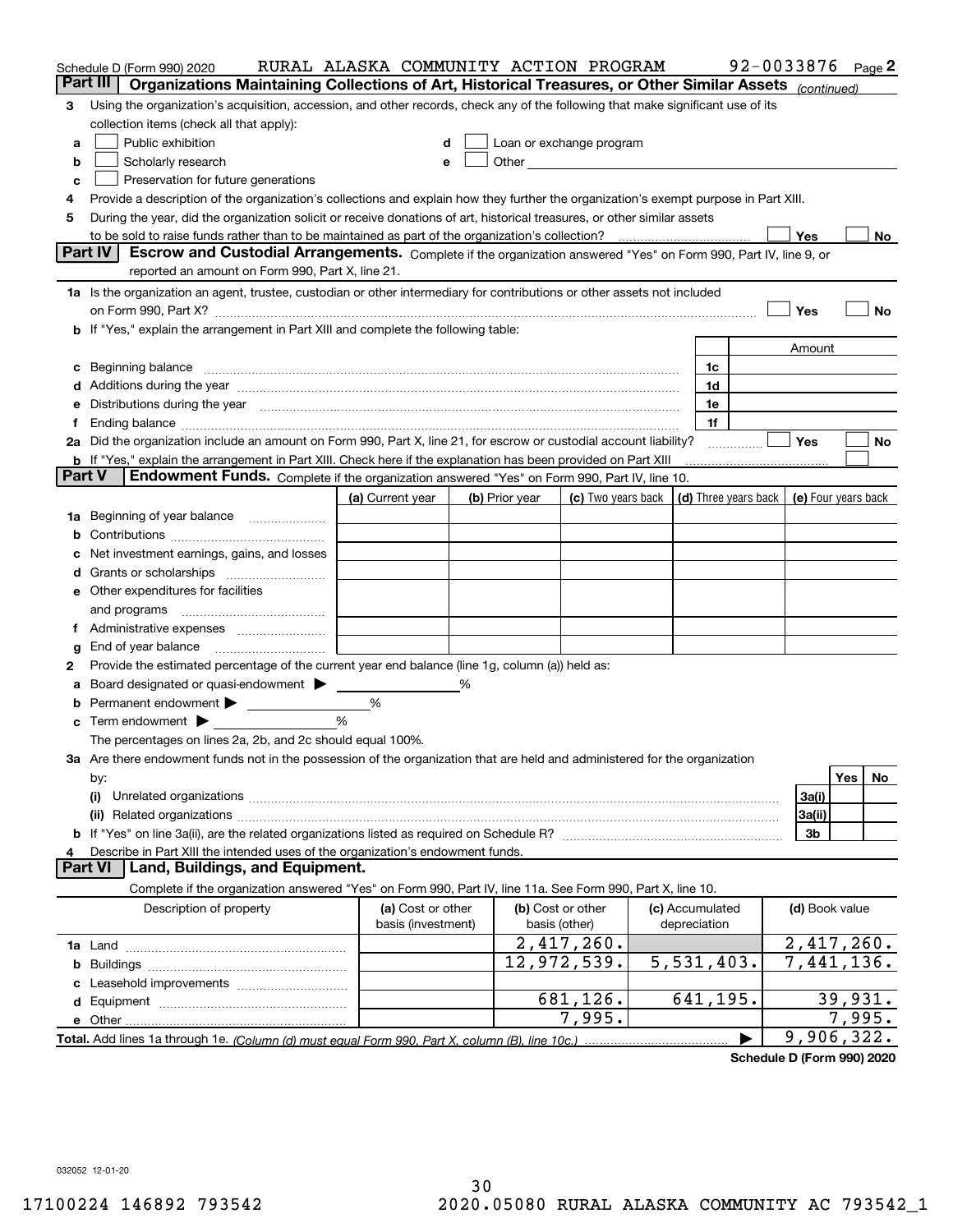Schedule D (Form 990) 2020 RURAL ALASKA COMMUNITY ACTION PROGRAM 92-0033876 Page 2

## Part III Organizations Maintaining Collections of Art, Historical Treasures, or Other Similar Assets *(continued)*

3 Using the organization's acquisition, accession, and other records, check any of the following that make significant use of its collection items (check all that apply):

- a ☐ Public exhibition
- b ☐ Scholarly research
- c ☐ Preservation for future generations
- d ☐ Loan or exchange program
- e ☐ Other

4 Provide a description of the organization's collections and explain how they further the organization's exempt purpose in Part XIII.

5 During the year, did the organization solicit or receive donations of art, historical treasures, or other similar assets to be sold to raise funds rather than to be maintained as part of the organization's collection? ☐ Yes ☐ No

## Part IV Escrow and Custodial Arrangements.

Complete if the organization answered "Yes" on Form 990, Part IV, line 9, or reported an amount on Form 990, Part X, line 21.

1a Is the organization an agent, trustee, custodian or other intermediary for contributions or other assets not included on Form 990, Part X? ☐ Yes ☐ No

b If "Yes," explain the arrangement in Part XIII and complete the following table:

| | | Amount |
|---|---|---|
| c Beginning balance | 1c | |
| d Additions during the year | 1d | |
| e Distributions during the year | 1e | |
| f Ending balance | 1f | |

2a Did the organization include an amount on Form 990, Part X, line 21, for escrow or custodial account liability? ☐ Yes ☐ No

b If "Yes," explain the arrangement in Part XIII. Check here if the explanation has been provided on Part XIII ☐

## Part V Endowment Funds.

Complete if the organization answered "Yes" on Form 990, Part IV, line 10.

| | (a) Current year | (b) Prior year | (c) Two years back | (d) Three years back | (e) Four years back |
|---|---|---|---|---|---|
| 1a Beginning of year balance | | | | | |
| b Contributions | | | | | |
| c Net investment earnings, gains, and losses | | | | | |
| d Grants or scholarships | | | | | |
| e Other expenditures for facilities and programs | | | | | |
| f Administrative expenses | | | | | |
| g End of year balance | | | | | |

2 Provide the estimated percentage of the current year end balance (line 1g, column (a)) held as:

- a Board designated or quasi-endowment ▶ %
- b Permanent endowment ▶ %
- c Term endowment ▶ %

The percentages on lines 2a, 2b, and 2c should equal 100%.

3a Are there endowment funds not in the possession of the organization that are held and administered for the organization by:

| | | Yes | No |
|---|---|---|---|
| (i) Unrelated organizations | 3a(i) | | |
| (ii) Related organizations | 3a(ii) | | |
| b If "Yes" on line 3a(ii), are the related organizations listed as required on Schedule R? | 3b | | |

4 Describe in Part XIII the intended uses of the organization's endowment funds.

## Part VI Land, Buildings, and Equipment.

Complete if the organization answered "Yes" on Form 990, Part IV, line 11a. See Form 990, Part X, line 10.

| Description of property | (a) Cost or other basis (investment) | (b) Cost or other basis (other) | (c) Accumulated depreciation | (d) Book value |
|---|---|---|---|---|
| 1a Land | | 2,417,260. | | 2,417,260. |
| b Buildings | | 12,972,539. | 5,531,403. | 7,441,136. |
| c Leasehold improvements | | | | |
| d Equipment | | 681,126. | 641,195. | 39,931. |
| e Other | | 7,995. | | 7,995. |
| **Total.** Add lines 1a through 1e. *(Column (d) must equal Form 990, Part X, column (B), line 10c.)* | | | ▶ | 9,906,322. |

**Schedule D (Form 990) 2020**

032052 12-01-20

17100224 146892 793542 2020.05080 RURAL ALASKA COMMUNITY AC 793542_1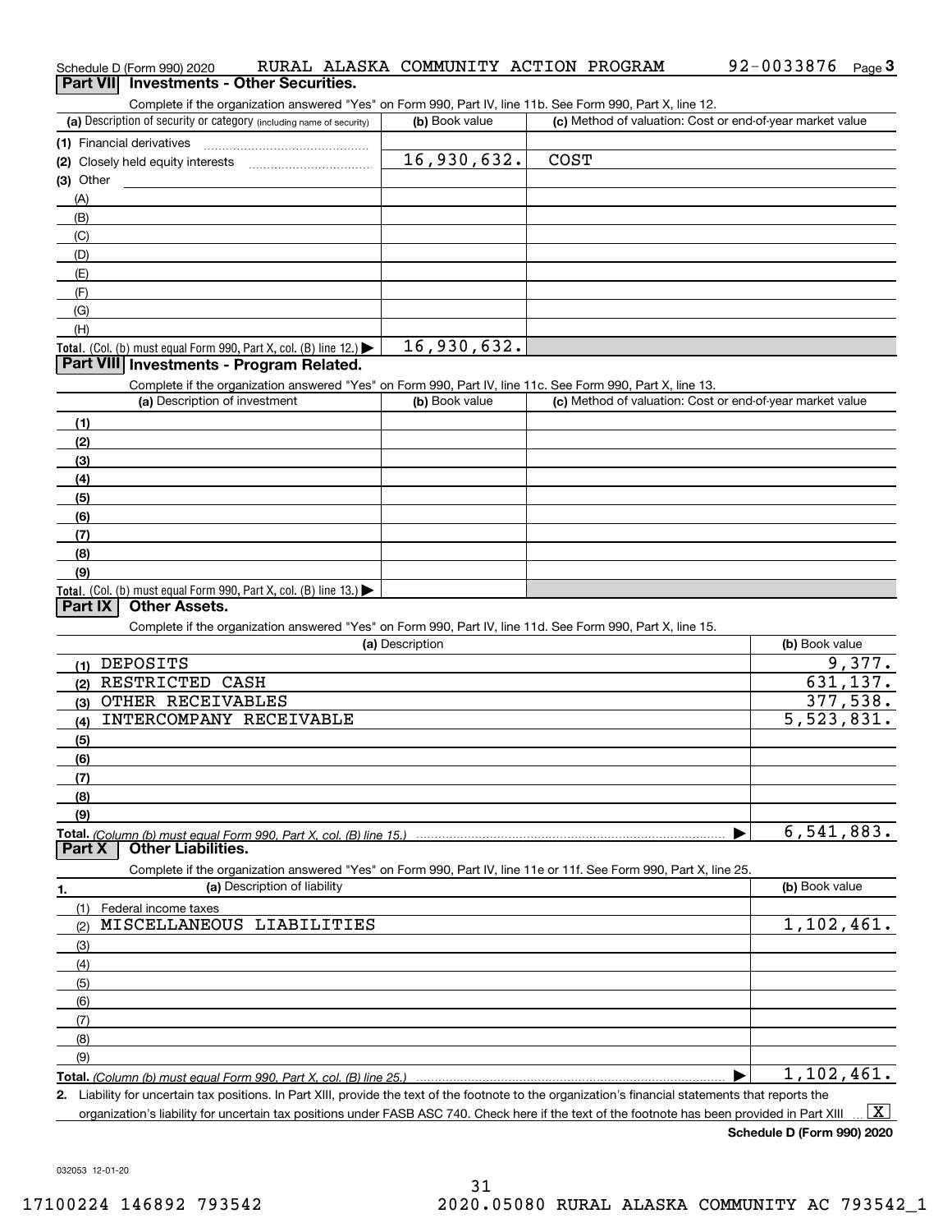Schedule D (Form 990) 2020 RURAL ALASKA COMMUNITY ACTION PROGRAM 92-0033876 Page 3

## Part VII Investments - Other Securities.

Complete if the organization answered "Yes" on Form 990, Part IV, line 11b. See Form 990, Part X, line 12.

| (a) Description of security or category (including name of security) | (b) Book value | (c) Method of valuation: Cost or end-of-year market value |
|---|---|---|
| (1) Financial derivatives | | |
| (2) Closely held equity interests | 16,930,632. | COST |
| (3) Other | | |
| (A) | | |
| (B) | | |
| (C) | | |
| (D) | | |
| (E) | | |
| (F) | | |
| (G) | | |
| (H) | | |
| **Total.** (Col. (b) must equal Form 990, Part X, col. (B) line 12.) ▶ | 16,930,632. | |

## Part VIII Investments - Program Related.

Complete if the organization answered "Yes" on Form 990, Part IV, line 11c. See Form 990, Part X, line 13.

| (a) Description of investment | (b) Book value | (c) Method of valuation: Cost or end-of-year market value |
|---|---|---|
| (1) | | |
| (2) | | |
| (3) | | |
| (4) | | |
| (5) | | |
| (6) | | |
| (7) | | |
| (8) | | |
| (9) | | |
| **Total.** (Col. (b) must equal Form 990, Part X, col. (B) line 13.) ▶ | | |

## Part IX Other Assets.

Complete if the organization answered "Yes" on Form 990, Part IV, line 11d. See Form 990, Part X, line 15.

| (a) Description | (b) Book value |
|---|---|
| (1) DEPOSITS | 9,377. |
| (2) RESTRICTED CASH | 631,137. |
| (3) OTHER RECEIVABLES | 377,538. |
| (4) INTERCOMPANY RECEIVABLE | 5,523,831. |
| (5) | |
| (6) | |
| (7) | |
| (8) | |
| (9) | |
| **Total.** *(Column (b) must equal Form 990, Part X, col. (B) line 15.)* ▶ | 6,541,883. |

## Part X Other Liabilities.

Complete if the organization answered "Yes" on Form 990, Part IV, line 11e or 11f. See Form 990, Part X, line 25.

| 1. (a) Description of liability | (b) Book value |
|---|---|
| (1) Federal income taxes | |
| (2) MISCELLANEOUS LIABILITIES | 1,102,461. |
| (3) | |
| (4) | |
| (5) | |
| (6) | |
| (7) | |
| (8) | |
| (9) | |
| **Total.** *(Column (b) must equal Form 990, Part X, col. (B) line 25.)* ▶ | 1,102,461. |

**2.** Liability for uncertain tax positions. In Part XIII, provide the text of the footnote to the organization's financial statements that reports the organization's liability for uncertain tax positions under FASB ASC 740. Check here if the text of the footnote has been provided in Part XIII ... [X]

**Schedule D (Form 990) 2020**

032053 12-01-20

17100224 146892 793542 2020.05080 RURAL ALASKA COMMUNITY AC 793542_1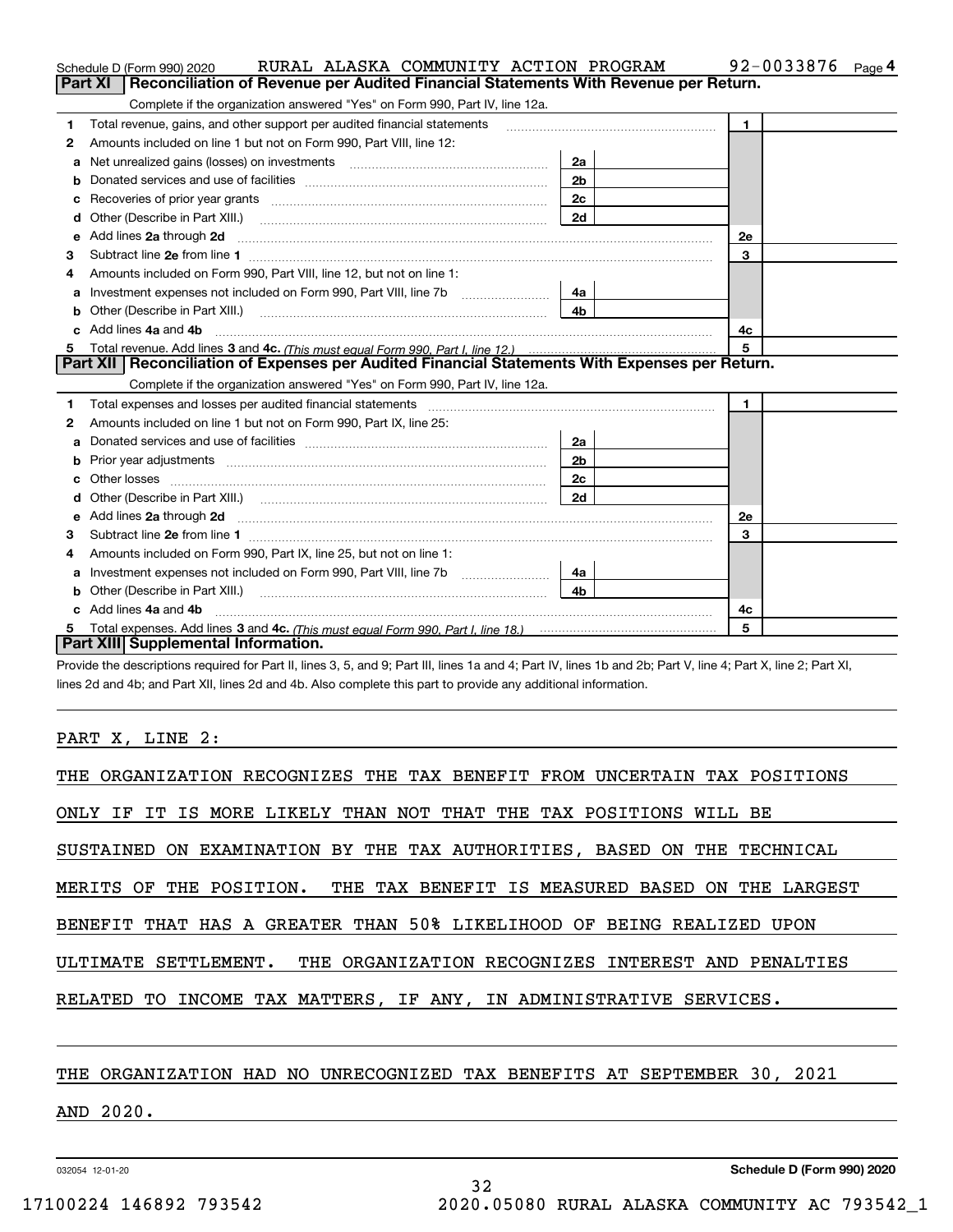Schedule D (Form 990) 2020 RURAL ALASKA COMMUNITY ACTION PROGRAM 92-0033876 Page 4

## Part XI Reconciliation of Revenue per Audited Financial Statements With Revenue per Return.

Complete if the organization answered "Yes" on Form 990, Part IV, line 12a.

| | | | | | |
|---|---|---|---|---|---|
| 1 | Total revenue, gains, and other support per audited financial statements | | | 1 | |
| 2 | Amounts included on line 1 but not on Form 990, Part VIII, line 12: | | | | |
| a | Net unrealized gains (losses) on investments | 2a | | | |
| b | Donated services and use of facilities | 2b | | | |
| c | Recoveries of prior year grants | 2c | | | |
| d | Other (Describe in Part XIII.) | 2d | | | |
| e | Add lines 2a through 2d | | | 2e | |
| 3 | Subtract line 2e from line 1 | | | 3 | |
| 4 | Amounts included on Form 990, Part VIII, line 12, but not on line 1: | | | | |
| a | Investment expenses not included on Form 990, Part VIII, line 7b | 4a | | | |
| b | Other (Describe in Part XIII.) | 4b | | | |
| c | Add lines 4a and 4b | | | 4c | |
| 5 | Total revenue. Add lines 3 and 4c. *(This must equal Form 990, Part I, line 12.)* | | | 5 | |

## Part XII Reconciliation of Expenses per Audited Financial Statements With Expenses per Return.

Complete if the organization answered "Yes" on Form 990, Part IV, line 12a.

| | | | | | |
|---|---|---|---|---|---|
| 1 | Total expenses and losses per audited financial statements | | | 1 | |
| 2 | Amounts included on line 1 but not on Form 990, Part IX, line 25: | | | | |
| a | Donated services and use of facilities | 2a | | | |
| b | Prior year adjustments | 2b | | | |
| c | Other losses | 2c | | | |
| d | Other (Describe in Part XIII.) | 2d | | | |
| e | Add lines 2a through 2d | | | 2e | |
| 3 | Subtract line 2e from line 1 | | | 3 | |
| 4 | Amounts included on Form 990, Part IX, line 25, but not on line 1: | | | | |
| a | Investment expenses not included on Form 990, Part VIII, line 7b | 4a | | | |
| b | Other (Describe in Part XIII.) | 4b | | | |
| c | Add lines 4a and 4b | | | 4c | |
| 5 | Total expenses. Add lines 3 and 4c. *(This must equal Form 990, Part I, line 18.)* | | | 5 | |

## Part XIII Supplemental Information.

Provide the descriptions required for Part II, lines 3, 5, and 9; Part III, lines 1a and 4; Part IV, lines 1b and 2b; Part V, line 4; Part X, line 2; Part XI, lines 2d and 4b; and Part XII, lines 2d and 4b. Also complete this part to provide any additional information.

PART X, LINE 2:

THE ORGANIZATION RECOGNIZES THE TAX BENEFIT FROM UNCERTAIN TAX POSITIONS ONLY IF IT IS MORE LIKELY THAN NOT THAT THE TAX POSITIONS WILL BE SUSTAINED ON EXAMINATION BY THE TAX AUTHORITIES, BASED ON THE TECHNICAL MERITS OF THE POSITION. THE TAX BENEFIT IS MEASURED BASED ON THE LARGEST BENEFIT THAT HAS A GREATER THAN 50% LIKELIHOOD OF BEING REALIZED UPON ULTIMATE SETTLEMENT. THE ORGANIZATION RECOGNIZES INTEREST AND PENALTIES RELATED TO INCOME TAX MATTERS, IF ANY, IN ADMINISTRATIVE SERVICES.

THE ORGANIZATION HAD NO UNRECOGNIZED TAX BENEFITS AT SEPTEMBER 30, 2021 AND 2020.

032054 12-01-20 **Schedule D (Form 990) 2020**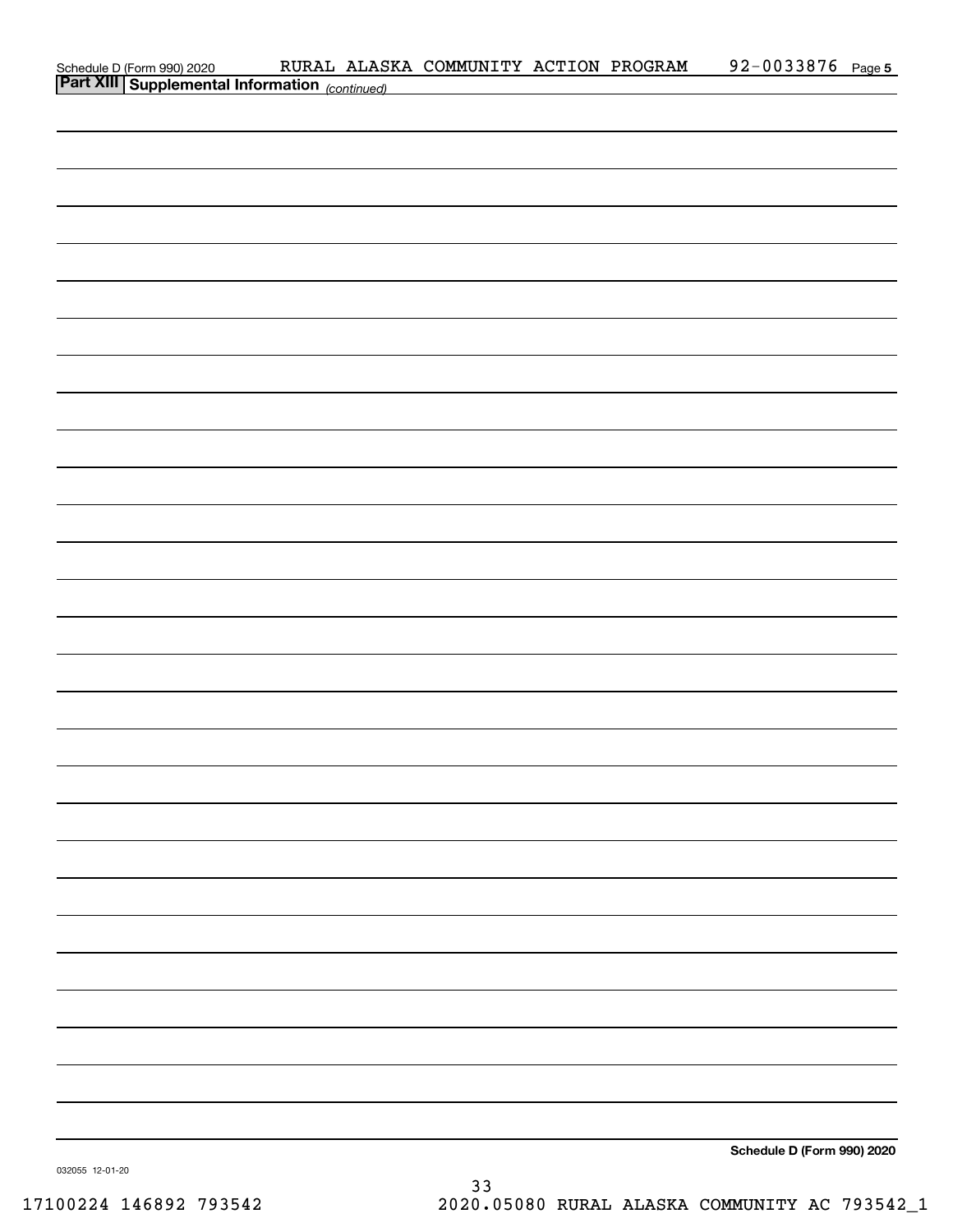Schedule D (Form 990) 2020 RURAL ALASKA COMMUNITY ACTION PROGRAM 92-0033876 Page 5

**Part XIII Supplemental Information** *(continued)*

**Schedule D (Form 990) 2020**

032055 12-01-20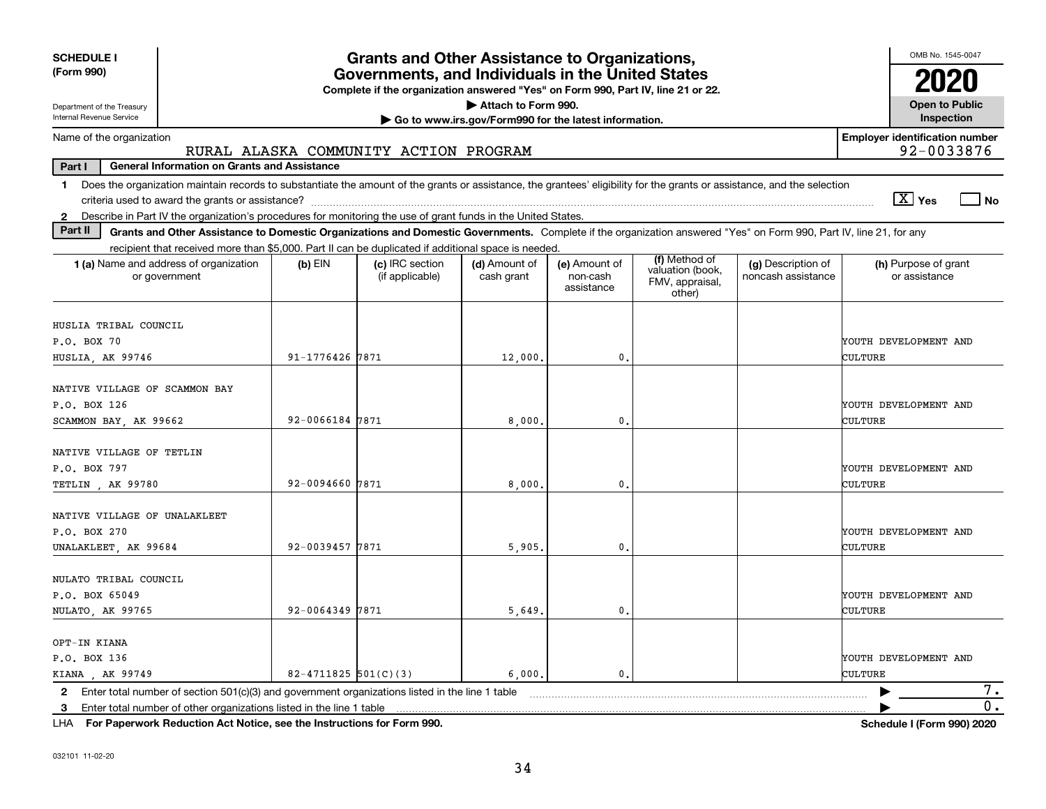**SCHEDULE I**
**(Form 990)**

Department of the Treasury
Internal Revenue Service

# Grants and Other Assistance to Organizations, Governments, and Individuals in the United States

**Complete if the organization answered "Yes" on Form 990, Part IV, line 21 or 22.**

▶ **Attach to Form 990.**

▶ **Go to www.irs.gov/Form990 for the latest information.**

OMB No. 1545-0047

**2020**

**Open to Public Inspection**

Name of the organization: RURAL ALASKA COMMUNITY ACTION PROGRAM

**Employer identification number:** 92-0033876

**Part I — General Information on Grants and Assistance**

1 Does the organization maintain records to substantiate the amount of the grants or assistance, the grantees' eligibility for the grants or assistance, and the selection criteria used to award the grants or assistance? [X] Yes [ ] No

2 Describe in Part IV the organization's procedures for monitoring the use of grant funds in the United States.

**Part II — Grants and Other Assistance to Domestic Organizations and Domestic Governments.** Complete if the organization answered "Yes" on Form 990, Part IV, line 21, for any recipient that received more than $5,000. Part II can be duplicated if additional space is needed.

| 1 (a) Name and address of organization or government | (b) EIN | (c) IRC section (if applicable) | (d) Amount of cash grant | (e) Amount of non-cash assistance | (f) Method of valuation (book, FMV, appraisal, other) | (g) Description of noncash assistance | (h) Purpose of grant or assistance |
|---|---|---|---|---|---|---|---|
| HUSLIA TRIBAL COUNCIL<br>P.O. BOX 70<br>HUSLIA, AK 99746 | 91-1776426 | 7871 | 12,000. | 0. | | | YOUTH DEVELOPMENT AND CULTURE |
| NATIVE VILLAGE OF SCAMMON BAY<br>P.O. BOX 126<br>SCAMMON BAY, AK 99662 | 92-0066184 | 7871 | 8,000. | 0. | | | YOUTH DEVELOPMENT AND CULTURE |
| NATIVE VILLAGE OF TETLIN<br>P.O. BOX 797<br>TETLIN , AK 99780 | 92-0094660 | 7871 | 8,000. | 0. | | | YOUTH DEVELOPMENT AND CULTURE |
| NATIVE VILLAGE OF UNALAKLEET<br>P.O. BOX 270<br>UNALAKLEET, AK 99684 | 92-0039457 | 7871 | 5,905. | 0. | | | YOUTH DEVELOPMENT AND CULTURE |
| NULATO TRIBAL COUNCIL<br>P.O. BOX 65049<br>NULATO, AK 99765 | 92-0064349 | 7871 | 5,649. | 0. | | | YOUTH DEVELOPMENT AND CULTURE |
| OPT-IN KIANA<br>P.O. BOX 136<br>KIANA , AK 99749 | 82-4711825 | 501(C)(3) | 6,000. | 0. | | | YOUTH DEVELOPMENT AND CULTURE |

2 Enter total number of section 501(c)(3) and government organizations listed in the line 1 table ▶ 7.

3 Enter total number of other organizations listed in the line 1 table ▶ 0.

LHA **For Paperwork Reduction Act Notice, see the Instructions for Form 990.** **Schedule I (Form 990) 2020**

032101 11-02-20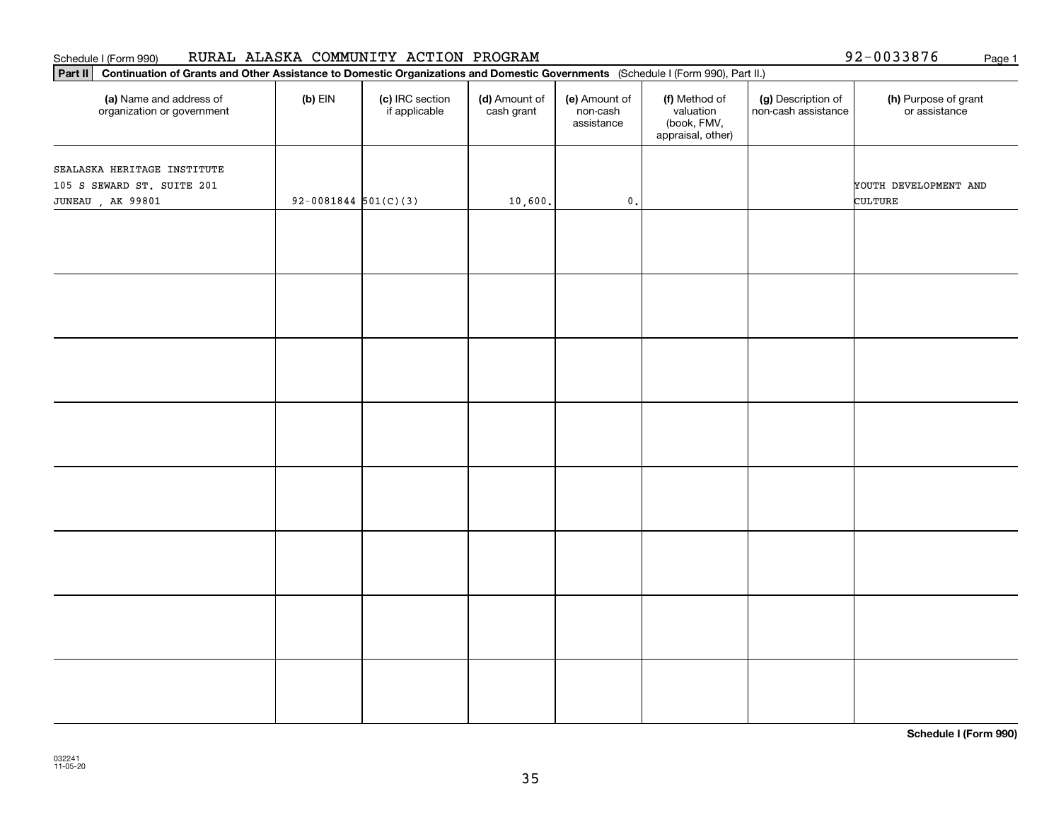Schedule I (Form 990) RURAL ALASKA COMMUNITY ACTION PROGRAM 92-0033876

**Part II** **Continuation of Grants and Other Assistance to Domestic Organizations and Domestic Governments** (Schedule I (Form 990), Part II.)

| (a) Name and address of organization or government | (b) EIN | (c) IRC section if applicable | (d) Amount of cash grant | (e) Amount of non-cash assistance | (f) Method of valuation (book, FMV, appraisal, other) | (g) Description of non-cash assistance | (h) Purpose of grant or assistance |
|---|---|---|---|---|---|---|---|
| SEALASKA HERITAGE INSTITUTE 105 S SEWARD ST. SUITE 201 JUNEAU , AK 99801 | 92-0081844 | 501(C)(3) | 10,600. | 0. | | | YOUTH DEVELOPMENT AND CULTURE |
| | | | | | | | |
| | | | | | | | |
| | | | | | | | |
| | | | | | | | |
| | | | | | | | |
| | | | | | | | |
| | | | | | | | |
| | | | | | | | |

**Schedule I (Form 990)**

032241 11-05-20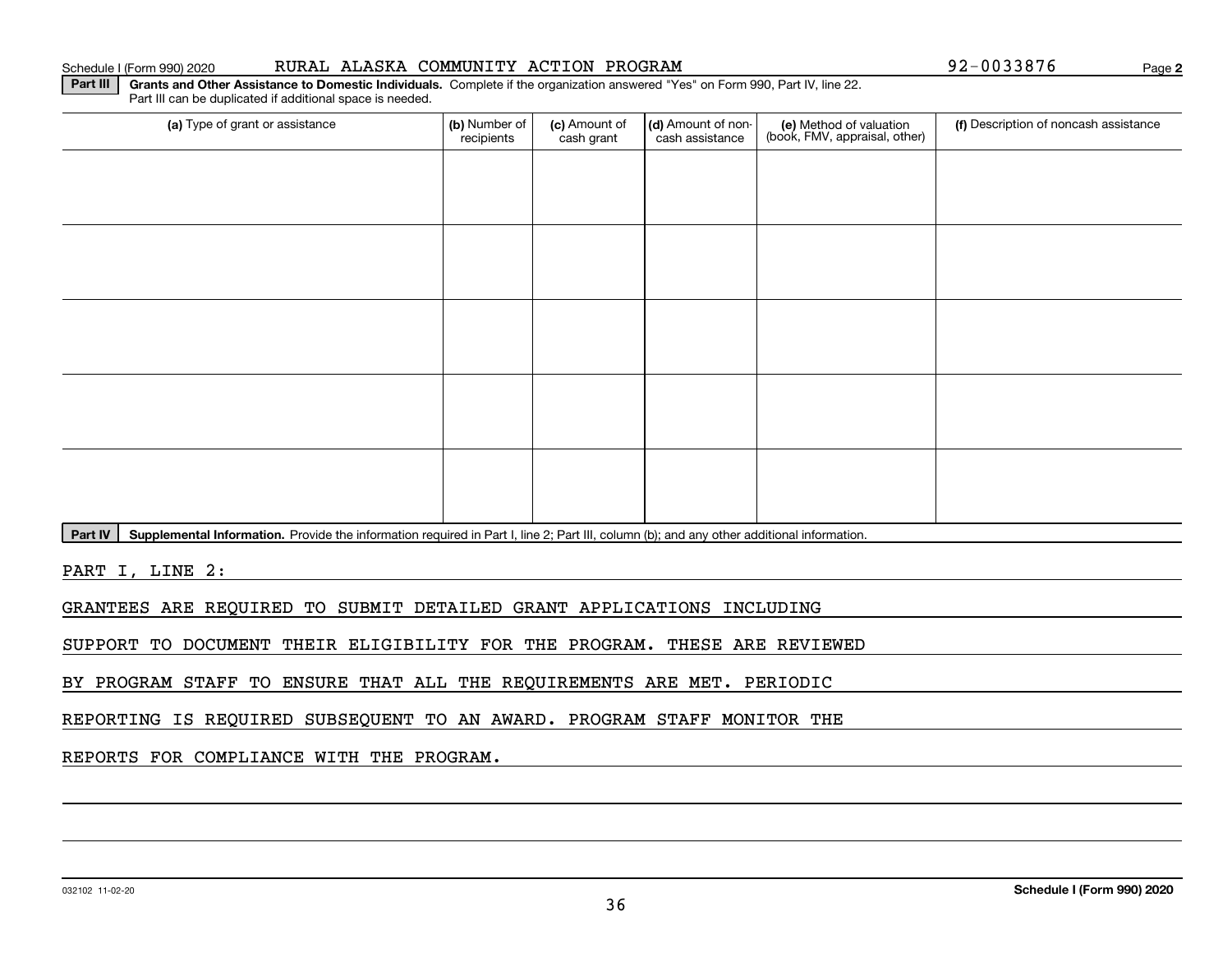Schedule I (Form 990) 2020 RURAL ALASKA COMMUNITY ACTION PROGRAM 92-0033876 Page **2**

**Part III** **Grants and Other Assistance to Domestic Individuals.** Complete if the organization answered "Yes" on Form 990, Part IV, line 22. Part III can be duplicated if additional space is needed.

| (a) Type of grant or assistance | (b) Number of recipients | (c) Amount of cash grant | (d) Amount of non-cash assistance | (e) Method of valuation (book, FMV, appraisal, other) | (f) Description of noncash assistance |
|---|---|---|---|---|---|
| | | | | | |
| | | | | | |
| | | | | | |
| | | | | | |
| | | | | | |

**Part IV** **Supplemental Information.** Provide the information required in Part I, line 2; Part III, column (b); and any other additional information.

PART I, LINE 2:

GRANTEES ARE REQUIRED TO SUBMIT DETAILED GRANT APPLICATIONS INCLUDING SUPPORT TO DOCUMENT THEIR ELIGIBILITY FOR THE PROGRAM. THESE ARE REVIEWED BY PROGRAM STAFF TO ENSURE THAT ALL THE REQUIREMENTS ARE MET. PERIODIC REPORTING IS REQUIRED SUBSEQUENT TO AN AWARD. PROGRAM STAFF MONITOR THE REPORTS FOR COMPLIANCE WITH THE PROGRAM.

032102 11-02-20 **Schedule I (Form 990) 2020**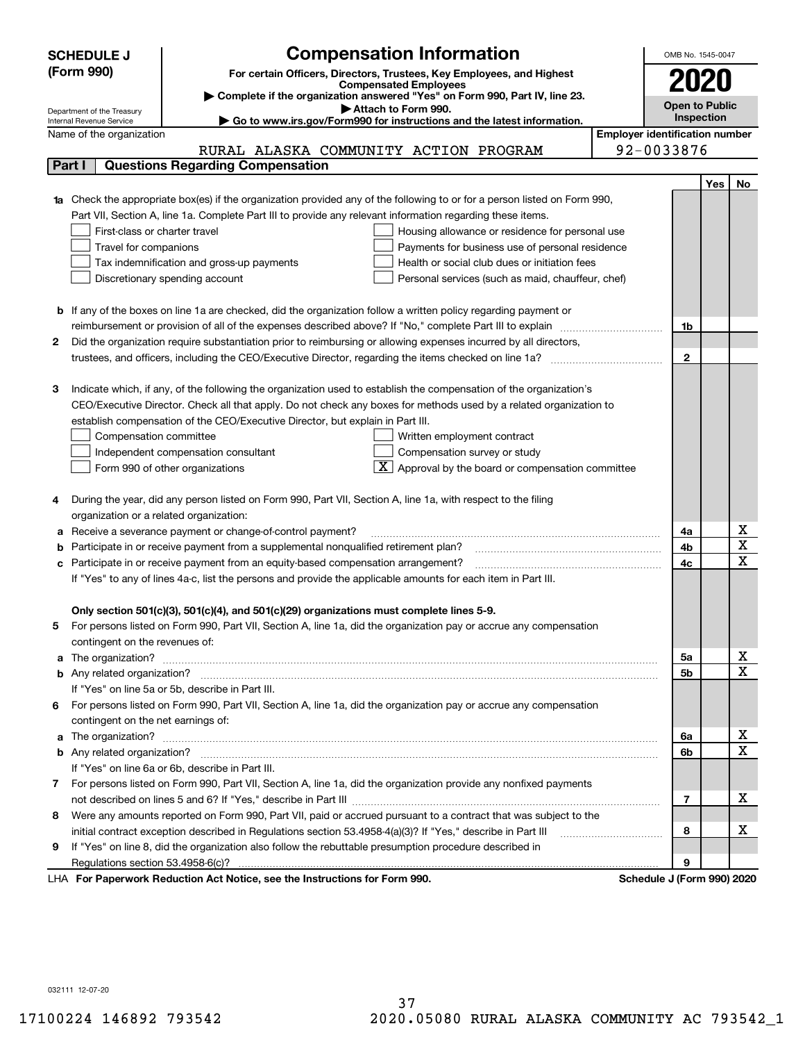**SCHEDULE J (Form 990)**

Department of the Treasury
Internal Revenue Service

# Compensation Information

**For certain Officers, Directors, Trustees, Key Employees, and Highest Compensated Employees**

▶ Complete if the organization answered "Yes" on Form 990, Part IV, line 23.
▶ Attach to Form 990.
▶ Go to www.irs.gov/Form990 for instructions and the latest information.

OMB No. 1545-0047

**2020**

**Open to Public Inspection**

Name of the organization: RURAL ALASKA COMMUNITY ACTION PROGRAM

**Employer identification number:** 92-0033876

## Part I Questions Regarding Compensation

| | | | Yes | No |
|---|---|---|---|---|
| **1a** | Check the appropriate box(es) if the organization provided any of the following to or for a person listed on Form 990, Part VII, Section A, line 1a. Complete Part III to provide any relevant information regarding these items.<br>☐ First-class or charter travel ☐ Housing allowance or residence for personal use<br>☐ Travel for companions ☐ Payments for business use of personal residence<br>☐ Tax indemnification and gross-up payments ☐ Health or social club dues or initiation fees<br>☐ Discretionary spending account ☐ Personal services (such as maid, chauffeur, chef) | | | |
| **b** | If any of the boxes on line 1a are checked, did the organization follow a written policy regarding payment or reimbursement or provision of all of the expenses described above? If "No," complete Part III to explain | 1b | | |
| **2** | Did the organization require substantiation prior to reimbursing or allowing expenses incurred by all directors, trustees, and officers, including the CEO/Executive Director, regarding the items checked on line 1a? | 2 | | |
| **3** | Indicate which, if any, of the following the organization used to establish the compensation of the organization's CEO/Executive Director. Check all that apply. Do not check any boxes for methods used by a related organization to establish compensation of the CEO/Executive Director, but explain in Part III.<br>☐ Compensation committee ☐ Written employment contract<br>☐ Independent compensation consultant ☐ Compensation survey or study<br>☐ Form 990 of other organizations ☒ Approval by the board or compensation committee | | | |
| **4** | During the year, did any person listed on Form 990, Part VII, Section A, line 1a, with respect to the filing organization or a related organization: | | | |
| **a** | Receive a severance payment or change-of-control payment? | 4a | | X |
| **b** | Participate in or receive payment from a supplemental nonqualified retirement plan? | 4b | | X |
| **c** | Participate in or receive payment from an equity-based compensation arrangement? | 4c | | X |
| | If "Yes" to any of lines 4a-c, list the persons and provide the applicable amounts for each item in Part III. | | | |
| | **Only section 501(c)(3), 501(c)(4), and 501(c)(29) organizations must complete lines 5-9.** | | | |
| **5** | For persons listed on Form 990, Part VII, Section A, line 1a, did the organization pay or accrue any compensation contingent on the revenues of: | | | |
| **a** | The organization? | 5a | | X |
| **b** | Any related organization? | 5b | | X |
| | If "Yes" on line 5a or 5b, describe in Part III. | | | |
| **6** | For persons listed on Form 990, Part VII, Section A, line 1a, did the organization pay or accrue any compensation contingent on the net earnings of: | | | |
| **a** | The organization? | 6a | | X |
| **b** | Any related organization? | 6b | | X |
| | If "Yes" on line 6a or 6b, describe in Part III. | | | |
| **7** | For persons listed on Form 990, Part VII, Section A, line 1a, did the organization provide any nonfixed payments not described on lines 5 and 6? If "Yes," describe in Part III | 7 | | X |
| **8** | Were any amounts reported on Form 990, Part VII, paid or accrued pursuant to a contract that was subject to the initial contract exception described in Regulations section 53.4958-4(a)(3)? If "Yes," describe in Part III | 8 | | X |
| **9** | If "Yes" on line 8, did the organization also follow the rebuttable presumption procedure described in Regulations section 53.4958-6(c)? | 9 | | |

LHA **For Paperwork Reduction Act Notice, see the Instructions for Form 990.** **Schedule J (Form 990) 2020**

032111 12-07-20

17100224 146892 793542 2020.05080 RURAL ALASKA COMMUNITY AC 793542_1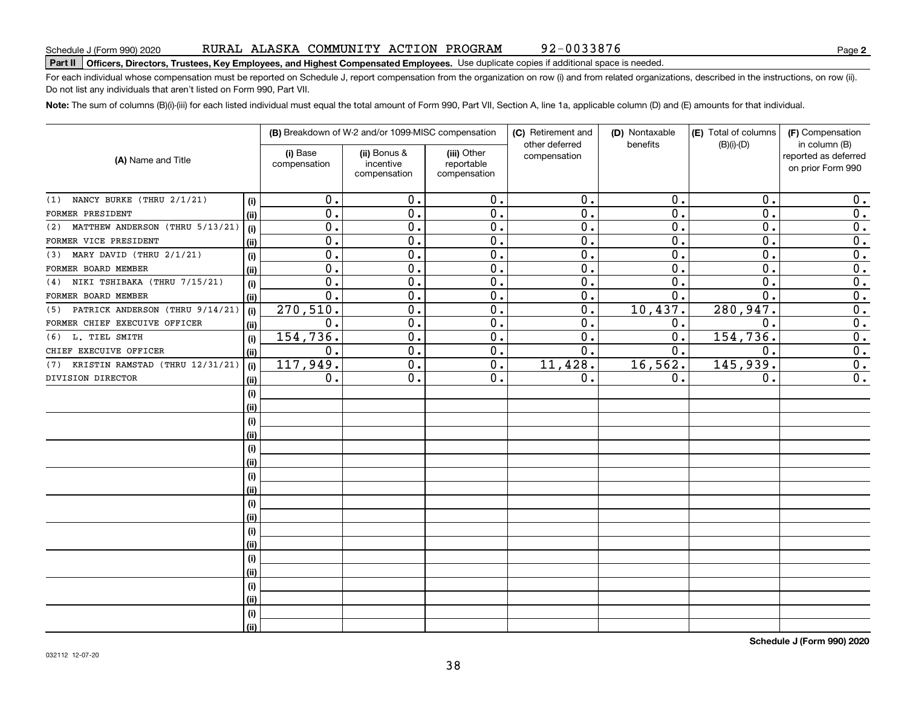Schedule J (Form 990) 2020 RURAL ALASKA COMMUNITY ACTION PROGRAM 92-0033876

**Part II** **Officers, Directors, Trustees, Key Employees, and Highest Compensated Employees.** Use duplicate copies if additional space is needed.

For each individual whose compensation must be reported on Schedule J, report compensation from the organization on row (i) and from related organizations, described in the instructions, on row (ii). Do not list any individuals that aren't listed on Form 990, Part VII.

**Note:** The sum of columns (B)(i)-(iii) for each listed individual must equal the total amount of Form 990, Part VII, Section A, line 1a, applicable column (D) and (E) amounts for that individual.

| (A) Name and Title | | (B) Breakdown of W-2 and/or 1099-MISC compensation | | | (C) Retirement and other deferred compensation | (D) Nontaxable benefits | (E) Total of columns (B)(i)-(D) | (F) Compensation in column (B) reported as deferred on prior Form 990 |
|---|---|---|---|---|---|---|---|---|
| | | (i) Base compensation | (ii) Bonus & incentive compensation | (iii) Other reportable compensation | | | | |
| (1) NANCY BURKE (THRU 2/1/21) | (i) | 0. | 0. | 0. | 0. | 0. | 0. | 0. |
| FORMER PRESIDENT | (ii) | 0. | 0. | 0. | 0. | 0. | 0. | 0. |
| (2) MATTHEW ANDERSON (THRU 5/13/21) | (i) | 0. | 0. | 0. | 0. | 0. | 0. | 0. |
| FORMER VICE PRESIDENT | (ii) | 0. | 0. | 0. | 0. | 0. | 0. | 0. |
| (3) MARY DAVID (THRU 2/1/21) | (i) | 0. | 0. | 0. | 0. | 0. | 0. | 0. |
| FORMER BOARD MEMBER | (ii) | 0. | 0. | 0. | 0. | 0. | 0. | 0. |
| (4) NIKI TSHIBAKA (THRU 7/15/21) | (i) | 0. | 0. | 0. | 0. | 0. | 0. | 0. |
| FORMER BOARD MEMBER | (ii) | 0. | 0. | 0. | 0. | 0. | 0. | 0. |
| (5) PATRICK ANDERSON (THRU 9/14/21) | (i) | 270,510. | 0. | 0. | 0. | 10,437. | 280,947. | 0. |
| FORMER CHIEF EXECUTIVE OFFICER | (ii) | 0. | 0. | 0. | 0. | 0. | 0. | 0. |
| (6) L. TIEL SMITH | (i) | 154,736. | 0. | 0. | 0. | 0. | 154,736. | 0. |
| CHIEF EXECUTIVE OFFICER | (ii) | 0. | 0. | 0. | 0. | 0. | 0. | 0. |
| (7) KRISTIN RAMSTAD (THRU 12/31/21) | (i) | 117,949. | 0. | 0. | 11,428. | 16,562. | 145,939. | 0. |
| DIVISION DIRECTOR | (ii) | 0. | 0. | 0. | 0. | 0. | 0. | 0. |

Schedule J (Form 990) 2020

032112 12-07-20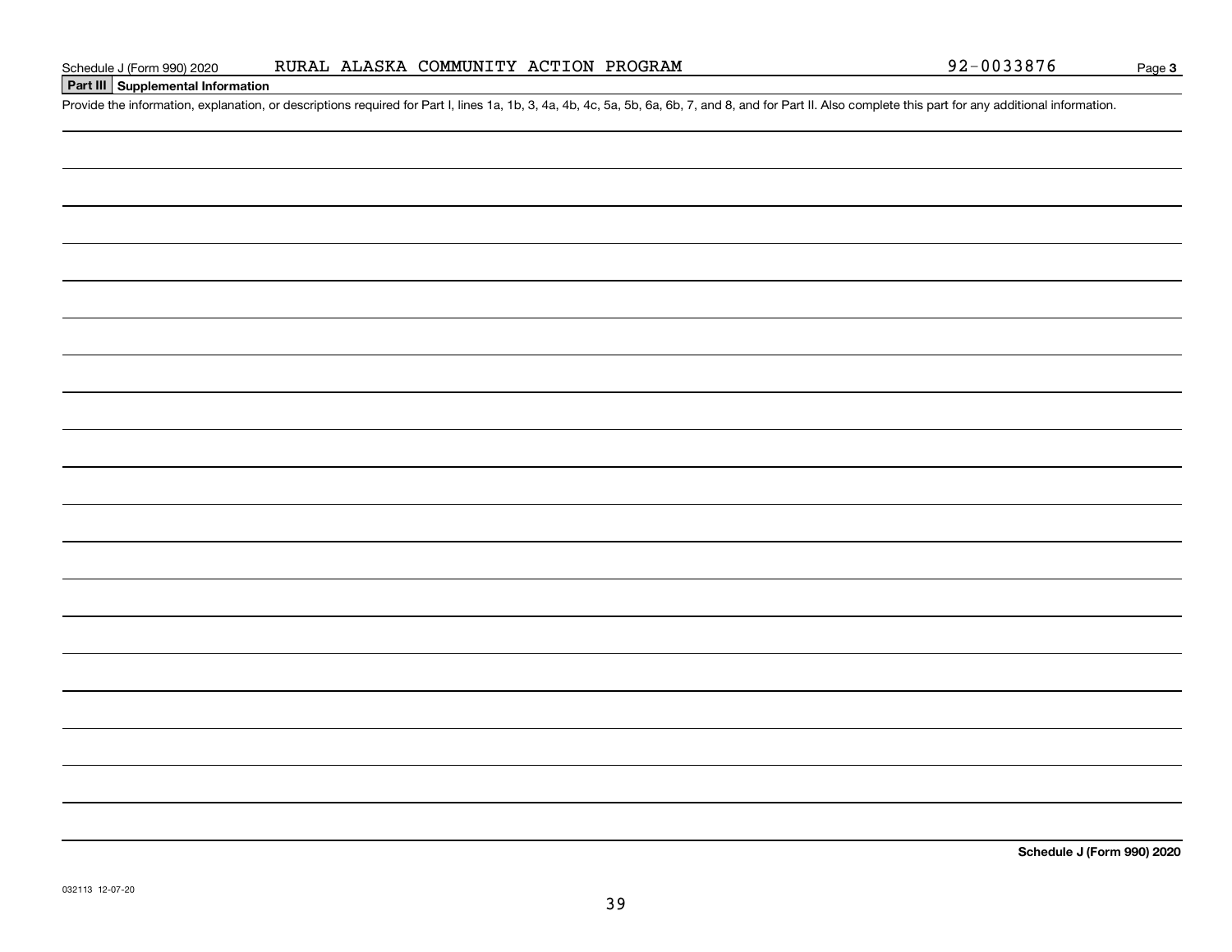Schedule J (Form 990) 2020 RURAL ALASKA COMMUNITY ACTION PROGRAM 92-0033876 Page **3**

## Part III Supplemental Information

Provide the information, explanation, or descriptions required for Part I, lines 1a, 1b, 3, 4a, 4b, 4c, 5a, 5b, 6a, 6b, 7, and 8, and for Part II. Also complete this part for any additional information.

**Schedule J (Form 990) 2020**

032113 12-07-20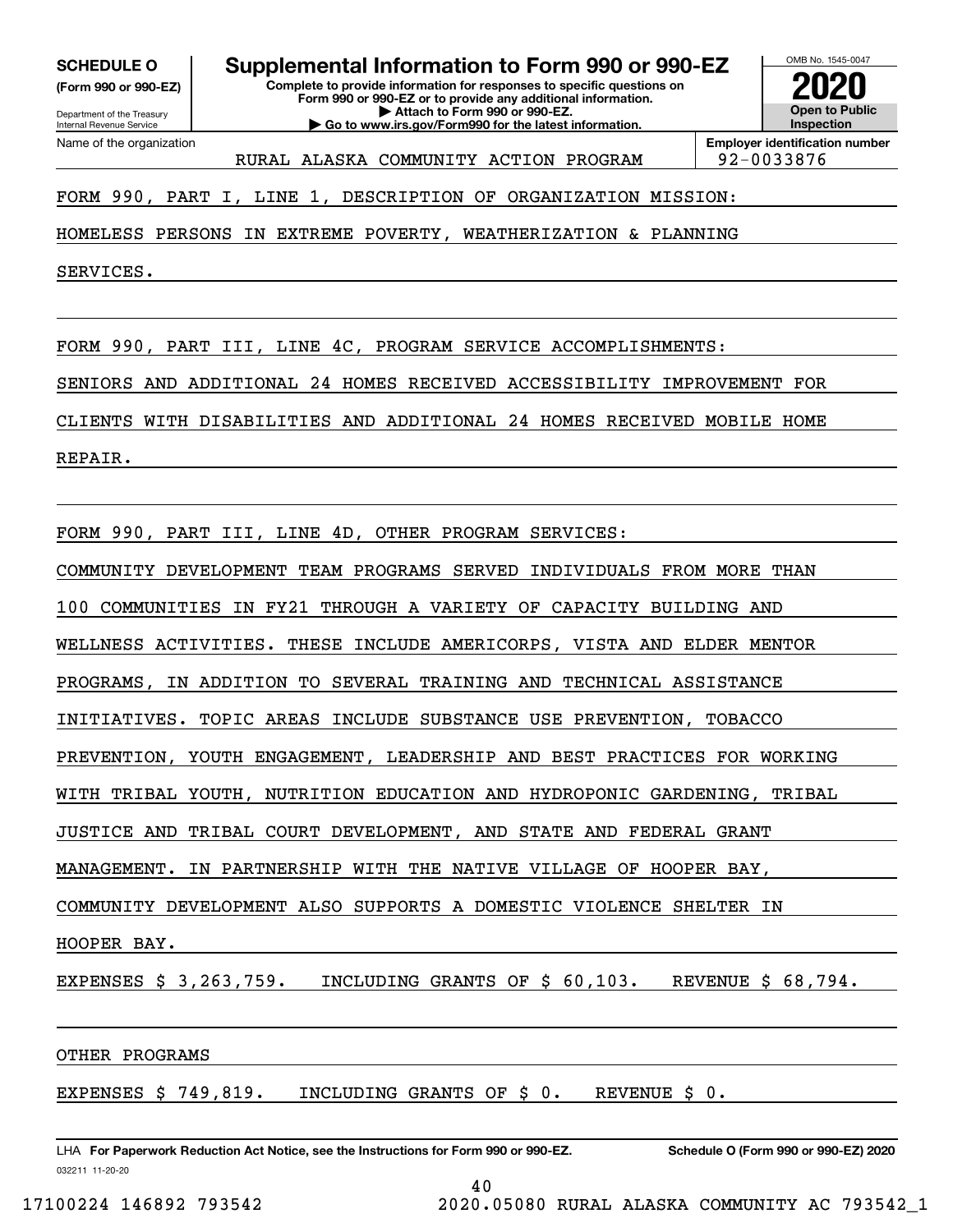**SCHEDULE O**
**(Form 990 or 990-EZ)**

Department of the Treasury
Internal Revenue Service

# Supplemental Information to Form 990 or 990-EZ

**Complete to provide information for responses to specific questions on Form 990 or 990-EZ or to provide any additional information.**
**▶ Attach to Form 990 or 990-EZ.**
**▶ Go to www.irs.gov/Form990 for the latest information.**

OMB No. 1545-0047

**2020**

**Open to Public Inspection**

Name of the organization: RURAL ALASKA COMMUNITY ACTION PROGRAM

**Employer identification number:** 92-0033876

FORM 990, PART I, LINE 1, DESCRIPTION OF ORGANIZATION MISSION:

HOMELESS PERSONS IN EXTREME POVERTY, WEATHERIZATION & PLANNING SERVICES.

FORM 990, PART III, LINE 4C, PROGRAM SERVICE ACCOMPLISHMENTS:

SENIORS AND ADDITIONAL 24 HOMES RECEIVED ACCESSIBILITY IMPROVEMENT FOR CLIENTS WITH DISABILITIES AND ADDITIONAL 24 HOMES RECEIVED MOBILE HOME REPAIR.

FORM 990, PART III, LINE 4D, OTHER PROGRAM SERVICES:

COMMUNITY DEVELOPMENT TEAM PROGRAMS SERVED INDIVIDUALS FROM MORE THAN 100 COMMUNITIES IN FY21 THROUGH A VARIETY OF CAPACITY BUILDING AND WELLNESS ACTIVITIES. THESE INCLUDE AMERICORPS, VISTA AND ELDER MENTOR PROGRAMS, IN ADDITION TO SEVERAL TRAINING AND TECHNICAL ASSISTANCE INITIATIVES. TOPIC AREAS INCLUDE SUBSTANCE USE PREVENTION, TOBACCO PREVENTION, YOUTH ENGAGEMENT, LEADERSHIP AND BEST PRACTICES FOR WORKING WITH TRIBAL YOUTH, NUTRITION EDUCATION AND HYDROPONIC GARDENING, TRIBAL JUSTICE AND TRIBAL COURT DEVELOPMENT, AND STATE AND FEDERAL GRANT MANAGEMENT. IN PARTNERSHIP WITH THE NATIVE VILLAGE OF HOOPER BAY, COMMUNITY DEVELOPMENT ALSO SUPPORTS A DOMESTIC VIOLENCE SHELTER IN HOOPER BAY.

EXPENSES $ 3,263,759. INCLUDING GRANTS OF $ 60,103. REVENUE $ 68,794.

OTHER PROGRAMS

EXPENSES $ 749,819. INCLUDING GRANTS OF $ 0. REVENUE $ 0.

LHA **For Paperwork Reduction Act Notice, see the Instructions for Form 990 or 990-EZ.** **Schedule O (Form 990 or 990-EZ) 2020**
032211 11-20-20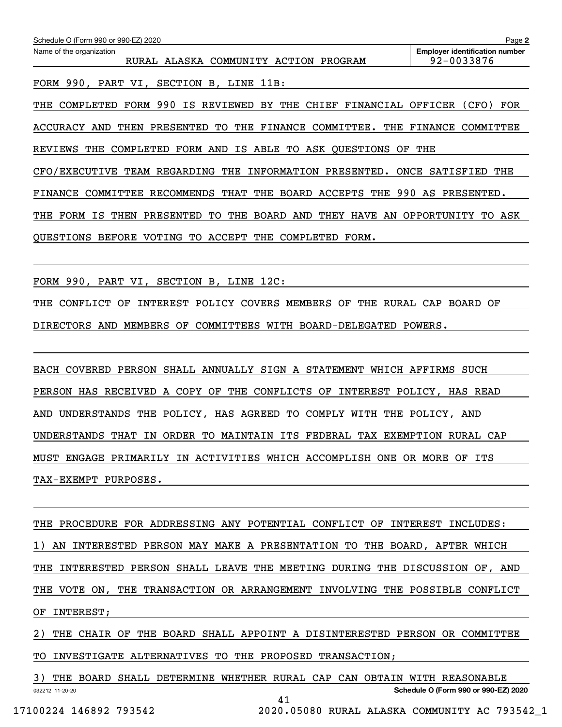Schedule O (Form 990 or 990-EZ) 2020

Name of the organization: RURAL ALASKA COMMUNITY ACTION PROGRAM

Employer identification number: 92-0033876

FORM 990, PART VI, SECTION B, LINE 11B:

THE COMPLETED FORM 990 IS REVIEWED BY THE CHIEF FINANCIAL OFFICER (CFO) FOR ACCURACY AND THEN PRESENTED TO THE FINANCE COMMITTEE. THE FINANCE COMMITTEE REVIEWS THE COMPLETED FORM AND IS ABLE TO ASK QUESTIONS OF THE CFO/EXECUTIVE TEAM REGARDING THE INFORMATION PRESENTED. ONCE SATISFIED THE FINANCE COMMITTEE RECOMMENDS THAT THE BOARD ACCEPTS THE 990 AS PRESENTED. THE FORM IS THEN PRESENTED TO THE BOARD AND THEY HAVE AN OPPORTUNITY TO ASK QUESTIONS BEFORE VOTING TO ACCEPT THE COMPLETED FORM.

FORM 990, PART VI, SECTION B, LINE 12C:

THE CONFLICT OF INTEREST POLICY COVERS MEMBERS OF THE RURAL CAP BOARD OF DIRECTORS AND MEMBERS OF COMMITTEES WITH BOARD-DELEGATED POWERS.

EACH COVERED PERSON SHALL ANNUALLY SIGN A STATEMENT WHICH AFFIRMS SUCH PERSON HAS RECEIVED A COPY OF THE CONFLICTS OF INTEREST POLICY, HAS READ AND UNDERSTANDS THE POLICY, HAS AGREED TO COMPLY WITH THE POLICY, AND UNDERSTANDS THAT IN ORDER TO MAINTAIN ITS FEDERAL TAX EXEMPTION RURAL CAP MUST ENGAGE PRIMARILY IN ACTIVITIES WHICH ACCOMPLISH ONE OR MORE OF ITS TAX-EXEMPT PURPOSES.

THE PROCEDURE FOR ADDRESSING ANY POTENTIAL CONFLICT OF INTEREST INCLUDES:

1) AN INTERESTED PERSON MAY MAKE A PRESENTATION TO THE BOARD, AFTER WHICH THE INTERESTED PERSON SHALL LEAVE THE MEETING DURING THE DISCUSSION OF, AND THE VOTE ON, THE TRANSACTION OR ARRANGEMENT INVOLVING THE POSSIBLE CONFLICT OF INTEREST;

2) THE CHAIR OF THE BOARD SHALL APPOINT A DISINTERESTED PERSON OR COMMITTEE TO INVESTIGATE ALTERNATIVES TO THE PROPOSED TRANSACTION;

3) THE BOARD SHALL DETERMINE WHETHER RURAL CAP CAN OBTAIN WITH REASONABLE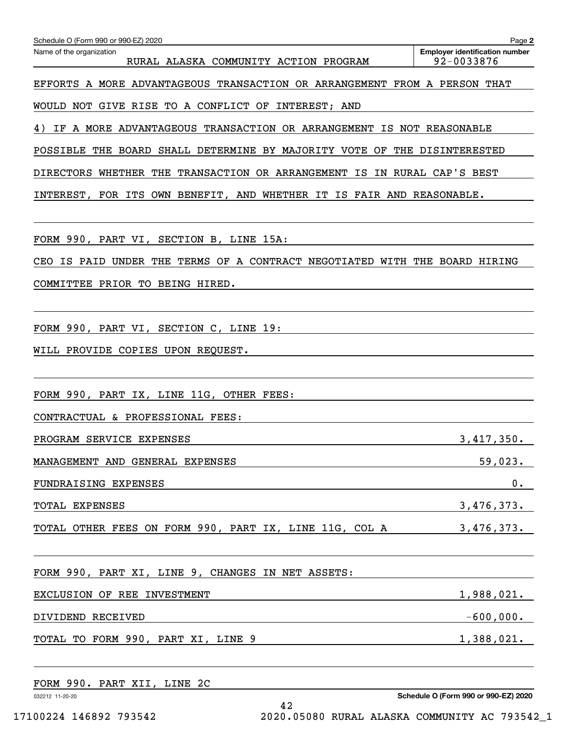Schedule O (Form 990 or 990-EZ) 2020

Name of the organization: RURAL ALASKA COMMUNITY ACTION PROGRAM

Employer identification number: 92-0033876

EFFORTS A MORE ADVANTAGEOUS TRANSACTION OR ARRANGEMENT FROM A PERSON THAT WOULD NOT GIVE RISE TO A CONFLICT OF INTEREST; AND

4) IF A MORE ADVANTAGEOUS TRANSACTION OR ARRANGEMENT IS NOT REASONABLE POSSIBLE THE BOARD SHALL DETERMINE BY MAJORITY VOTE OF THE DISINTERESTED DIRECTORS WHETHER THE TRANSACTION OR ARRANGEMENT IS IN RURAL CAP'S BEST INTEREST, FOR ITS OWN BENEFIT, AND WHETHER IT IS FAIR AND REASONABLE.

FORM 990, PART VI, SECTION B, LINE 15A:

CEO IS PAID UNDER THE TERMS OF A CONTRACT NEGOTIATED WITH THE BOARD HIRING COMMITTEE PRIOR TO BEING HIRED.

FORM 990, PART VI, SECTION C, LINE 19:

WILL PROVIDE COPIES UPON REQUEST.

FORM 990, PART IX, LINE 11G, OTHER FEES:

CONTRACTUAL & PROFESSIONAL FEES:

| | |
|---|---|
| PROGRAM SERVICE EXPENSES | 3,417,350. |
| MANAGEMENT AND GENERAL EXPENSES | 59,023. |
| FUNDRAISING EXPENSES | 0. |
| TOTAL EXPENSES | 3,476,373. |
| TOTAL OTHER FEES ON FORM 990, PART IX, LINE 11G, COL A | 3,476,373. |

FORM 990, PART XI, LINE 9, CHANGES IN NET ASSETS:

| | |
|---|---|
| EXCLUSION OF REE INVESTMENT | 1,988,021. |
| DIVIDEND RECEIVED | -600,000. |
| TOTAL TO FORM 990, PART XI, LINE 9 | 1,388,021. |

FORM 990. PART XII, LINE 2C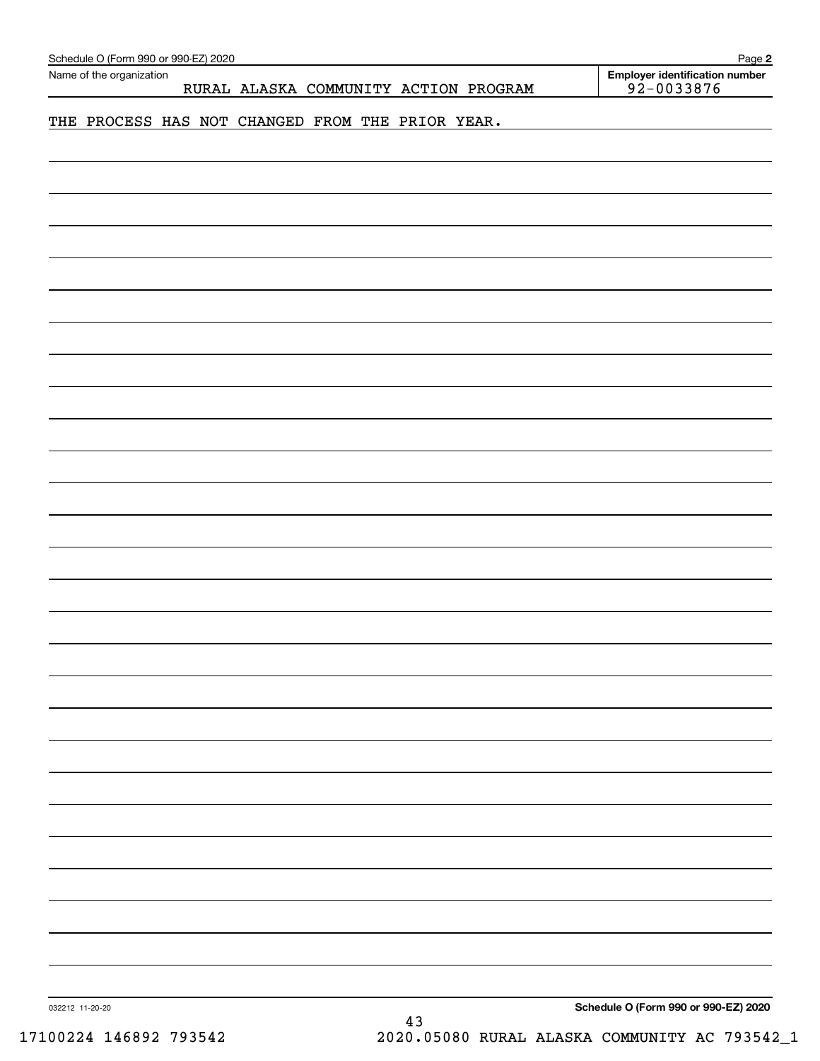Name of the organization: RURAL ALASKA COMMUNITY ACTION PROGRAM

Employer identification number: 92-0033876

THE PROCESS HAS NOT CHANGED FROM THE PRIOR YEAR.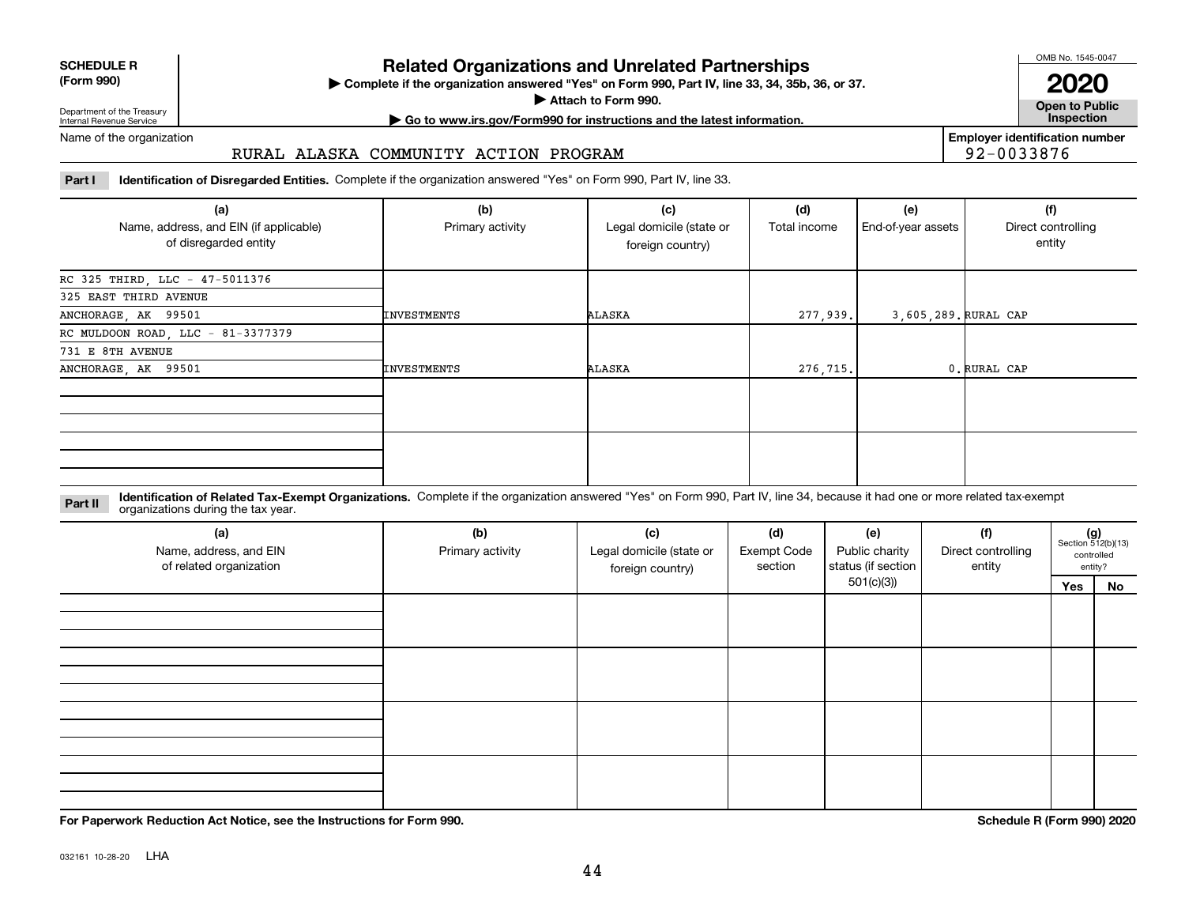**SCHEDULE R**
**(Form 990)**

Department of the Treasury
Internal Revenue Service

# Related Organizations and Unrelated Partnerships

▶ **Complete if the organization answered "Yes" on Form 990, Part IV, line 33, 34, 35b, 36, or 37.**
▶ **Attach to Form 990.**
▶ **Go to www.irs.gov/Form990 for instructions and the latest information.**

OMB No. 1545-0047

**2020**

**Open to Public Inspection**

Name of the organization: RURAL ALASKA COMMUNITY ACTION PROGRAM

**Employer identification number** 92-0033876

**Part I** **Identification of Disregarded Entities.** Complete if the organization answered "Yes" on Form 990, Part IV, line 33.

| (a) Name, address, and EIN (if applicable) of disregarded entity | (b) Primary activity | (c) Legal domicile (state or foreign country) | (d) Total income | (e) End-of-year assets | (f) Direct controlling entity |
|---|---|---|---|---|---|
| RC 325 THIRD, LLC - 47-5011376<br>325 EAST THIRD AVENUE<br>ANCHORAGE, AK 99501 | INVESTMENTS | ALASKA | 277,939. | 3,605,289. | RURAL CAP |
| RC MULDOON ROAD, LLC - 81-3377379<br>731 E 8TH AVENUE<br>ANCHORAGE, AK 99501 | INVESTMENTS | ALASKA | 276,715. | 0. | RURAL CAP |
| | | | | | |
| | | | | | |

**Part II** **Identification of Related Tax-Exempt Organizations.** Complete if the organization answered "Yes" on Form 990, Part IV, line 34, because it had one or more related tax-exempt organizations during the tax year.

| (a) Name, address, and EIN of related organization | (b) Primary activity | (c) Legal domicile (state or foreign country) | (d) Exempt Code section | (e) Public charity status (if section 501(c)(3)) | (f) Direct controlling entity | (g) Section 512(b)(13) controlled entity? Yes | No |
|---|---|---|---|---|---|---|---|
| | | | | | | | |
| | | | | | | | |
| | | | | | | | |
| | | | | | | | |

**For Paperwork Reduction Act Notice, see the Instructions for Form 990.** **Schedule R (Form 990) 2020**

032161 10-28-20 LHA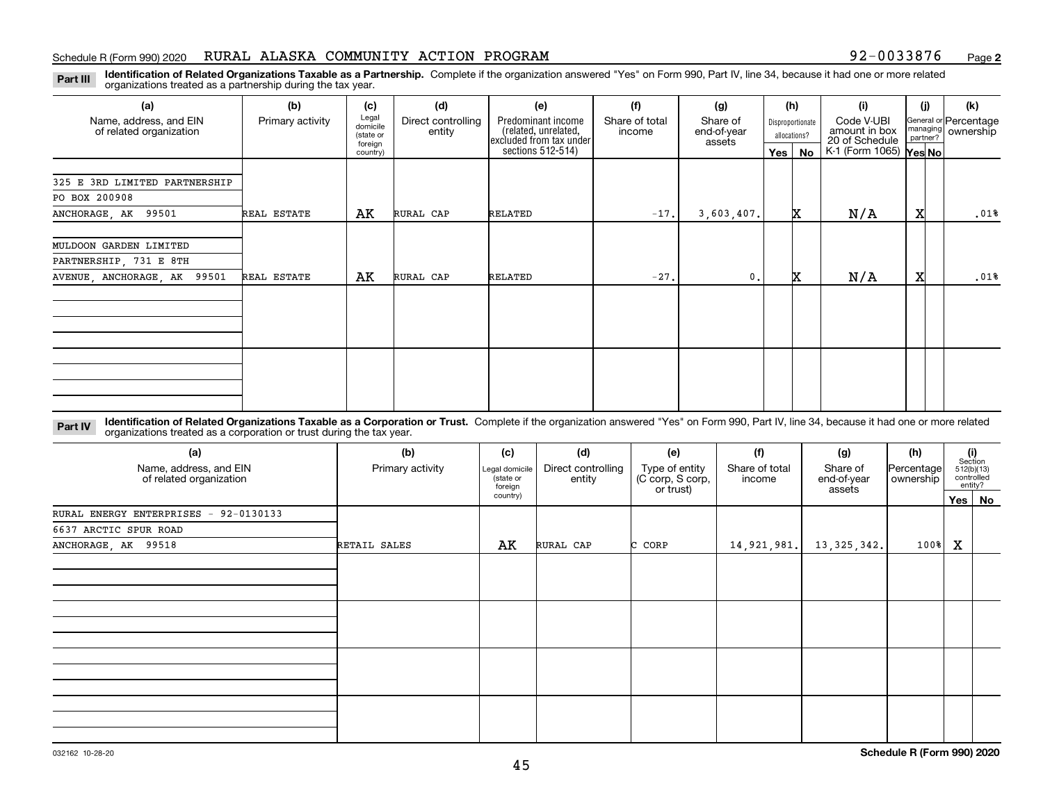Schedule R (Form 990) 2020 RURAL ALASKA COMMUNITY ACTION PROGRAM 92-0033876 Page **2**

**Part III** **Identification of Related Organizations Taxable as a Partnership.** Complete if the organization answered "Yes" on Form 990, Part IV, line 34, because it had one or more related organizations treated as a partnership during the tax year.

| (a) Name, address, and EIN of related organization | (b) Primary activity | (c) Legal domicile (state or foreign country) | (d) Direct controlling entity | (e) Predominant income (related, unrelated, excluded from tax under sections 512-514) | (f) Share of total income | (g) Share of end-of-year assets | (h) Disproportionate allocations? Yes | (h) No | (i) Code V-UBI amount in box 20 of Schedule K-1 (Form 1065) | (j) General or managing partner? Yes | (j) No | (k) Percentage ownership |
|---|---|---|---|---|---|---|---|---|---|---|---|---|
| 325 E 3RD LIMITED PARTNERSHIP PO BOX 200908 ANCHORAGE, AK 99501 | REAL ESTATE | AK | RURAL CAP | RELATED | -17. | 3,603,407. | | X | N/A | X | | .01% |
| MULDOON GARDEN LIMITED PARTNERSHIP, 731 E 8TH AVENUE, ANCHORAGE, AK 99501 | REAL ESTATE | AK | RURAL CAP | RELATED | -27. | 0. | | X | N/A | X | | .01% |

**Part IV** **Identification of Related Organizations Taxable as a Corporation or Trust.** Complete if the organization answered "Yes" on Form 990, Part IV, line 34, because it had one or more related organizations treated as a corporation or trust during the tax year.

| (a) Name, address, and EIN of related organization | (b) Primary activity | (c) Legal domicile (state or foreign country) | (d) Direct controlling entity | (e) Type of entity (C corp, S corp, or trust) | (f) Share of total income | (g) Share of end-of-year assets | (h) Percentage ownership | (i) Section 512(b)(13) controlled entity? Yes | (i) No |
|---|---|---|---|---|---|---|---|---|---|
| RURAL ENERGY ENTERPRISES - 92-0130133 6637 ARCTIC SPUR ROAD ANCHORAGE, AK 99518 | RETAIL SALES | AK | RURAL CAP | C CORP | 14,921,981. | 13,325,342. | 100% | X | |

032162 10-28-20 **Schedule R (Form 990) 2020**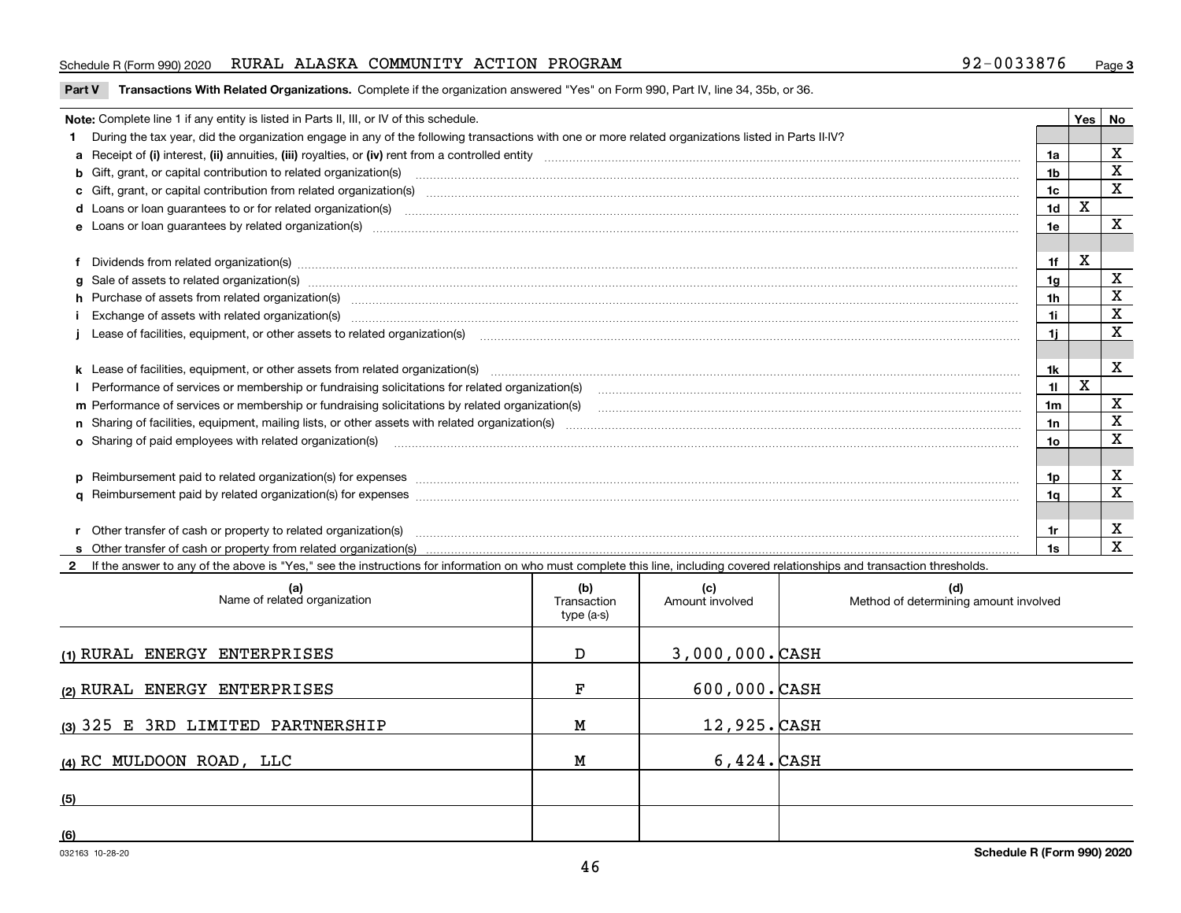Schedule R (Form 990) 2020 RURAL ALASKA COMMUNITY ACTION PROGRAM 92-0033876 Page 3

**Part V Transactions With Related Organizations.** Complete if the organization answered "Yes" on Form 990, Part IV, line 34, 35b, or 36.

| **Note:** Complete line 1 if any entity is listed in Parts II, III, or IV of this schedule. | | Yes | No |
|---|---|---|---|
| **1** During the tax year, did the organization engage in any of the following transactions with one or more related organizations listed in Parts II-IV? | | | |
| **a** Receipt of **(i)** interest, **(ii)** annuities, **(iii)** royalties, or **(iv)** rent from a controlled entity | 1a | | X |
| **b** Gift, grant, or capital contribution to related organization(s) | 1b | | X |
| **c** Gift, grant, or capital contribution from related organization(s) | 1c | | X |
| **d** Loans or loan guarantees to or for related organization(s) | 1d | X | |
| **e** Loans or loan guarantees by related organization(s) | 1e | | X |
| **f** Dividends from related organization(s) | 1f | X | |
| **g** Sale of assets to related organization(s) | 1g | | X |
| **h** Purchase of assets from related organization(s) | 1h | | X |
| **i** Exchange of assets with related organization(s) | 1i | | X |
| **j** Lease of facilities, equipment, or other assets to related organization(s) | 1j | | X |
| **k** Lease of facilities, equipment, or other assets from related organization(s) | 1k | | X |
| **l** Performance of services or membership or fundraising solicitations for related organization(s) | 1l | X | |
| **m** Performance of services or membership or fundraising solicitations by related organization(s) | 1m | | X |
| **n** Sharing of facilities, equipment, mailing lists, or other assets with related organization(s) | 1n | | X |
| **o** Sharing of paid employees with related organization(s) | 1o | | X |
| **p** Reimbursement paid to related organization(s) for expenses | 1p | | X |
| **q** Reimbursement paid by related organization(s) for expenses | 1q | | X |
| **r** Other transfer of cash or property to related organization(s) | 1r | | X |
| **s** Other transfer of cash or property from related organization(s) | 1s | | X |

**2** If the answer to any of the above is "Yes," see the instructions for information on who must complete this line, including covered relationships and transaction thresholds.

| (a) Name of related organization | (b) Transaction type (a-s) | (c) Amount involved | (d) Method of determining amount involved |
|---|---|---|---|
| (1) RURAL ENERGY ENTERPRISES | D | 3,000,000. | CASH |
| (2) RURAL ENERGY ENTERPRISES | F | 600,000. | CASH |
| (3) 325 E 3RD LIMITED PARTNERSHIP | M | 12,925. | CASH |
| (4) RC MULDOON ROAD, LLC | M | 6,424. | CASH |
| (5) | | | |
| (6) | | | |

032163 10-28-20

**Schedule R (Form 990) 2020**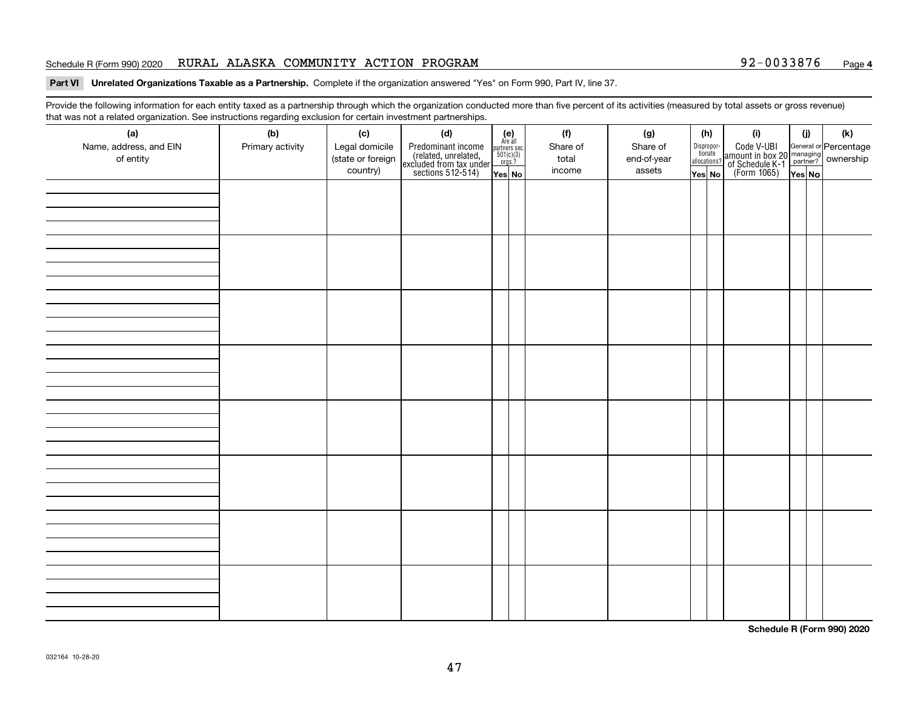Schedule R (Form 990) 2020 RURAL ALASKA COMMUNITY ACTION PROGRAM 92-0033876 Page **4**

**Part VI Unrelated Organizations Taxable as a Partnership.** Complete if the organization answered "Yes" on Form 990, Part IV, line 37.

Provide the following information for each entity taxed as a partnership through which the organization conducted more than five percent of its activities (measured by total assets or gross revenue) that was not a related organization. See instructions regarding exclusion for certain investment partnerships.

| (a) Name, address, and EIN of entity | (b) Primary activity | (c) Legal domicile (state or foreign country) | (d) Predominant income (related, unrelated, excluded from tax under sections 512-514) | (e) Are all partners sec. 501(c)(3) orgs.? | | (f) Share of total income | (g) Share of end-of-year assets | (h) Disproportionate allocations? | | (i) Code V-UBI amount in box 20 of Schedule K-1 (Form 1065) | (j) General or managing partner? | | (k) Percentage ownership |
|---|---|---|---|---|---|---|---|---|---|---|---|---|---|
| | | | | Yes | No | | | Yes | No | | Yes | No | |
| | | | | | | | | | | | | | |
| | | | | | | | | | | | | | |
| | | | | | | | | | | | | | |
| | | | | | | | | | | | | | |
| | | | | | | | | | | | | | |
| | | | | | | | | | | | | | |
| | | | | | | | | | | | | | |
| | | | | | | | | | | | | | |

**Schedule R (Form 990) 2020**

032164 10-28-20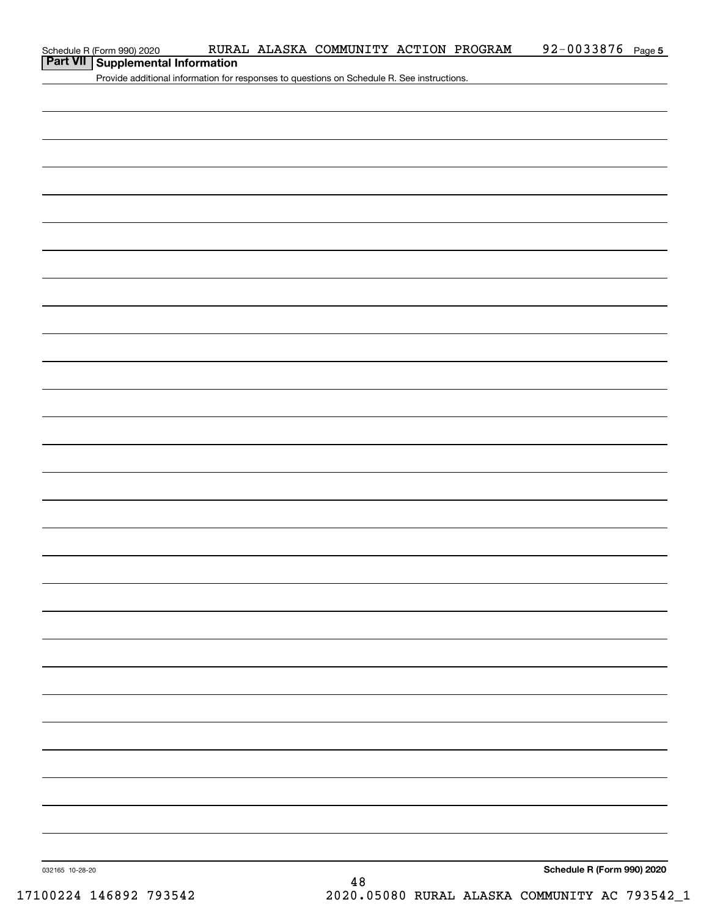Schedule R (Form 990) 2020 RURAL ALASKA COMMUNITY ACTION PROGRAM 92-0033876 Page **5**

## Part VII Supplemental Information

Provide additional information for responses to questions on Schedule R. See instructions.

032165 10-28-20

**Schedule R (Form 990) 2020**

17100224 146892 793542 2020.05080 RURAL ALASKA COMMUNITY AC 793542_1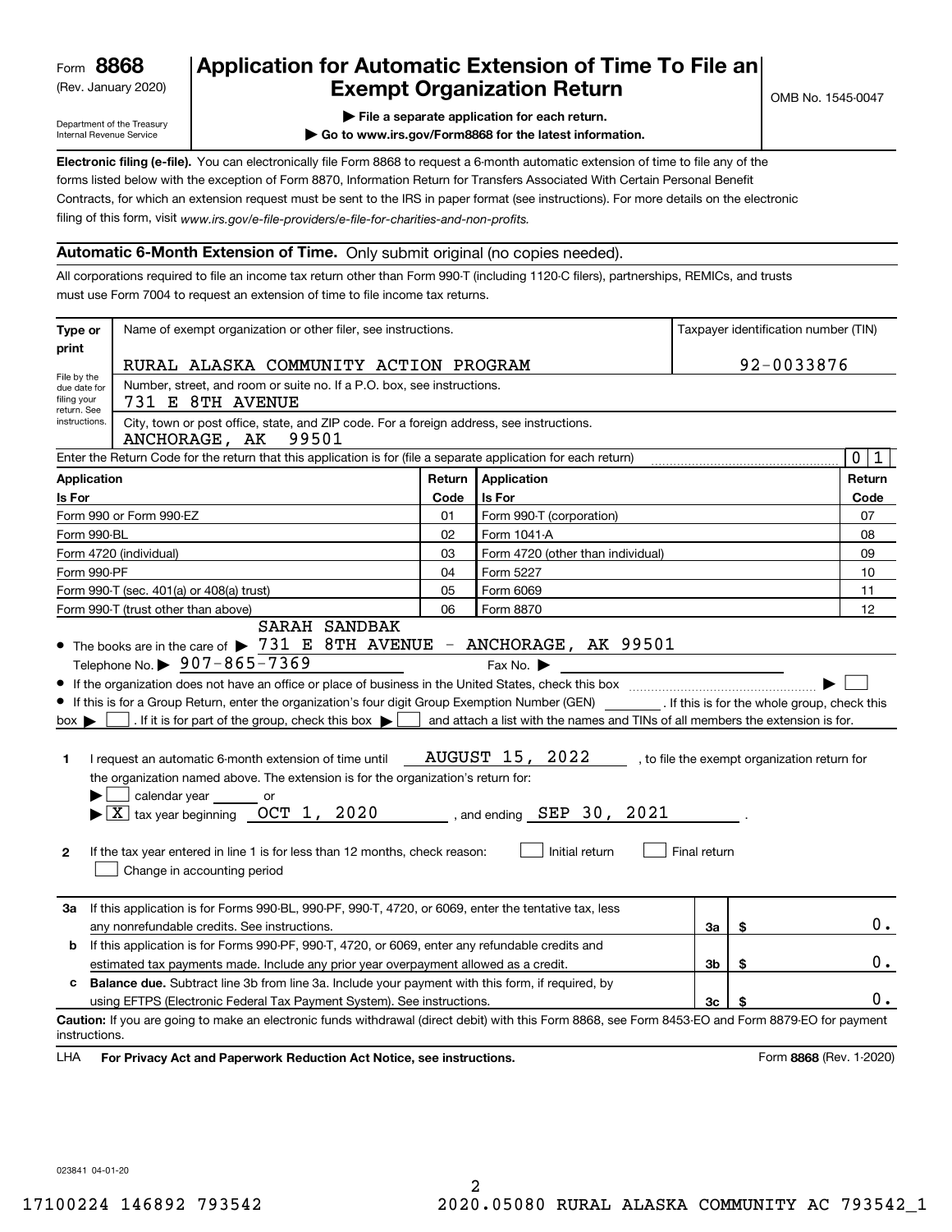Form **8868**
(Rev. January 2020)

Department of the Treasury
Internal Revenue Service

# Application for Automatic Extension of Time To File an Exempt Organization Return

▶ File a separate application for each return.

▶ Go to www.irs.gov/Form8868 for the latest information.

OMB No. 1545-0047

**Electronic filing (e-file).** You can electronically file Form 8868 to request a 6-month automatic extension of time to file any of the forms listed below with the exception of Form 8870, Information Return for Transfers Associated With Certain Personal Benefit Contracts, for which an extension request must be sent to the IRS in paper format (see instructions). For more details on the electronic filing of this form, visit *www.irs.gov/e-file-providers/e-file-for-charities-and-non-profits.*

## Automatic 6-Month Extension of Time. Only submit original (no copies needed).

All corporations required to file an income tax return other than Form 990-T (including 1120-C filers), partnerships, REMICs, and trusts must use Form 7004 to request an extension of time to file income tax returns.

**Type or print** — File by the due date for filing your return. See instructions.

Name of exempt organization or other filer, see instructions: RURAL ALASKA COMMUNITY ACTION PROGRAM

Taxpayer identification number (TIN): 92-0033876

Number, street, and room or suite no. If a P.O. box, see instructions: 731 E 8TH AVENUE

City, town or post office, state, and ZIP code. For a foreign address, see instructions: ANCHORAGE, AK 99501

Enter the Return Code for the return that this application is for (file a separate application for each return): 01

| Application Is For | Return Code | Application Is For | Return Code |
|---|---|---|---|
| Form 990 or Form 990-EZ | 01 | Form 990-T (corporation) | 07 |
| Form 990-BL | 02 | Form 1041-A | 08 |
| Form 4720 (individual) | 03 | Form 4720 (other than individual) | 09 |
| Form 990-PF | 04 | Form 5227 | 10 |
| Form 990-T (sec. 401(a) or 408(a) trust) | 05 | Form 6069 | 11 |
| Form 990-T (trust other than above) | 06 | Form 8870 | 12 |

- The books are in the care of ▶ SARAH SANDBAK 731 E 8TH AVENUE - ANCHORAGE, AK 99501
  Telephone No. ▶ 907-865-7369 Fax No. ▶
- If the organization does not have an office or place of business in the United States, check this box ▶ ☐
- If this is for a Group Return, enter the organization's four digit Group Exemption Number (GEN) ________ . If this is for the whole group, check this box ▶ ☐ . If it is for part of the group, check this box ▶ ☐ and attach a list with the names and TINs of all members the extension is for.

**1** I request an automatic 6-month extension of time until AUGUST 15, 2022 , to file the exempt organization return for the organization named above. The extension is for the organization's return for:
▶ ☐ calendar year ______ or
▶ ☒ tax year beginning OCT 1, 2020 , and ending SEP 30, 2021 .

**2** If the tax year entered in line 1 is for less than 12 months, check reason: ☐ Initial return ☐ Final return
☐ Change in accounting period

| | | | |
|---|---|---|---|
| **3a** | If this application is for Forms 990-BL, 990-PF, 990-T, 4720, or 6069, enter the tentative tax, less any nonrefundable credits. See instructions. | 3a | $ 0. |
| **b** | If this application is for Forms 990-PF, 990-T, 4720, or 6069, enter any refundable credits and estimated tax payments made. Include any prior year overpayment allowed as a credit. | 3b | $ 0. |
| **c** | **Balance due.** Subtract line 3b from line 3a. Include your payment with this form, if required, by using EFTPS (Electronic Federal Tax Payment System). See instructions. | 3c | $ 0. |

**Caution:** If you are going to make an electronic funds withdrawal (direct debit) with this Form 8868, see Form 8453-EO and Form 8879-EO for payment instructions.

LHA **For Privacy Act and Paperwork Reduction Act Notice, see instructions.** Form **8868** (Rev. 1-2020)

023841 04-01-20

17100224 146892 793542 2020.05080 RURAL ALASKA COMMUNITY AC 793542_1